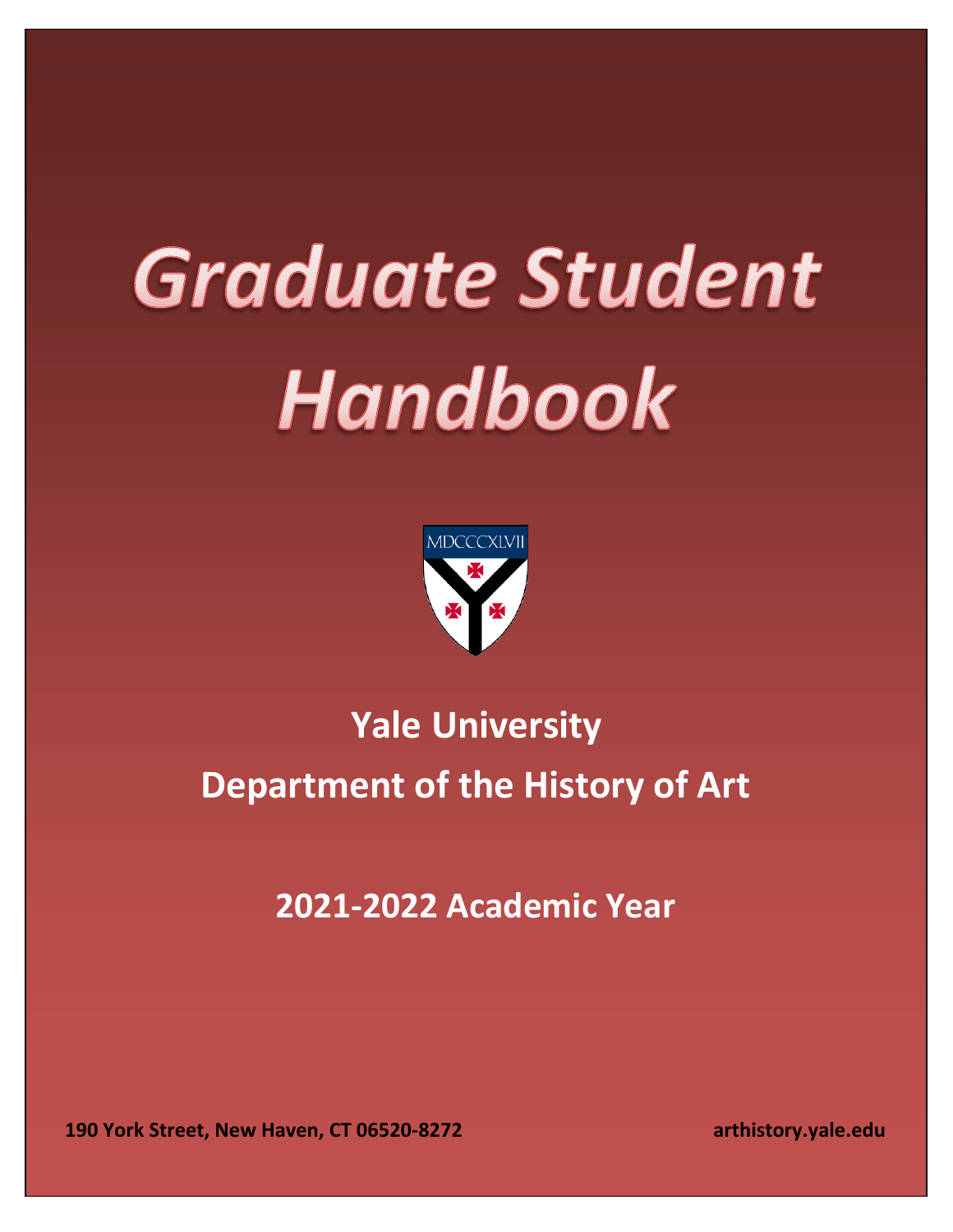# Graduate Student Handbook

MDCCCXLVII

## Yale University

## Department of the History of Art

## 2021-2022 Academic Year

**190 York Street, New Haven, CT 06520-8272** **arthistory.yale.edu**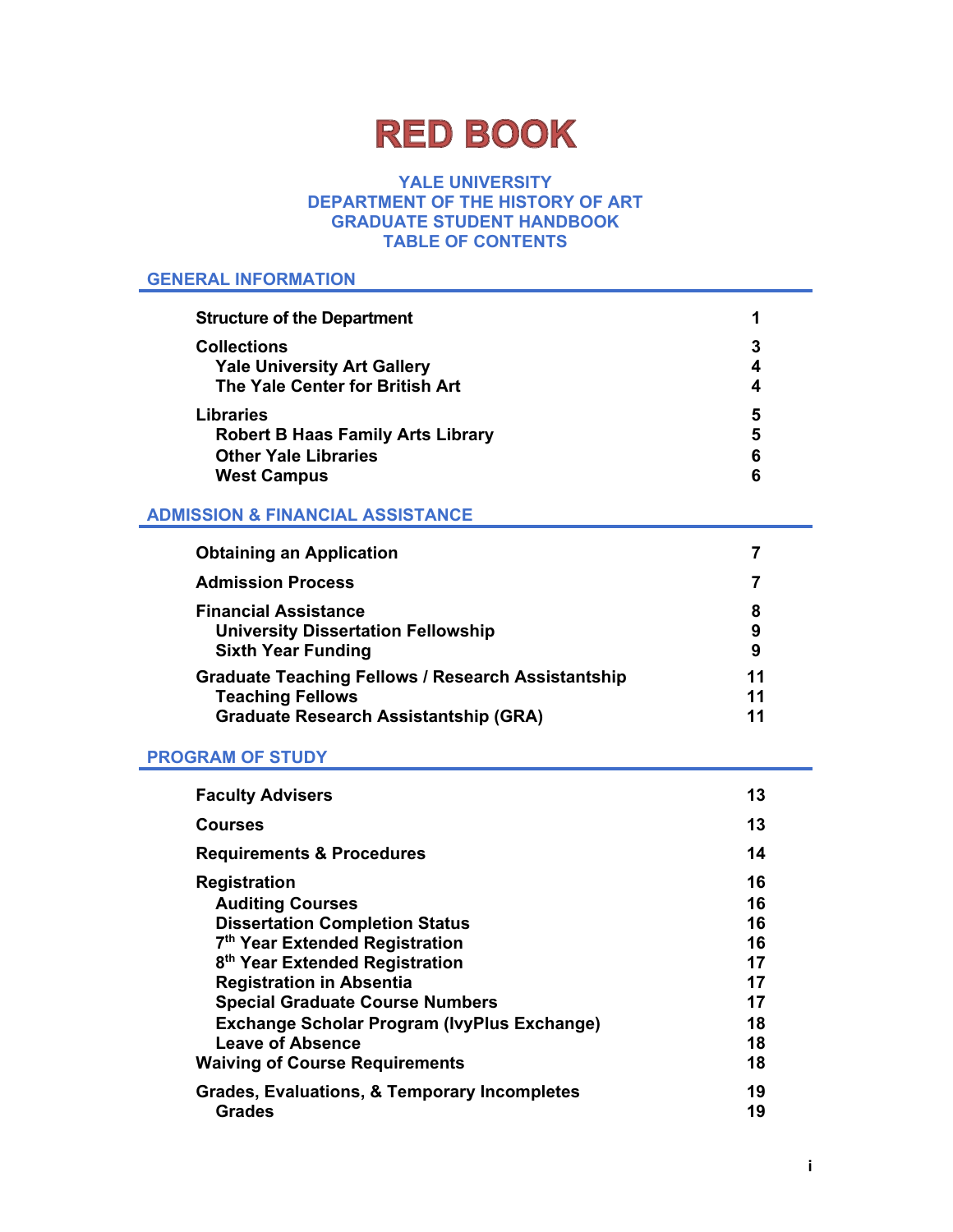# RED BOOK

## YALE UNIVERSITY
## DEPARTMENT OF THE HISTORY OF ART
## GRADUATE STUDENT HANDBOOK
## TABLE OF CONTENTS

### GENERAL INFORMATION

| | |
|---|---|
| **Structure of the Department** | **1** |
| **Collections** | **3** |
| **Yale University Art Gallery** | **4** |
| **The Yale Center for British Art** | **4** |
| **Libraries** | **5** |
| **Robert B Haas Family Arts Library** | **5** |
| **Other Yale Libraries** | **6** |
| **West Campus** | **6** |

### ADMISSION & FINANCIAL ASSISTANCE

| | |
|---|---|
| **Obtaining an Application** | **7** |
| **Admission Process** | **7** |
| **Financial Assistance** | **8** |
| **University Dissertation Fellowship** | **9** |
| **Sixth Year Funding** | **9** |
| **Graduate Teaching Fellows / Research Assistantship** | **11** |
| **Teaching Fellows** | **11** |
| **Graduate Research Assistantship (GRA)** | **11** |

### PROGRAM OF STUDY

| | |
|---|---|
| **Faculty Advisers** | **13** |
| **Courses** | **13** |
| **Requirements & Procedures** | **14** |
| **Registration** | **16** |
| **Auditing Courses** | **16** |
| **Dissertation Completion Status** | **16** |
| **7th Year Extended Registration** | **16** |
| **8th Year Extended Registration** | **17** |
| **Registration in Absentia** | **17** |
| **Special Graduate Course Numbers** | **17** |
| **Exchange Scholar Program (IvyPlus Exchange)** | **18** |
| **Leave of Absence** | **18** |
| **Waiving of Course Requirements** | **18** |
| **Grades, Evaluations, & Temporary Incompletes** | **19** |
| **Grades** | **19** |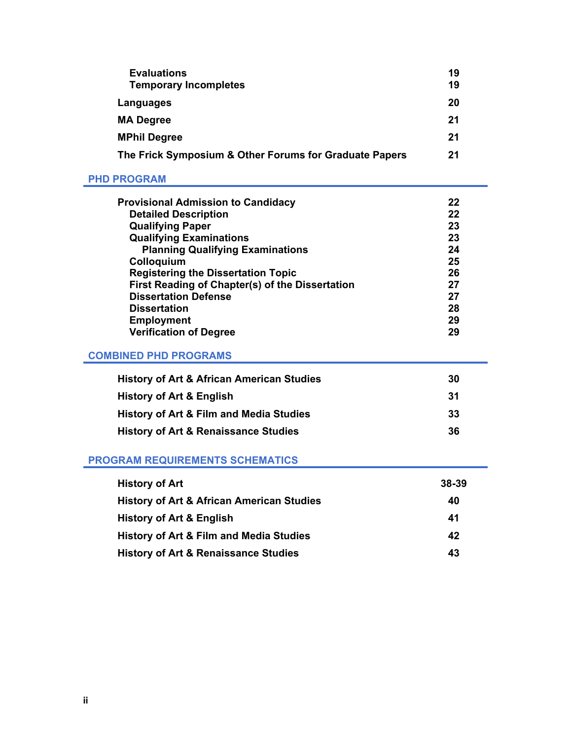| | |
|---|---|
| **Evaluations** | **19** |
| **Temporary Incompletes** | **19** |
| **Languages** | **20** |
| **MA Degree** | **21** |
| **MPhil Degree** | **21** |
| **The Frick Symposium & Other Forums for Graduate Papers** | **21** |

## PHD PROGRAM

| | |
|---|---|
| **Provisional Admission to Candidacy** | **22** |
| **Detailed Description** | **22** |
| **Qualifying Paper** | **23** |
| **Qualifying Examinations** | **23** |
| **Planning Qualifying Examinations** | **24** |
| **Colloquium** | **25** |
| **Registering the Dissertation Topic** | **26** |
| **First Reading of Chapter(s) of the Dissertation** | **27** |
| **Dissertation Defense** | **27** |
| **Dissertation** | **28** |
| **Employment** | **29** |
| **Verification of Degree** | **29** |

## COMBINED PHD PROGRAMS

| | |
|---|---|
| **History of Art & African American Studies** | **30** |
| **History of Art & English** | **31** |
| **History of Art & Film and Media Studies** | **33** |
| **History of Art & Renaissance Studies** | **36** |

## PROGRAM REQUIREMENTS SCHEMATICS

| | |
|---|---|
| **History of Art** | **38-39** |
| **History of Art & African American Studies** | **40** |
| **History of Art & English** | **41** |
| **History of Art & Film and Media Studies** | **42** |
| **History of Art & Renaissance Studies** | **43** |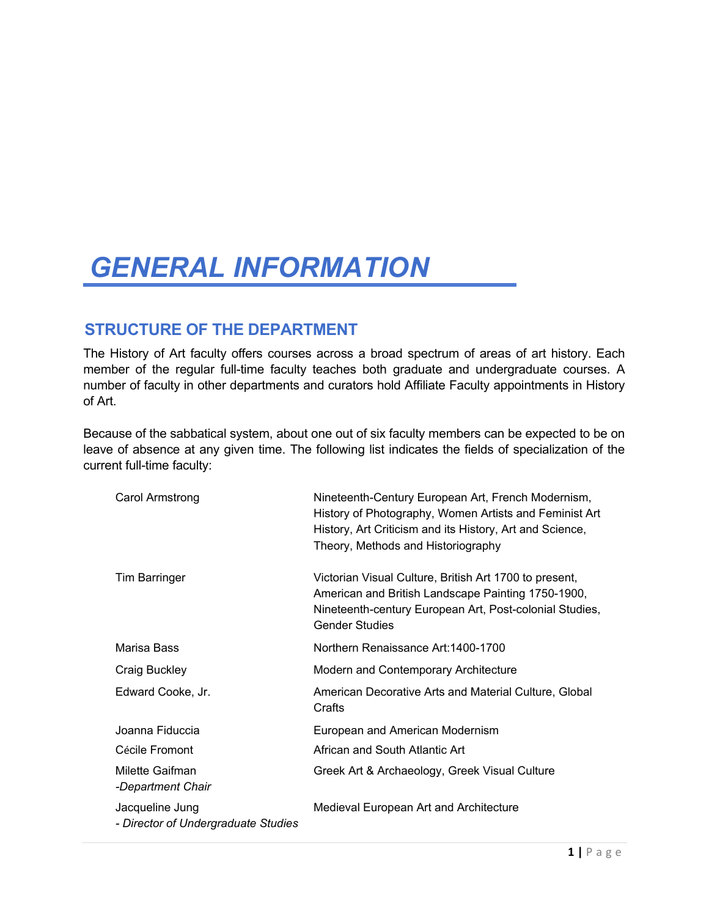# *GENERAL INFORMATION*

## STRUCTURE OF THE DEPARTMENT

The History of Art faculty offers courses across a broad spectrum of areas of art history. Each member of the regular full-time faculty teaches both graduate and undergraduate courses. A number of faculty in other departments and curators hold Affiliate Faculty appointments in History of Art.

Because of the sabbatical system, about one out of six faculty members can be expected to be on leave of absence at any given time. The following list indicates the fields of specialization of the current full-time faculty:

| | |
|---|---|
| Carol Armstrong | Nineteenth-Century European Art, French Modernism, History of Photography, Women Artists and Feminist Art History, Art Criticism and its History, Art and Science, Theory, Methods and Historiography |
| Tim Barringer | Victorian Visual Culture, British Art 1700 to present, American and British Landscape Painting 1750-1900, Nineteenth-century European Art, Post-colonial Studies, Gender Studies |
| Marisa Bass | Northern Renaissance Art:1400-1700 |
| Craig Buckley | Modern and Contemporary Architecture |
| Edward Cooke, Jr. | American Decorative Arts and Material Culture, Global Crafts |
| Joanna Fiduccia | European and American Modernism |
| Cécile Fromont | African and South Atlantic Art |
| Milette Gaifman<br>*-Department Chair* | Greek Art & Archaeology, Greek Visual Culture |
| Jacqueline Jung<br>*- Director of Undergraduate Studies* | Medieval European Art and Architecture |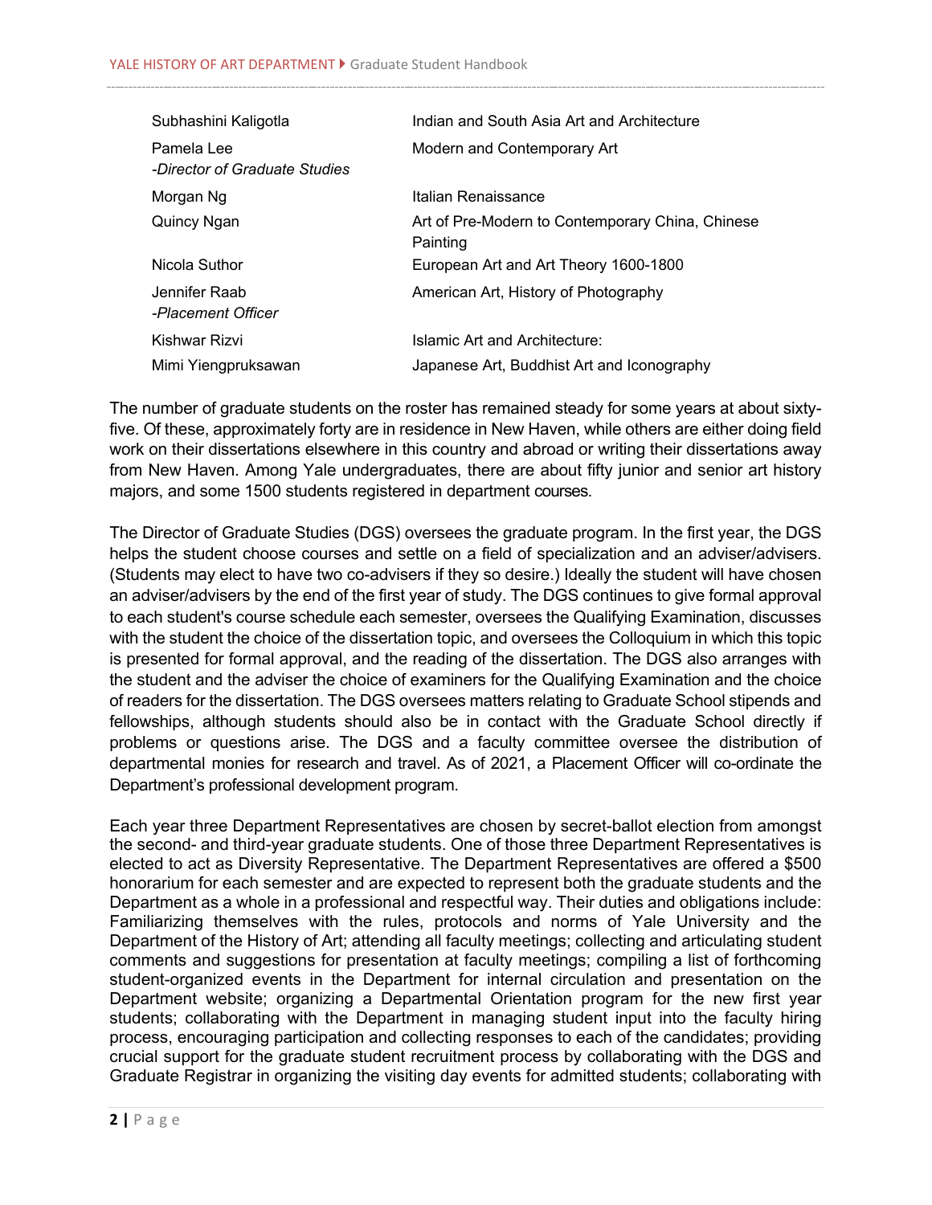| | |
|---|---|
| Subhashini Kaligotla | Indian and South Asia Art and Architecture |
| Pamela Lee<br>*-Director of Graduate Studies* | Modern and Contemporary Art |
| Morgan Ng | Italian Renaissance |
| Quincy Ngan | Art of Pre-Modern to Contemporary China, Chinese Painting |
| Nicola Suthor | European Art and Art Theory 1600-1800 |
| Jennifer Raab<br>*-Placement Officer* | American Art, History of Photography |
| Kishwar Rizvi | Islamic Art and Architecture: |
| Mimi Yiengpruksawan | Japanese Art, Buddhist Art and Iconography |

The number of graduate students on the roster has remained steady for some years at about sixty-five. Of these, approximately forty are in residence in New Haven, while others are either doing field work on their dissertations elsewhere in this country and abroad or writing their dissertations away from New Haven. Among Yale undergraduates, there are about fifty junior and senior art history majors, and some 1500 students registered in department courses.

The Director of Graduate Studies (DGS) oversees the graduate program. In the first year, the DGS helps the student choose courses and settle on a field of specialization and an adviser/advisers. (Students may elect to have two co-advisers if they so desire.) Ideally the student will have chosen an adviser/advisers by the end of the first year of study. The DGS continues to give formal approval to each student's course schedule each semester, oversees the Qualifying Examination, discusses with the student the choice of the dissertation topic, and oversees the Colloquium in which this topic is presented for formal approval, and the reading of the dissertation. The DGS also arranges with the student and the adviser the choice of examiners for the Qualifying Examination and the choice of readers for the dissertation. The DGS oversees matters relating to Graduate School stipends and fellowships, although students should also be in contact with the Graduate School directly if problems or questions arise. The DGS and a faculty committee oversee the distribution of departmental monies for research and travel. As of 2021, a Placement Officer will co-ordinate the Department's professional development program.

Each year three Department Representatives are chosen by secret-ballot election from amongst the second- and third-year graduate students. One of those three Department Representatives is elected to act as Diversity Representative. The Department Representatives are offered a $500 honorarium for each semester and are expected to represent both the graduate students and the Department as a whole in a professional and respectful way. Their duties and obligations include: Familiarizing themselves with the rules, protocols and norms of Yale University and the Department of the History of Art; attending all faculty meetings; collecting and articulating student comments and suggestions for presentation at faculty meetings; compiling a list of forthcoming student-organized events in the Department for internal circulation and presentation on the Department website; organizing a Departmental Orientation program for the new first year students; collaborating with the Department in managing student input into the faculty hiring process, encouraging participation and collecting responses to each of the candidates; providing crucial support for the graduate student recruitment process by collaborating with the DGS and Graduate Registrar in organizing the visiting day events for admitted students; collaborating with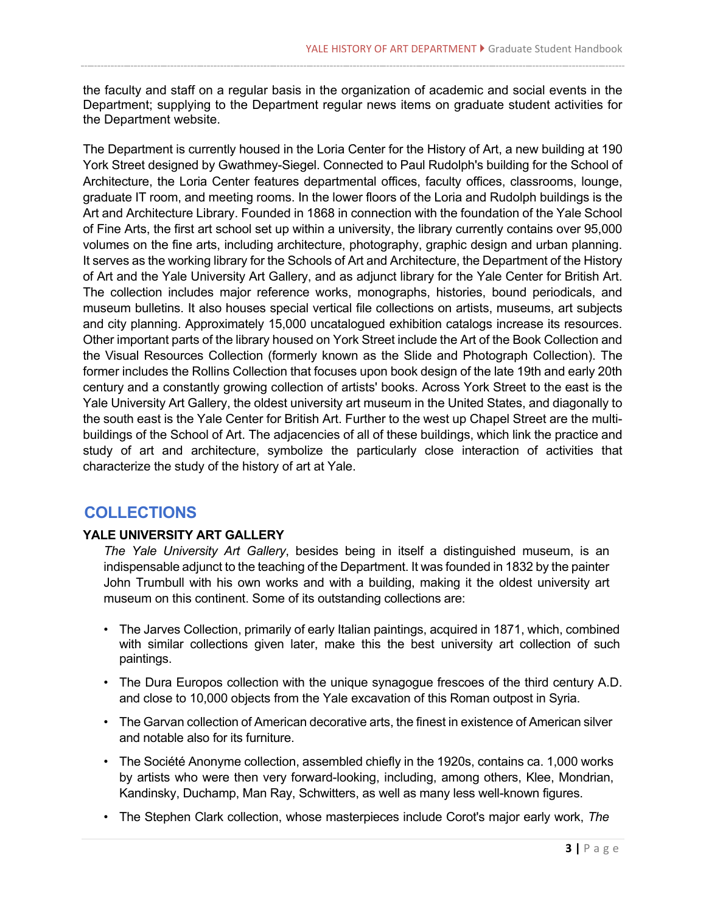the faculty and staff on a regular basis in the organization of academic and social events in the Department; supplying to the Department regular news items on graduate student activities for the Department website.

The Department is currently housed in the Loria Center for the History of Art, a new building at 190 York Street designed by Gwathmey-Siegel. Connected to Paul Rudolph's building for the School of Architecture, the Loria Center features departmental offices, faculty offices, classrooms, lounge, graduate IT room, and meeting rooms. In the lower floors of the Loria and Rudolph buildings is the Art and Architecture Library. Founded in 1868 in connection with the foundation of the Yale School of Fine Arts, the first art school set up within a university, the library currently contains over 95,000 volumes on the fine arts, including architecture, photography, graphic design and urban planning. It serves as the working library for the Schools of Art and Architecture, the Department of the History of Art and the Yale University Art Gallery, and as adjunct library for the Yale Center for British Art. The collection includes major reference works, monographs, histories, bound periodicals, and museum bulletins. It also houses special vertical file collections on artists, museums, art subjects and city planning. Approximately 15,000 uncatalogued exhibition catalogs increase its resources. Other important parts of the library housed on York Street include the Art of the Book Collection and the Visual Resources Collection (formerly known as the Slide and Photograph Collection). The former includes the Rollins Collection that focuses upon book design of the late 19th and early 20th century and a constantly growing collection of artists' books. Across York Street to the east is the Yale University Art Gallery, the oldest university art museum in the United States, and diagonally to the south east is the Yale Center for British Art. Further to the west up Chapel Street are the multi-buildings of the School of Art. The adjacencies of all of these buildings, which link the practice and study of art and architecture, symbolize the particularly close interaction of activities that characterize the study of the history of art at Yale.

## COLLECTIONS

### YALE UNIVERSITY ART GALLERY

*The Yale University Art Gallery*, besides being in itself a distinguished museum, is an indispensable adjunct to the teaching of the Department. It was founded in 1832 by the painter John Trumbull with his own works and with a building, making it the oldest university art museum on this continent. Some of its outstanding collections are:

- The Jarves Collection, primarily of early Italian paintings, acquired in 1871, which, combined with similar collections given later, make this the best university art collection of such paintings.
- The Dura Europos collection with the unique synagogue frescoes of the third century A.D. and close to 10,000 objects from the Yale excavation of this Roman outpost in Syria.
- The Garvan collection of American decorative arts, the finest in existence of American silver and notable also for its furniture.
- The Société Anonyme collection, assembled chiefly in the 1920s, contains ca. 1,000 works by artists who were then very forward-looking, including, among others, Klee, Mondrian, Kandinsky, Duchamp, Man Ray, Schwitters, as well as many less well-known figures.
- The Stephen Clark collection, whose masterpieces include Corot's major early work, *The*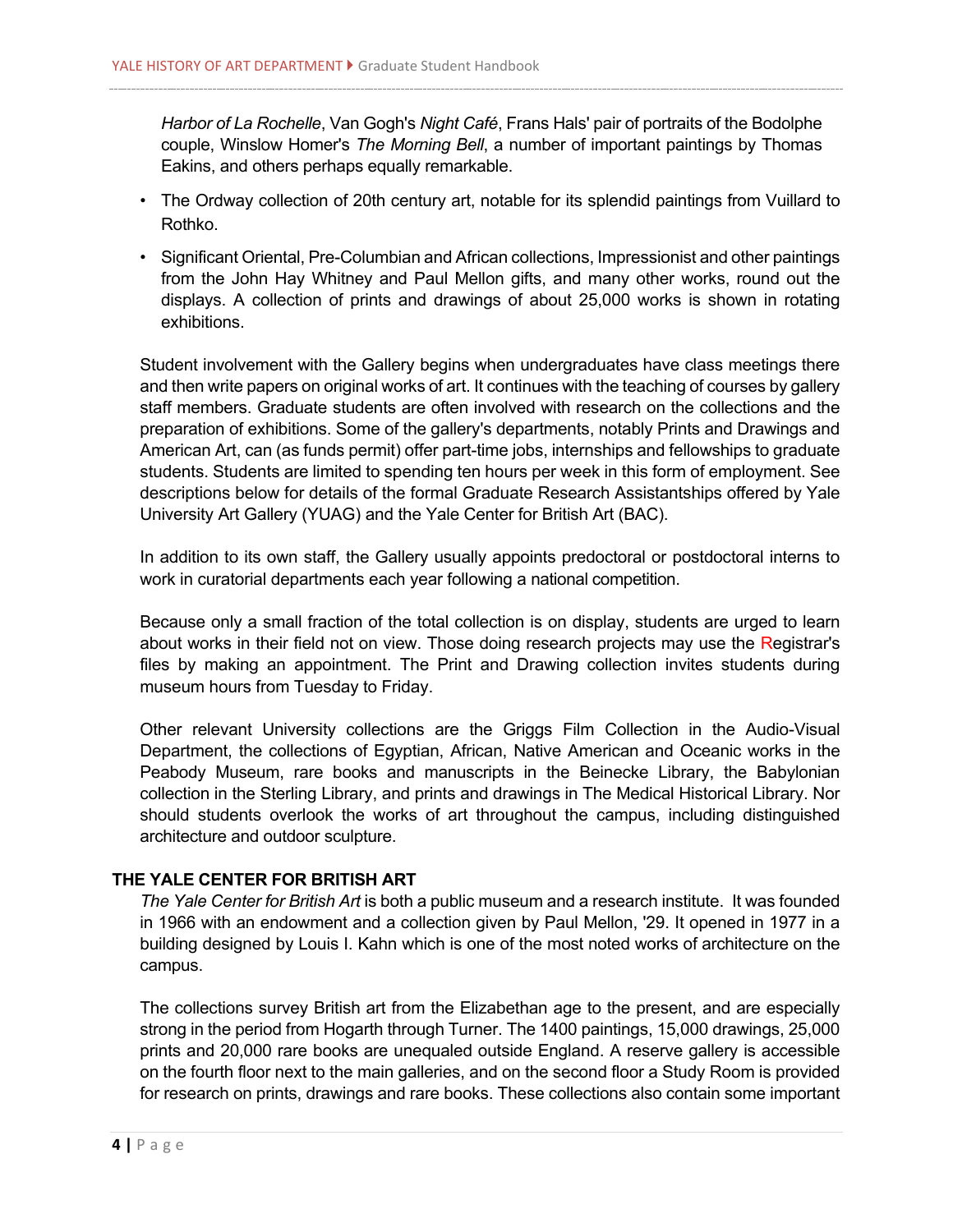*Harbor of La Rochelle*, Van Gogh's *Night Café*, Frans Hals' pair of portraits of the Bodolphe couple, Winslow Homer's *The Morning Bell*, a number of important paintings by Thomas Eakins, and others perhaps equally remarkable.

- The Ordway collection of 20th century art, notable for its splendid paintings from Vuillard to Rothko.
- Significant Oriental, Pre-Columbian and African collections, Impressionist and other paintings from the John Hay Whitney and Paul Mellon gifts, and many other works, round out the displays. A collection of prints and drawings of about 25,000 works is shown in rotating exhibitions.

Student involvement with the Gallery begins when undergraduates have class meetings there and then write papers on original works of art. It continues with the teaching of courses by gallery staff members. Graduate students are often involved with research on the collections and the preparation of exhibitions. Some of the gallery's departments, notably Prints and Drawings and American Art, can (as funds permit) offer part-time jobs, internships and fellowships to graduate students. Students are limited to spending ten hours per week in this form of employment. See descriptions below for details of the formal Graduate Research Assistantships offered by Yale University Art Gallery (YUAG) and the Yale Center for British Art (BAC).

In addition to its own staff, the Gallery usually appoints predoctoral or postdoctoral interns to work in curatorial departments each year following a national competition.

Because only a small fraction of the total collection is on display, students are urged to learn about works in their field not on view. Those doing research projects may use the Registrar's files by making an appointment. The Print and Drawing collection invites students during museum hours from Tuesday to Friday.

Other relevant University collections are the Griggs Film Collection in the Audio-Visual Department, the collections of Egyptian, African, Native American and Oceanic works in the Peabody Museum, rare books and manuscripts in the Beinecke Library, the Babylonian collection in the Sterling Library, and prints and drawings in The Medical Historical Library. Nor should students overlook the works of art throughout the campus, including distinguished architecture and outdoor sculpture.

## THE YALE CENTER FOR BRITISH ART

*The Yale Center for British Art* is both a public museum and a research institute. It was founded in 1966 with an endowment and a collection given by Paul Mellon, '29. It opened in 1977 in a building designed by Louis I. Kahn which is one of the most noted works of architecture on the campus.

The collections survey British art from the Elizabethan age to the present, and are especially strong in the period from Hogarth through Turner. The 1400 paintings, 15,000 drawings, 25,000 prints and 20,000 rare books are unequaled outside England. A reserve gallery is accessible on the fourth floor next to the main galleries, and on the second floor a Study Room is provided for research on prints, drawings and rare books. These collections also contain some important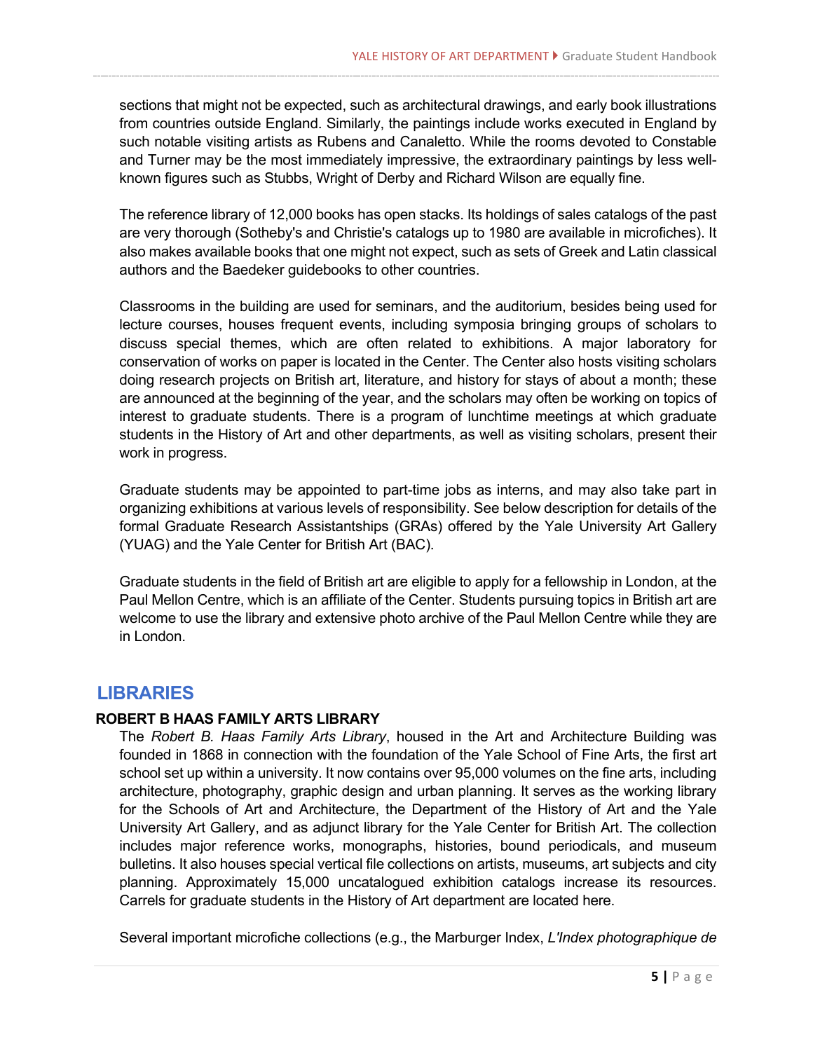sections that might not be expected, such as architectural drawings, and early book illustrations from countries outside England. Similarly, the paintings include works executed in England by such notable visiting artists as Rubens and Canaletto. While the rooms devoted to Constable and Turner may be the most immediately impressive, the extraordinary paintings by less well-known figures such as Stubbs, Wright of Derby and Richard Wilson are equally fine.

The reference library of 12,000 books has open stacks. Its holdings of sales catalogs of the past are very thorough (Sotheby's and Christie's catalogs up to 1980 are available in microfiches). It also makes available books that one might not expect, such as sets of Greek and Latin classical authors and the Baedeker guidebooks to other countries.

Classrooms in the building are used for seminars, and the auditorium, besides being used for lecture courses, houses frequent events, including symposia bringing groups of scholars to discuss special themes, which are often related to exhibitions. A major laboratory for conservation of works on paper is located in the Center. The Center also hosts visiting scholars doing research projects on British art, literature, and history for stays of about a month; these are announced at the beginning of the year, and the scholars may often be working on topics of interest to graduate students. There is a program of lunchtime meetings at which graduate students in the History of Art and other departments, as well as visiting scholars, present their work in progress.

Graduate students may be appointed to part-time jobs as interns, and may also take part in organizing exhibitions at various levels of responsibility. See below description for details of the formal Graduate Research Assistantships (GRAs) offered by the Yale University Art Gallery (YUAG) and the Yale Center for British Art (BAC).

Graduate students in the field of British art are eligible to apply for a fellowship in London, at the Paul Mellon Centre, which is an affiliate of the Center. Students pursuing topics in British art are welcome to use the library and extensive photo archive of the Paul Mellon Centre while they are in London.

## LIBRARIES

### ROBERT B HAAS FAMILY ARTS LIBRARY

The *Robert B. Haas Family Arts Library*, housed in the Art and Architecture Building was founded in 1868 in connection with the foundation of the Yale School of Fine Arts, the first art school set up within a university. It now contains over 95,000 volumes on the fine arts, including architecture, photography, graphic design and urban planning. It serves as the working library for the Schools of Art and Architecture, the Department of the History of Art and the Yale University Art Gallery, and as adjunct library for the Yale Center for British Art. The collection includes major reference works, monographs, histories, bound periodicals, and museum bulletins. It also houses special vertical file collections on artists, museums, art subjects and city planning. Approximately 15,000 uncatalogued exhibition catalogs increase its resources. Carrels for graduate students in the History of Art department are located here.

Several important microfiche collections (e.g., the Marburger Index, *L'Index photographique de*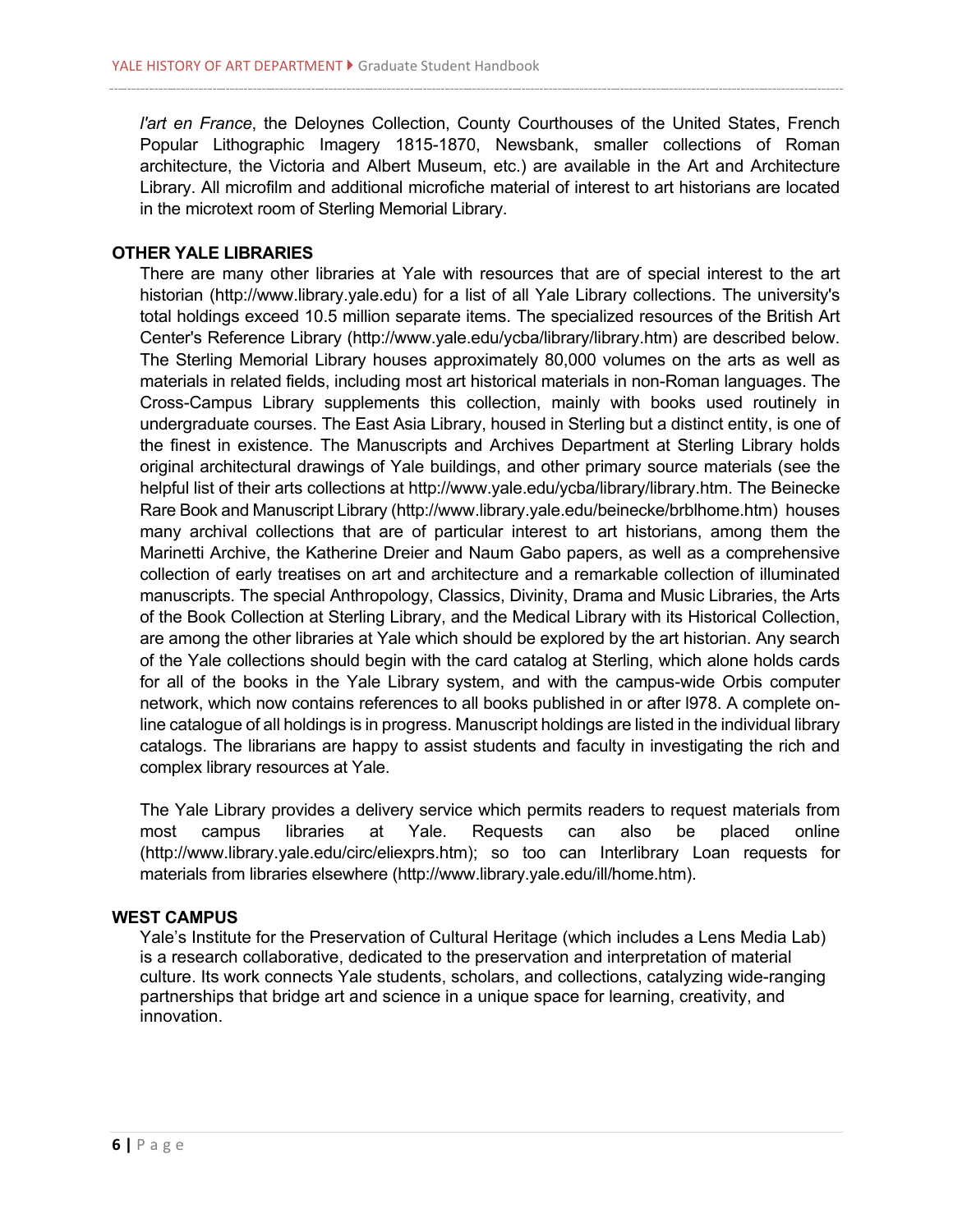*l'art en France*, the Deloynes Collection, County Courthouses of the United States, French Popular Lithographic Imagery 1815-1870, Newsbank, smaller collections of Roman architecture, the Victoria and Albert Museum, etc.) are available in the Art and Architecture Library. All microfilm and additional microfiche material of interest to art historians are located in the microtext room of Sterling Memorial Library.

## OTHER YALE LIBRARIES

There are many other libraries at Yale with resources that are of special interest to the art historian (http://www.library.yale.edu) for a list of all Yale Library collections. The university's total holdings exceed 10.5 million separate items. The specialized resources of the British Art Center's Reference Library (http://www.yale.edu/ycba/library/library.htm) are described below. The Sterling Memorial Library houses approximately 80,000 volumes on the arts as well as materials in related fields, including most art historical materials in non-Roman languages. The Cross-Campus Library supplements this collection, mainly with books used routinely in undergraduate courses. The East Asia Library, housed in Sterling but a distinct entity, is one of the finest in existence. The Manuscripts and Archives Department at Sterling Library holds original architectural drawings of Yale buildings, and other primary source materials (see the helpful list of their arts collections at http://www.yale.edu/ycba/library/library.htm. The Beinecke Rare Book and Manuscript Library (http://www.library.yale.edu/beinecke/brblhome.htm) houses many archival collections that are of particular interest to art historians, among them the Marinetti Archive, the Katherine Dreier and Naum Gabo papers, as well as a comprehensive collection of early treatises on art and architecture and a remarkable collection of illuminated manuscripts. The special Anthropology, Classics, Divinity, Drama and Music Libraries, the Arts of the Book Collection at Sterling Library, and the Medical Library with its Historical Collection, are among the other libraries at Yale which should be explored by the art historian. Any search of the Yale collections should begin with the card catalog at Sterling, which alone holds cards for all of the books in the Yale Library system, and with the campus-wide Orbis computer network, which now contains references to all books published in or after l978. A complete on-line catalogue of all holdings is in progress. Manuscript holdings are listed in the individual library catalogs. The librarians are happy to assist students and faculty in investigating the rich and complex library resources at Yale.

The Yale Library provides a delivery service which permits readers to request materials from most campus libraries at Yale. Requests can also be placed online (http://www.library.yale.edu/circ/eliexprs.htm); so too can Interlibrary Loan requests for materials from libraries elsewhere (http://www.library.yale.edu/ill/home.htm).

## WEST CAMPUS

Yale's Institute for the Preservation of Cultural Heritage (which includes a Lens Media Lab) is a research collaborative, dedicated to the preservation and interpretation of material culture. Its work connects Yale students, scholars, and collections, catalyzing wide-ranging partnerships that bridge art and science in a unique space for learning, creativity, and innovation.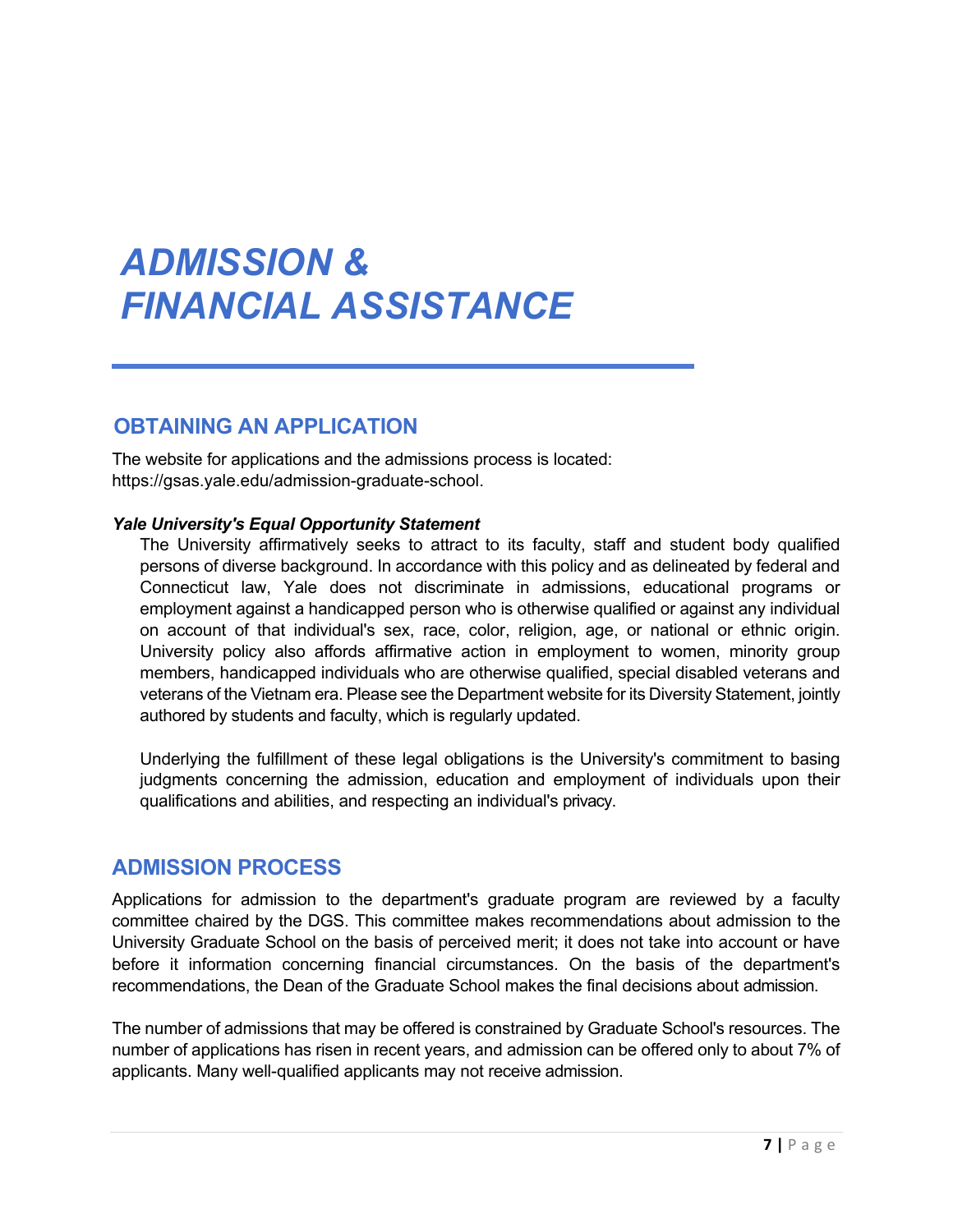# *ADMISSION & FINANCIAL ASSISTANCE*

## OBTAINING AN APPLICATION

The website for applications and the admissions process is located: https://gsas.yale.edu/admission-graduate-school.

***Yale University's Equal Opportunity Statement***

The University affirmatively seeks to attract to its faculty, staff and student body qualified persons of diverse background. In accordance with this policy and as delineated by federal and Connecticut law, Yale does not discriminate in admissions, educational programs or employment against a handicapped person who is otherwise qualified or against any individual on account of that individual's sex, race, color, religion, age, or national or ethnic origin. University policy also affords affirmative action in employment to women, minority group members, handicapped individuals who are otherwise qualified, special disabled veterans and veterans of the Vietnam era. Please see the Department website for its Diversity Statement, jointly authored by students and faculty, which is regularly updated.

Underlying the fulfillment of these legal obligations is the University's commitment to basing judgments concerning the admission, education and employment of individuals upon their qualifications and abilities, and respecting an individual's privacy.

## ADMISSION PROCESS

Applications for admission to the department's graduate program are reviewed by a faculty committee chaired by the DGS. This committee makes recommendations about admission to the University Graduate School on the basis of perceived merit; it does not take into account or have before it information concerning financial circumstances. On the basis of the department's recommendations, the Dean of the Graduate School makes the final decisions about admission.

The number of admissions that may be offered is constrained by Graduate School's resources. The number of applications has risen in recent years, and admission can be offered only to about 7% of applicants. Many well-qualified applicants may not receive admission.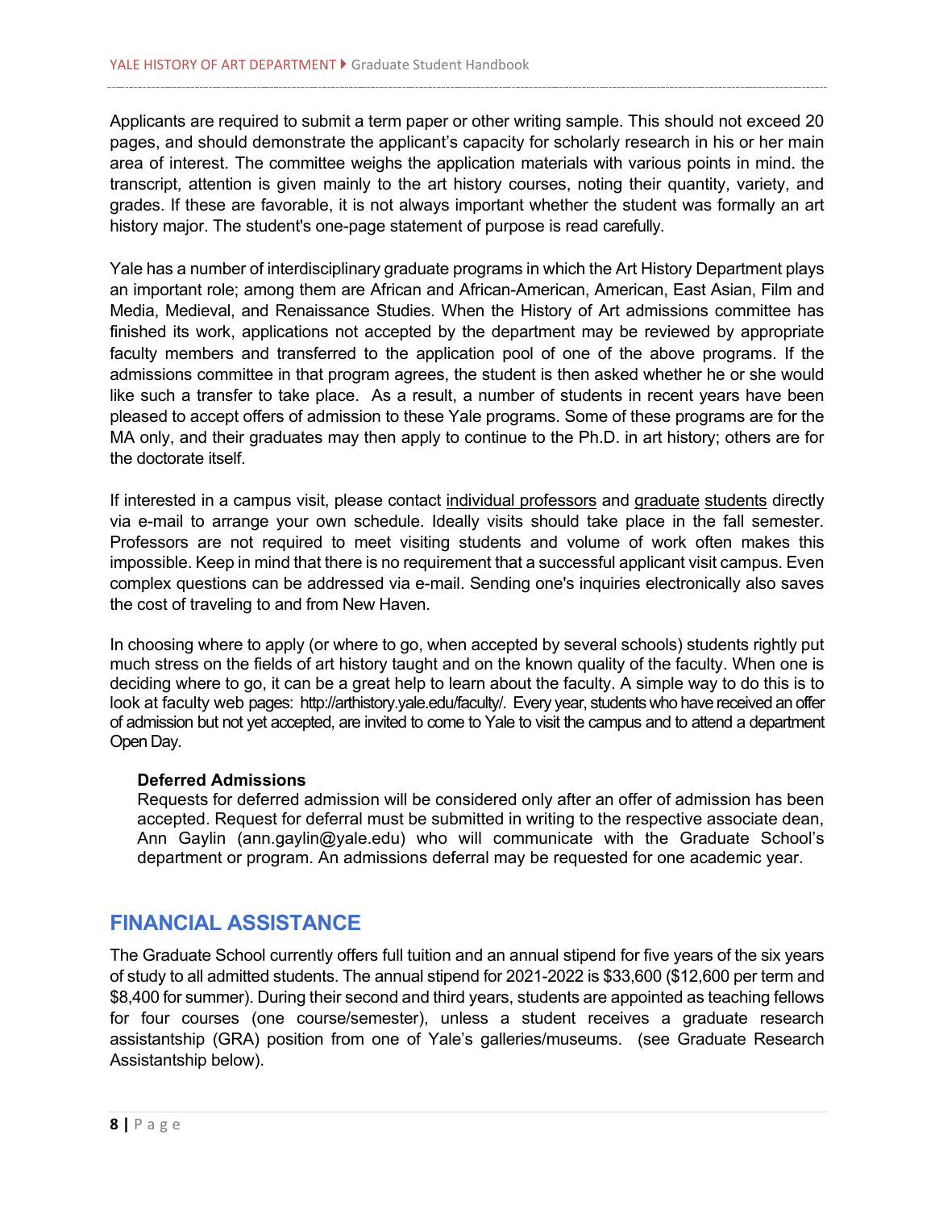Applicants are required to submit a term paper or other writing sample. This should not exceed 20 pages, and should demonstrate the applicant's capacity for scholarly research in his or her main area of interest. The committee weighs the application materials with various points in mind. the transcript, attention is given mainly to the art history courses, noting their quantity, variety, and grades. If these are favorable, it is not always important whether the student was formally an art history major. The student's one-page statement of purpose is read carefully.

Yale has a number of interdisciplinary graduate programs in which the Art History Department plays an important role; among them are African and African-American, American, East Asian, Film and Media, Medieval, and Renaissance Studies. When the History of Art admissions committee has finished its work, applications not accepted by the department may be reviewed by appropriate faculty members and transferred to the application pool of one of the above programs. If the admissions committee in that program agrees, the student is then asked whether he or she would like such a transfer to take place. As a result, a number of students in recent years have been pleased to accept offers of admission to these Yale programs. Some of these programs are for the MA only, and their graduates may then apply to continue to the Ph.D. in art history; others are for the doctorate itself.

If interested in a campus visit, please contact individual professors and graduate students directly via e-mail to arrange your own schedule. Ideally visits should take place in the fall semester. Professors are not required to meet visiting students and volume of work often makes this impossible. Keep in mind that there is no requirement that a successful applicant visit campus. Even complex questions can be addressed via e-mail. Sending one's inquiries electronically also saves the cost of traveling to and from New Haven.

In choosing where to apply (or where to go, when accepted by several schools) students rightly put much stress on the fields of art history taught and on the known quality of the faculty. When one is deciding where to go, it can be a great help to learn about the faculty. A simple way to do this is to look at faculty web pages: http://arthistory.yale.edu/faculty/. Every year, students who have received an offer of admission but not yet accepted, are invited to come to Yale to visit the campus and to attend a department Open Day.

**Deferred Admissions**

Requests for deferred admission will be considered only after an offer of admission has been accepted. Request for deferral must be submitted in writing to the respective associate dean, Ann Gaylin (ann.gaylin@yale.edu) who will communicate with the Graduate School's department or program. An admissions deferral may be requested for one academic year.

## FINANCIAL ASSISTANCE

The Graduate School currently offers full tuition and an annual stipend for five years of the six years of study to all admitted students. The annual stipend for 2021-2022 is $33,600 ($12,600 per term and $8,400 for summer). During their second and third years, students are appointed as teaching fellows for four courses (one course/semester), unless a student receives a graduate research assistantship (GRA) position from one of Yale's galleries/museums. (see Graduate Research Assistantship below).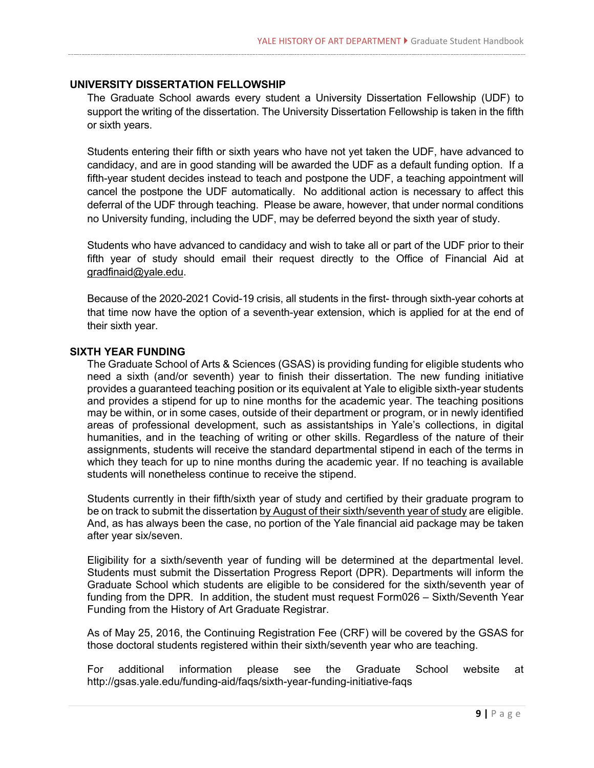## UNIVERSITY DISSERTATION FELLOWSHIP

The Graduate School awards every student a University Dissertation Fellowship (UDF) to support the writing of the dissertation. The University Dissertation Fellowship is taken in the fifth or sixth years.

Students entering their fifth or sixth years who have not yet taken the UDF, have advanced to candidacy, and are in good standing will be awarded the UDF as a default funding option. If a fifth-year student decides instead to teach and postpone the UDF, a teaching appointment will cancel the postpone the UDF automatically. No additional action is necessary to affect this deferral of the UDF through teaching. Please be aware, however, that under normal conditions no University funding, including the UDF, may be deferred beyond the sixth year of study.

Students who have advanced to candidacy and wish to take all or part of the UDF prior to their fifth year of study should email their request directly to the Office of Financial Aid at gradfinaid@yale.edu.

Because of the 2020-2021 Covid-19 crisis, all students in the first- through sixth-year cohorts at that time now have the option of a seventh-year extension, which is applied for at the end of their sixth year.

## SIXTH YEAR FUNDING

The Graduate School of Arts & Sciences (GSAS) is providing funding for eligible students who need a sixth (and/or seventh) year to finish their dissertation. The new funding initiative provides a guaranteed teaching position or its equivalent at Yale to eligible sixth-year students and provides a stipend for up to nine months for the academic year. The teaching positions may be within, or in some cases, outside of their department or program, or in newly identified areas of professional development, such as assistantships in Yale's collections, in digital humanities, and in the teaching of writing or other skills. Regardless of the nature of their assignments, students will receive the standard departmental stipend in each of the terms in which they teach for up to nine months during the academic year. If no teaching is available students will nonetheless continue to receive the stipend.

Students currently in their fifth/sixth year of study and certified by their graduate program to be on track to submit the dissertation by August of their sixth/seventh year of study are eligible. And, as has always been the case, no portion of the Yale financial aid package may be taken after year six/seven.

Eligibility for a sixth/seventh year of funding will be determined at the departmental level. Students must submit the Dissertation Progress Report (DPR). Departments will inform the Graduate School which students are eligible to be considered for the sixth/seventh year of funding from the DPR. In addition, the student must request Form026 – Sixth/Seventh Year Funding from the History of Art Graduate Registrar.

As of May 25, 2016, the Continuing Registration Fee (CRF) will be covered by the GSAS for those doctoral students registered within their sixth/seventh year who are teaching.

For additional information please see the Graduate School website at http://gsas.yale.edu/funding-aid/faqs/sixth-year-funding-initiative-faqs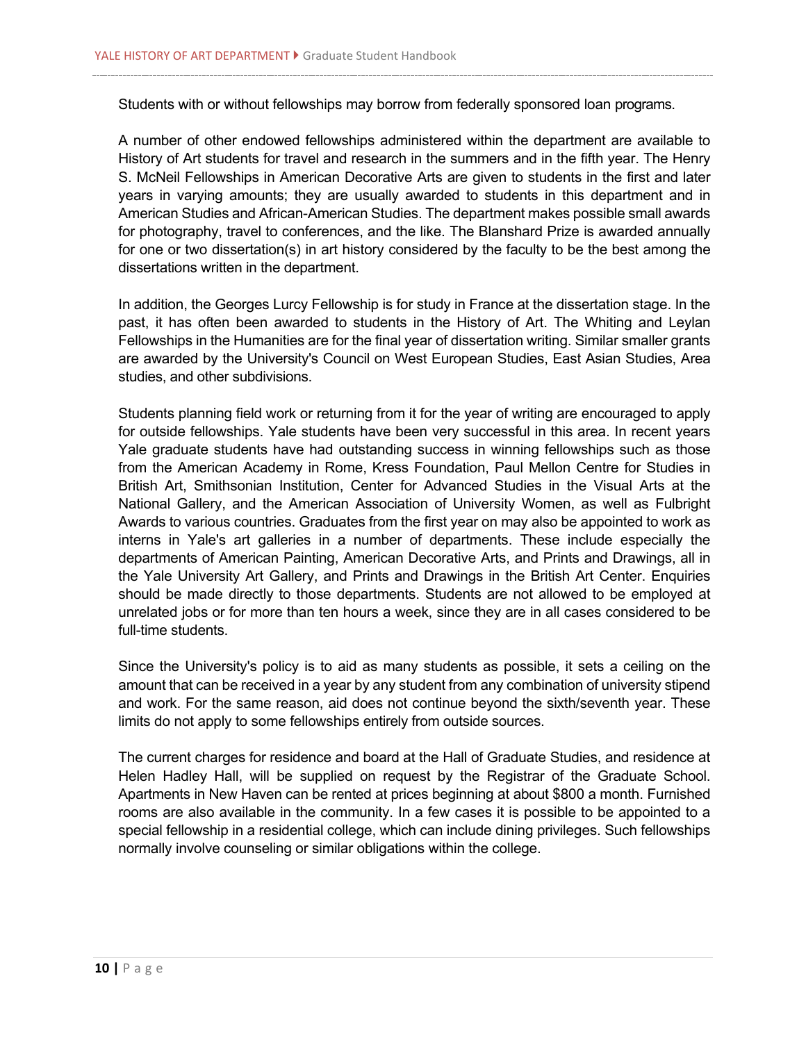Students with or without fellowships may borrow from federally sponsored loan programs.

A number of other endowed fellowships administered within the department are available to History of Art students for travel and research in the summers and in the fifth year. The Henry S. McNeil Fellowships in American Decorative Arts are given to students in the first and later years in varying amounts; they are usually awarded to students in this department and in American Studies and African-American Studies. The department makes possible small awards for photography, travel to conferences, and the like. The Blanshard Prize is awarded annually for one or two dissertation(s) in art history considered by the faculty to be the best among the dissertations written in the department.

In addition, the Georges Lurcy Fellowship is for study in France at the dissertation stage. In the past, it has often been awarded to students in the History of Art. The Whiting and Leylan Fellowships in the Humanities are for the final year of dissertation writing. Similar smaller grants are awarded by the University's Council on West European Studies, East Asian Studies, Area studies, and other subdivisions.

Students planning field work or returning from it for the year of writing are encouraged to apply for outside fellowships. Yale students have been very successful in this area. In recent years Yale graduate students have had outstanding success in winning fellowships such as those from the American Academy in Rome, Kress Foundation, Paul Mellon Centre for Studies in British Art, Smithsonian Institution, Center for Advanced Studies in the Visual Arts at the National Gallery, and the American Association of University Women, as well as Fulbright Awards to various countries. Graduates from the first year on may also be appointed to work as interns in Yale's art galleries in a number of departments. These include especially the departments of American Painting, American Decorative Arts, and Prints and Drawings, all in the Yale University Art Gallery, and Prints and Drawings in the British Art Center. Enquiries should be made directly to those departments. Students are not allowed to be employed at unrelated jobs or for more than ten hours a week, since they are in all cases considered to be full-time students.

Since the University's policy is to aid as many students as possible, it sets a ceiling on the amount that can be received in a year by any student from any combination of university stipend and work. For the same reason, aid does not continue beyond the sixth/seventh year. These limits do not apply to some fellowships entirely from outside sources.

The current charges for residence and board at the Hall of Graduate Studies, and residence at Helen Hadley Hall, will be supplied on request by the Registrar of the Graduate School. Apartments in New Haven can be rented at prices beginning at about $800 a month. Furnished rooms are also available in the community. In a few cases it is possible to be appointed to a special fellowship in a residential college, which can include dining privileges. Such fellowships normally involve counseling or similar obligations within the college.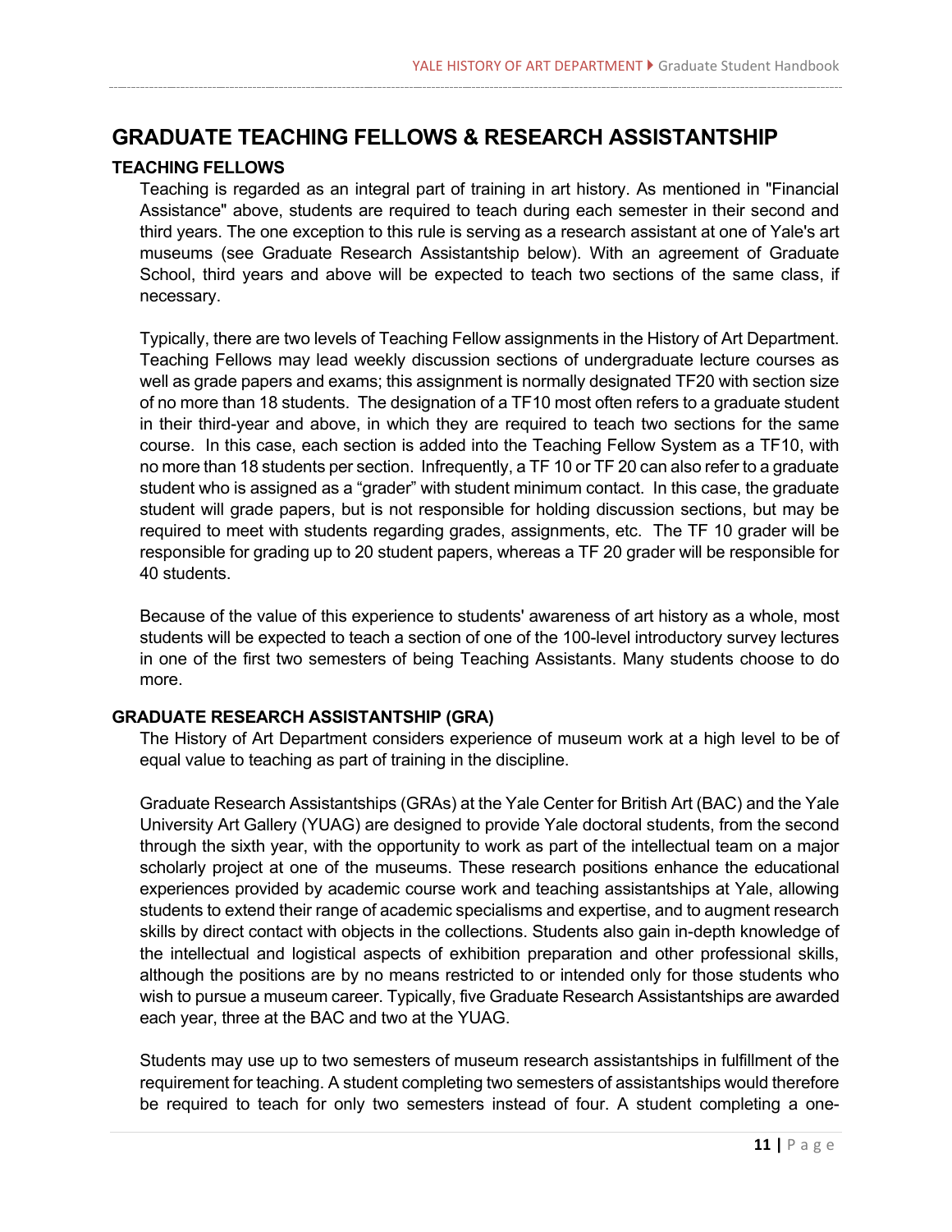## GRADUATE TEACHING FELLOWS & RESEARCH ASSISTANTSHIP

### TEACHING FELLOWS

Teaching is regarded as an integral part of training in art history. As mentioned in "Financial Assistance" above, students are required to teach during each semester in their second and third years. The one exception to this rule is serving as a research assistant at one of Yale's art museums (see Graduate Research Assistantship below). With an agreement of Graduate School, third years and above will be expected to teach two sections of the same class, if necessary.

Typically, there are two levels of Teaching Fellow assignments in the History of Art Department. Teaching Fellows may lead weekly discussion sections of undergraduate lecture courses as well as grade papers and exams; this assignment is normally designated TF20 with section size of no more than 18 students. The designation of a TF10 most often refers to a graduate student in their third-year and above, in which they are required to teach two sections for the same course. In this case, each section is added into the Teaching Fellow System as a TF10, with no more than 18 students per section. Infrequently, a TF 10 or TF 20 can also refer to a graduate student who is assigned as a "grader" with student minimum contact. In this case, the graduate student will grade papers, but is not responsible for holding discussion sections, but may be required to meet with students regarding grades, assignments, etc. The TF 10 grader will be responsible for grading up to 20 student papers, whereas a TF 20 grader will be responsible for 40 students.

Because of the value of this experience to students' awareness of art history as a whole, most students will be expected to teach a section of one of the 100-level introductory survey lectures in one of the first two semesters of being Teaching Assistants. Many students choose to do more.

### GRADUATE RESEARCH ASSISTANTSHIP (GRA)

The History of Art Department considers experience of museum work at a high level to be of equal value to teaching as part of training in the discipline.

Graduate Research Assistantships (GRAs) at the Yale Center for British Art (BAC) and the Yale University Art Gallery (YUAG) are designed to provide Yale doctoral students, from the second through the sixth year, with the opportunity to work as part of the intellectual team on a major scholarly project at one of the museums. These research positions enhance the educational experiences provided by academic course work and teaching assistantships at Yale, allowing students to extend their range of academic specialisms and expertise, and to augment research skills by direct contact with objects in the collections. Students also gain in-depth knowledge of the intellectual and logistical aspects of exhibition preparation and other professional skills, although the positions are by no means restricted to or intended only for those students who wish to pursue a museum career. Typically, five Graduate Research Assistantships are awarded each year, three at the BAC and two at the YUAG.

Students may use up to two semesters of museum research assistantships in fulfillment of the requirement for teaching. A student completing two semesters of assistantships would therefore be required to teach for only two semesters instead of four. A student completing a one-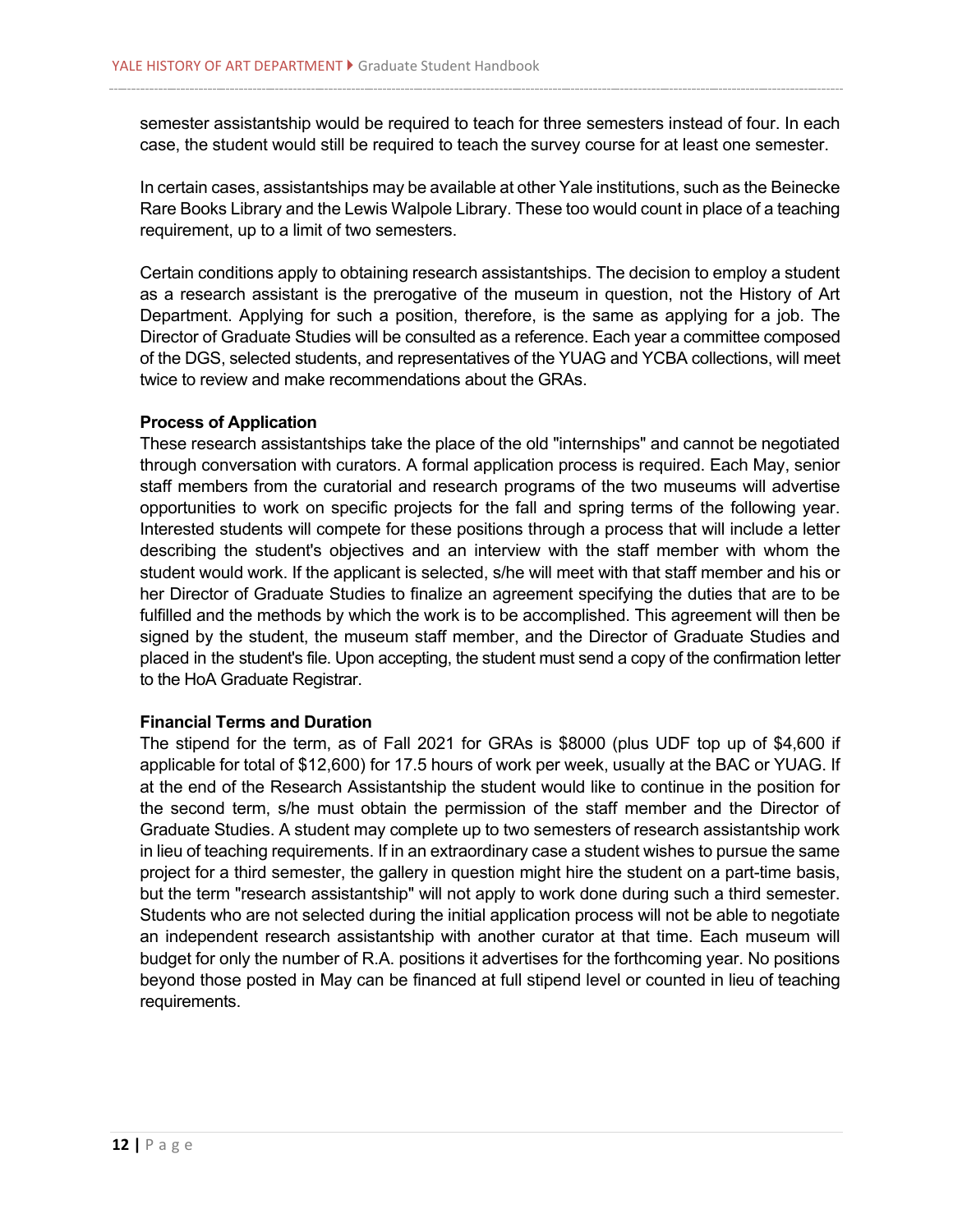semester assistantship would be required to teach for three semesters instead of four. In each case, the student would still be required to teach the survey course for at least one semester.

In certain cases, assistantships may be available at other Yale institutions, such as the Beinecke Rare Books Library and the Lewis Walpole Library. These too would count in place of a teaching requirement, up to a limit of two semesters.

Certain conditions apply to obtaining research assistantships. The decision to employ a student as a research assistant is the prerogative of the museum in question, not the History of Art Department. Applying for such a position, therefore, is the same as applying for a job. The Director of Graduate Studies will be consulted as a reference. Each year a committee composed of the DGS, selected students, and representatives of the YUAG and YCBA collections, will meet twice to review and make recommendations about the GRAs.

**Process of Application**

These research assistantships take the place of the old "internships" and cannot be negotiated through conversation with curators. A formal application process is required. Each May, senior staff members from the curatorial and research programs of the two museums will advertise opportunities to work on specific projects for the fall and spring terms of the following year. Interested students will compete for these positions through a process that will include a letter describing the student's objectives and an interview with the staff member with whom the student would work. If the applicant is selected, s/he will meet with that staff member and his or her Director of Graduate Studies to finalize an agreement specifying the duties that are to be fulfilled and the methods by which the work is to be accomplished. This agreement will then be signed by the student, the museum staff member, and the Director of Graduate Studies and placed in the student's file. Upon accepting, the student must send a copy of the confirmation letter to the HoA Graduate Registrar.

**Financial Terms and Duration**

The stipend for the term, as of Fall 2021 for GRAs is $8000 (plus UDF top up of $4,600 if applicable for total of $12,600) for 17.5 hours of work per week, usually at the BAC or YUAG. If at the end of the Research Assistantship the student would like to continue in the position for the second term, s/he must obtain the permission of the staff member and the Director of Graduate Studies. A student may complete up to two semesters of research assistantship work in lieu of teaching requirements. If in an extraordinary case a student wishes to pursue the same project for a third semester, the gallery in question might hire the student on a part-time basis, but the term "research assistantship" will not apply to work done during such a third semester. Students who are not selected during the initial application process will not be able to negotiate an independent research assistantship with another curator at that time. Each museum will budget for only the number of R.A. positions it advertises for the forthcoming year. No positions beyond those posted in May can be financed at full stipend level or counted in lieu of teaching requirements.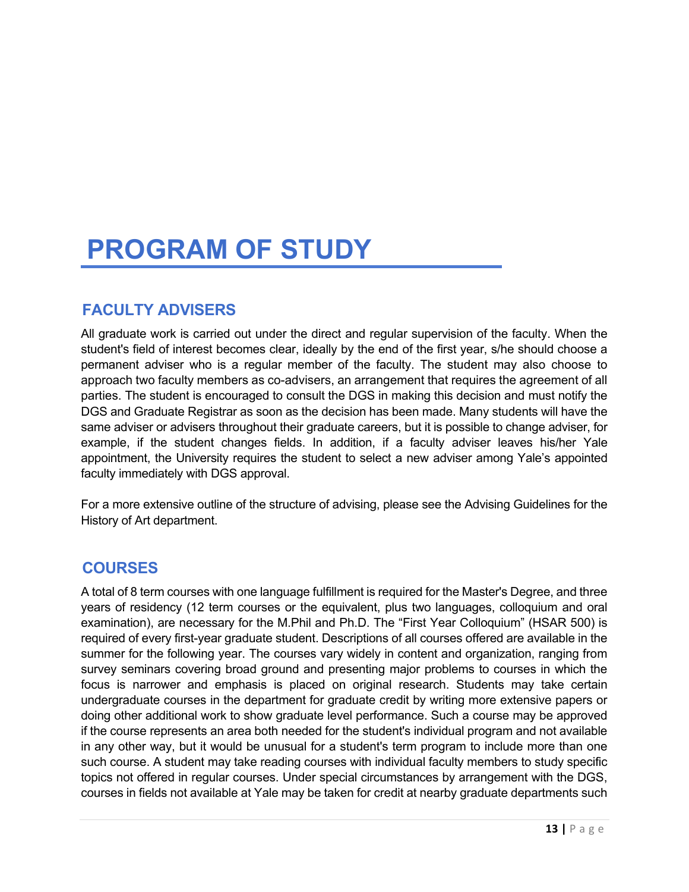# PROGRAM OF STUDY

## FACULTY ADVISERS

All graduate work is carried out under the direct and regular supervision of the faculty. When the student's field of interest becomes clear, ideally by the end of the first year, s/he should choose a permanent adviser who is a regular member of the faculty. The student may also choose to approach two faculty members as co-advisers, an arrangement that requires the agreement of all parties. The student is encouraged to consult the DGS in making this decision and must notify the DGS and Graduate Registrar as soon as the decision has been made. Many students will have the same adviser or advisers throughout their graduate careers, but it is possible to change adviser, for example, if the student changes fields. In addition, if a faculty adviser leaves his/her Yale appointment, the University requires the student to select a new adviser among Yale's appointed faculty immediately with DGS approval.

For a more extensive outline of the structure of advising, please see the Advising Guidelines for the History of Art department.

## COURSES

A total of 8 term courses with one language fulfillment is required for the Master's Degree, and three years of residency (12 term courses or the equivalent, plus two languages, colloquium and oral examination), are necessary for the M.Phil and Ph.D. The "First Year Colloquium" (HSAR 500) is required of every first-year graduate student. Descriptions of all courses offered are available in the summer for the following year. The courses vary widely in content and organization, ranging from survey seminars covering broad ground and presenting major problems to courses in which the focus is narrower and emphasis is placed on original research. Students may take certain undergraduate courses in the department for graduate credit by writing more extensive papers or doing other additional work to show graduate level performance. Such a course may be approved if the course represents an area both needed for the student's individual program and not available in any other way, but it would be unusual for a student's term program to include more than one such course. A student may take reading courses with individual faculty members to study specific topics not offered in regular courses. Under special circumstances by arrangement with the DGS, courses in fields not available at Yale may be taken for credit at nearby graduate departments such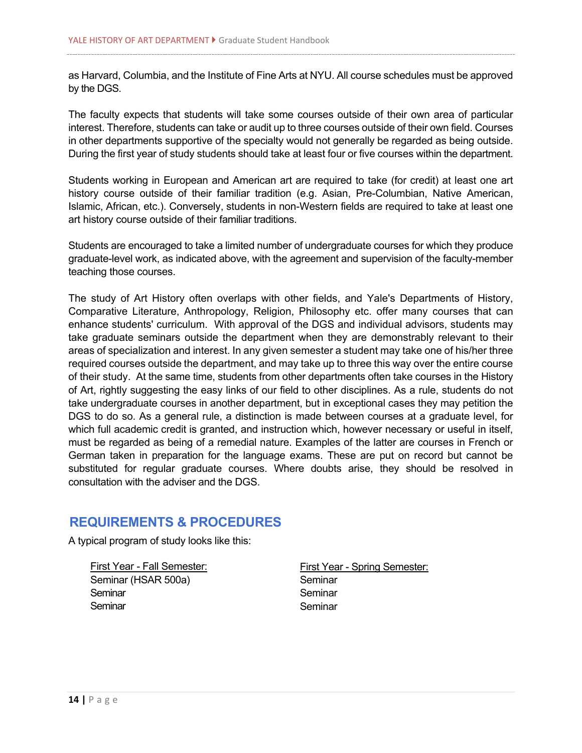as Harvard, Columbia, and the Institute of Fine Arts at NYU. All course schedules must be approved by the DGS.

The faculty expects that students will take some courses outside of their own area of particular interest. Therefore, students can take or audit up to three courses outside of their own field. Courses in other departments supportive of the specialty would not generally be regarded as being outside. During the first year of study students should take at least four or five courses within the department.

Students working in European and American art are required to take (for credit) at least one art history course outside of their familiar tradition (e.g. Asian, Pre-Columbian, Native American, Islamic, African, etc.). Conversely, students in non-Western fields are required to take at least one art history course outside of their familiar traditions.

Students are encouraged to take a limited number of undergraduate courses for which they produce graduate-level work, as indicated above, with the agreement and supervision of the faculty-member teaching those courses.

The study of Art History often overlaps with other fields, and Yale's Departments of History, Comparative Literature, Anthropology, Religion, Philosophy etc. offer many courses that can enhance students' curriculum. With approval of the DGS and individual advisors, students may take graduate seminars outside the department when they are demonstrably relevant to their areas of specialization and interest. In any given semester a student may take one of his/her three required courses outside the department, and may take up to three this way over the entire course of their study. At the same time, students from other departments often take courses in the History of Art, rightly suggesting the easy links of our field to other disciplines. As a rule, students do not take undergraduate courses in another department, but in exceptional cases they may petition the DGS to do so. As a general rule, a distinction is made between courses at a graduate level, for which full academic credit is granted, and instruction which, however necessary or useful in itself, must be regarded as being of a remedial nature. Examples of the latter are courses in French or German taken in preparation for the language exams. These are put on record but cannot be substituted for regular graduate courses. Where doubts arise, they should be resolved in consultation with the adviser and the DGS.

## REQUIREMENTS & PROCEDURES

A typical program of study looks like this:

| First Year - Fall Semester: | First Year - Spring Semester: |
|---|---|
| Seminar (HSAR 500a) | Seminar |
| Seminar | Seminar |
| Seminar | Seminar |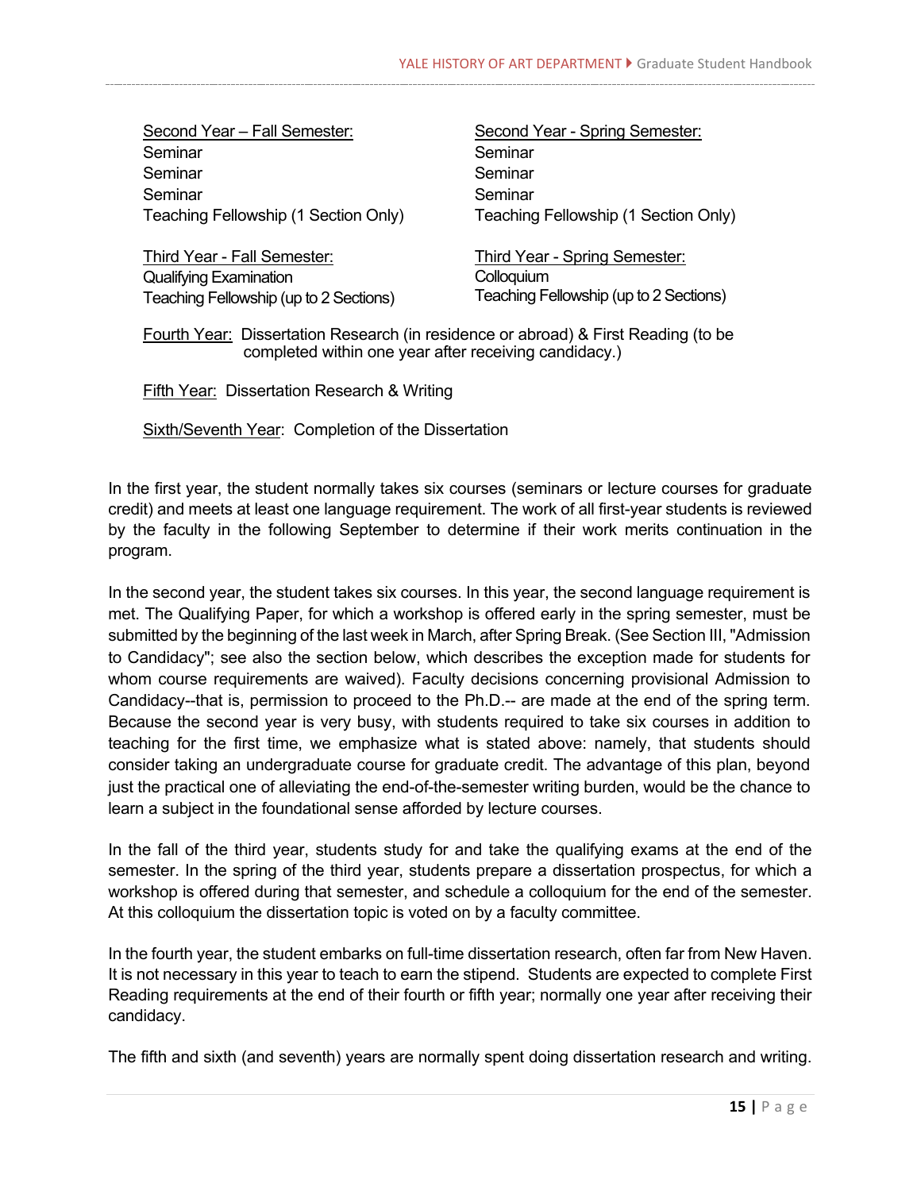Second Year – Fall Semester:
Seminar
Seminar
Seminar
Teaching Fellowship (1 Section Only)

Second Year - Spring Semester:
Seminar
Seminar
Seminar
Teaching Fellowship (1 Section Only)

Third Year - Fall Semester:
Qualifying Examination
Teaching Fellowship (up to 2 Sections)

Third Year - Spring Semester:
Colloquium
Teaching Fellowship (up to 2 Sections)

Fourth Year: Dissertation Research (in residence or abroad) & First Reading (to be completed within one year after receiving candidacy.)

Fifth Year: Dissertation Research & Writing

Sixth/Seventh Year: Completion of the Dissertation

In the first year, the student normally takes six courses (seminars or lecture courses for graduate credit) and meets at least one language requirement. The work of all first-year students is reviewed by the faculty in the following September to determine if their work merits continuation in the program.

In the second year, the student takes six courses. In this year, the second language requirement is met. The Qualifying Paper, for which a workshop is offered early in the spring semester, must be submitted by the beginning of the last week in March, after Spring Break. (See Section III, "Admission to Candidacy"; see also the section below, which describes the exception made for students for whom course requirements are waived). Faculty decisions concerning provisional Admission to Candidacy--that is, permission to proceed to the Ph.D.-- are made at the end of the spring term. Because the second year is very busy, with students required to take six courses in addition to teaching for the first time, we emphasize what is stated above: namely, that students should consider taking an undergraduate course for graduate credit. The advantage of this plan, beyond just the practical one of alleviating the end-of-the-semester writing burden, would be the chance to learn a subject in the foundational sense afforded by lecture courses.

In the fall of the third year, students study for and take the qualifying exams at the end of the semester. In the spring of the third year, students prepare a dissertation prospectus, for which a workshop is offered during that semester, and schedule a colloquium for the end of the semester. At this colloquium the dissertation topic is voted on by a faculty committee.

In the fourth year, the student embarks on full-time dissertation research, often far from New Haven. It is not necessary in this year to teach to earn the stipend. Students are expected to complete First Reading requirements at the end of their fourth or fifth year; normally one year after receiving their candidacy.

The fifth and sixth (and seventh) years are normally spent doing dissertation research and writing.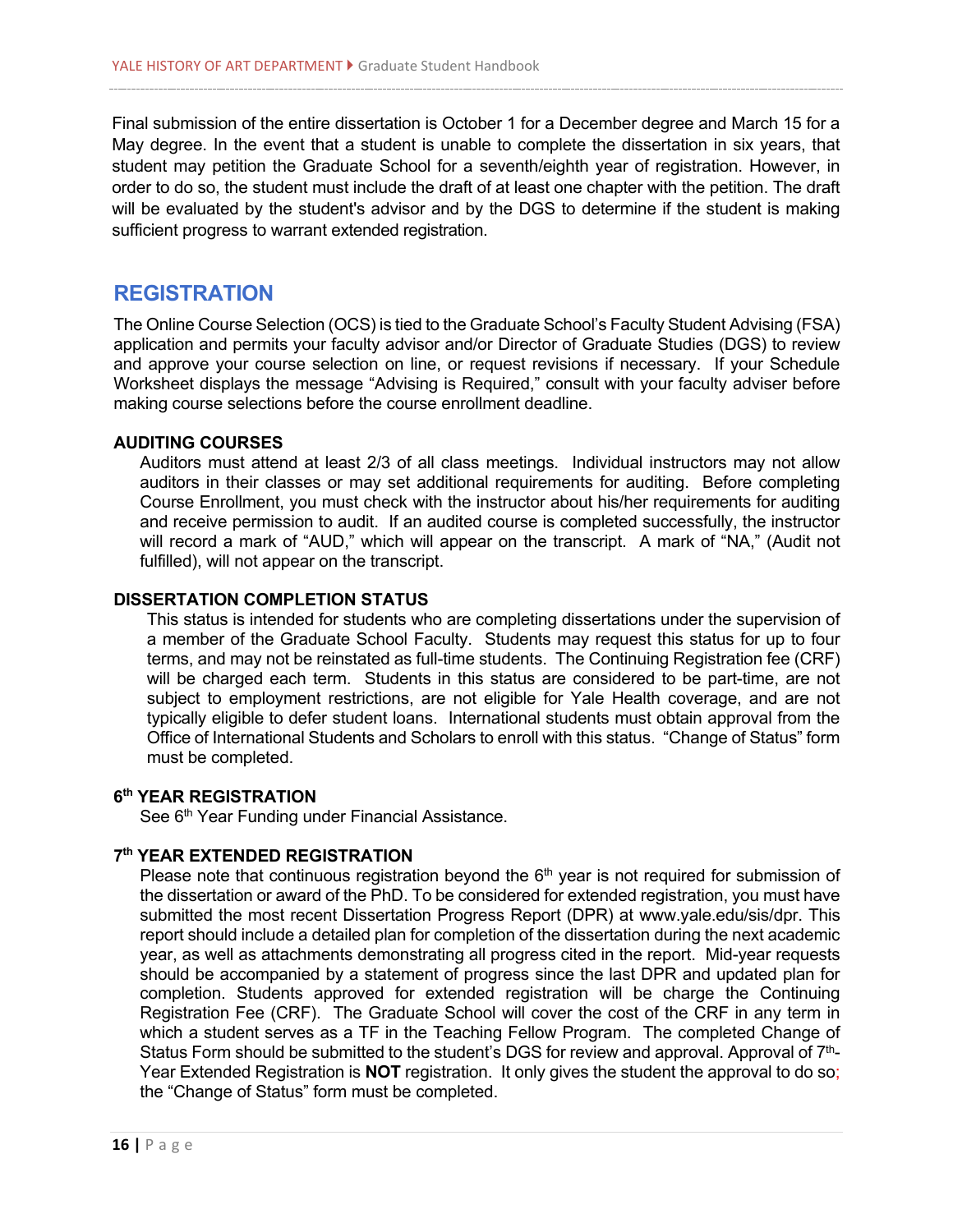Final submission of the entire dissertation is October 1 for a December degree and March 15 for a May degree. In the event that a student is unable to complete the dissertation in six years, that student may petition the Graduate School for a seventh/eighth year of registration. However, in order to do so, the student must include the draft of at least one chapter with the petition. The draft will be evaluated by the student's advisor and by the DGS to determine if the student is making sufficient progress to warrant extended registration.

## REGISTRATION

The Online Course Selection (OCS) is tied to the Graduate School's Faculty Student Advising (FSA) application and permits your faculty advisor and/or Director of Graduate Studies (DGS) to review and approve your course selection on line, or request revisions if necessary. If your Schedule Worksheet displays the message "Advising is Required," consult with your faculty adviser before making course selections before the course enrollment deadline.

### AUDITING COURSES

Auditors must attend at least 2/3 of all class meetings. Individual instructors may not allow auditors in their classes or may set additional requirements for auditing. Before completing Course Enrollment, you must check with the instructor about his/her requirements for auditing and receive permission to audit. If an audited course is completed successfully, the instructor will record a mark of "AUD," which will appear on the transcript. A mark of "NA," (Audit not fulfilled), will not appear on the transcript.

### DISSERTATION COMPLETION STATUS

This status is intended for students who are completing dissertations under the supervision of a member of the Graduate School Faculty. Students may request this status for up to four terms, and may not be reinstated as full-time students. The Continuing Registration fee (CRF) will be charged each term. Students in this status are considered to be part-time, are not subject to employment restrictions, are not eligible for Yale Health coverage, and are not typically eligible to defer student loans. International students must obtain approval from the Office of International Students and Scholars to enroll with this status. "Change of Status" form must be completed.

### 6th YEAR REGISTRATION

See 6th Year Funding under Financial Assistance.

### 7th YEAR EXTENDED REGISTRATION

Please note that continuous registration beyond the 6th year is not required for submission of the dissertation or award of the PhD. To be considered for extended registration, you must have submitted the most recent Dissertation Progress Report (DPR) at www.yale.edu/sis/dpr. This report should include a detailed plan for completion of the dissertation during the next academic year, as well as attachments demonstrating all progress cited in the report. Mid-year requests should be accompanied by a statement of progress since the last DPR and updated plan for completion. Students approved for extended registration will be charge the Continuing Registration Fee (CRF). The Graduate School will cover the cost of the CRF in any term in which a student serves as a TF in the Teaching Fellow Program. The completed Change of Status Form should be submitted to the student's DGS for review and approval. Approval of 7th-Year Extended Registration is **NOT** registration. It only gives the student the approval to do so; the "Change of Status" form must be completed.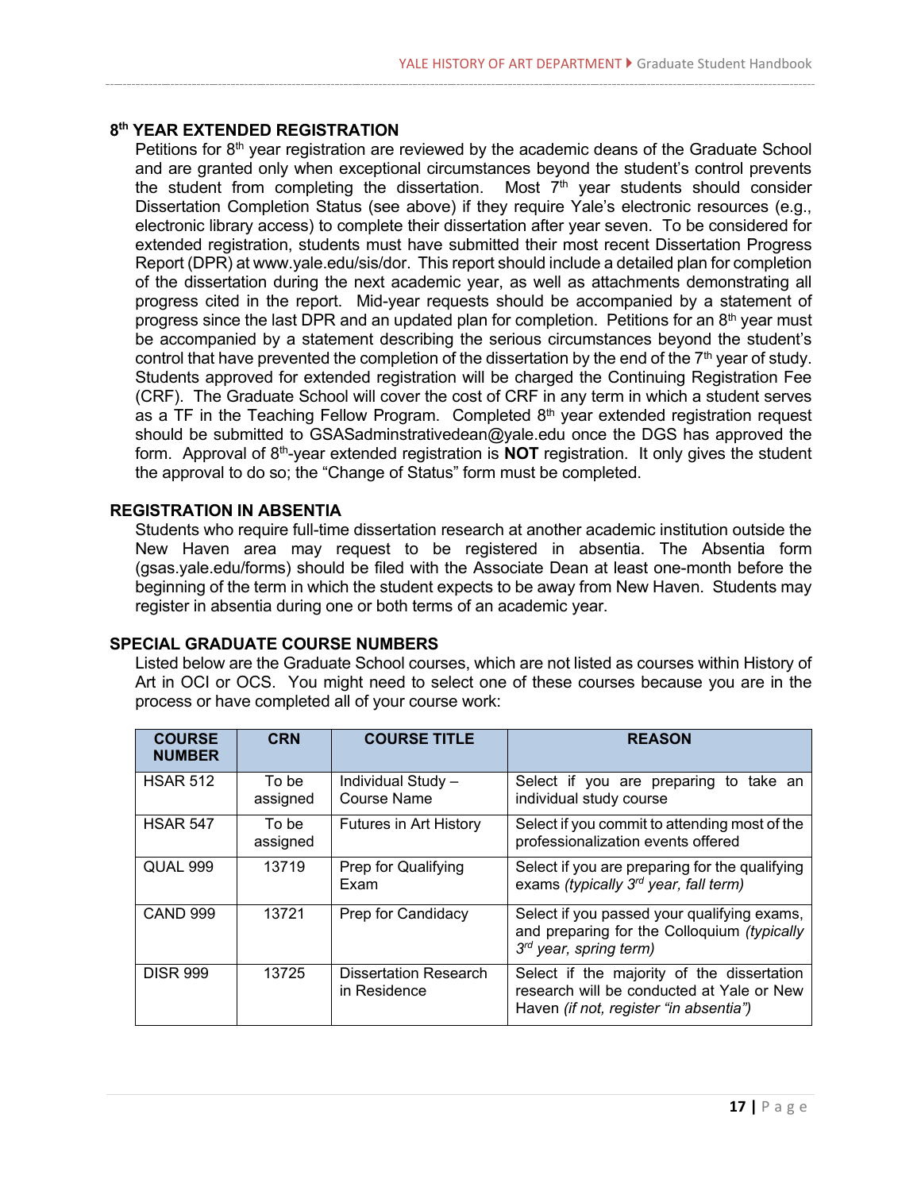## 8th YEAR EXTENDED REGISTRATION

Petitions for 8th year registration are reviewed by the academic deans of the Graduate School and are granted only when exceptional circumstances beyond the student's control prevents the student from completing the dissertation. Most 7th year students should consider Dissertation Completion Status (see above) if they require Yale's electronic resources (e.g., electronic library access) to complete their dissertation after year seven. To be considered for extended registration, students must have submitted their most recent Dissertation Progress Report (DPR) at www.yale.edu/sis/dor. This report should include a detailed plan for completion of the dissertation during the next academic year, as well as attachments demonstrating all progress cited in the report. Mid-year requests should be accompanied by a statement of progress since the last DPR and an updated plan for completion. Petitions for an 8th year must be accompanied by a statement describing the serious circumstances beyond the student's control that have prevented the completion of the dissertation by the end of the 7th year of study. Students approved for extended registration will be charged the Continuing Registration Fee (CRF). The Graduate School will cover the cost of CRF in any term in which a student serves as a TF in the Teaching Fellow Program. Completed 8th year extended registration request should be submitted to GSASadminstrativedean@yale.edu once the DGS has approved the form. Approval of 8th-year extended registration is **NOT** registration. It only gives the student the approval to do so; the "Change of Status" form must be completed.

## REGISTRATION IN ABSENTIA

Students who require full-time dissertation research at another academic institution outside the New Haven area may request to be registered in absentia. The Absentia form (gsas.yale.edu/forms) should be filed with the Associate Dean at least one-month before the beginning of the term in which the student expects to be away from New Haven. Students may register in absentia during one or both terms of an academic year.

## SPECIAL GRADUATE COURSE NUMBERS

Listed below are the Graduate School courses, which are not listed as courses within History of Art in OCI or OCS. You might need to select one of these courses because you are in the process or have completed all of your course work:

| COURSE NUMBER | CRN | COURSE TITLE | REASON |
|---|---|---|---|
| HSAR 512 | To be assigned | Individual Study – Course Name | Select if you are preparing to take an individual study course |
| HSAR 547 | To be assigned | Futures in Art History | Select if you commit to attending most of the professionalization events offered |
| QUAL 999 | 13719 | Prep for Qualifying Exam | Select if you are preparing for the qualifying exams *(typically 3rd year, fall term)* |
| CAND 999 | 13721 | Prep for Candidacy | Select if you passed your qualifying exams, and preparing for the Colloquium *(typically 3rd year, spring term)* |
| DISR 999 | 13725 | Dissertation Research in Residence | Select if the majority of the dissertation research will be conducted at Yale or New Haven *(if not, register "in absentia")* |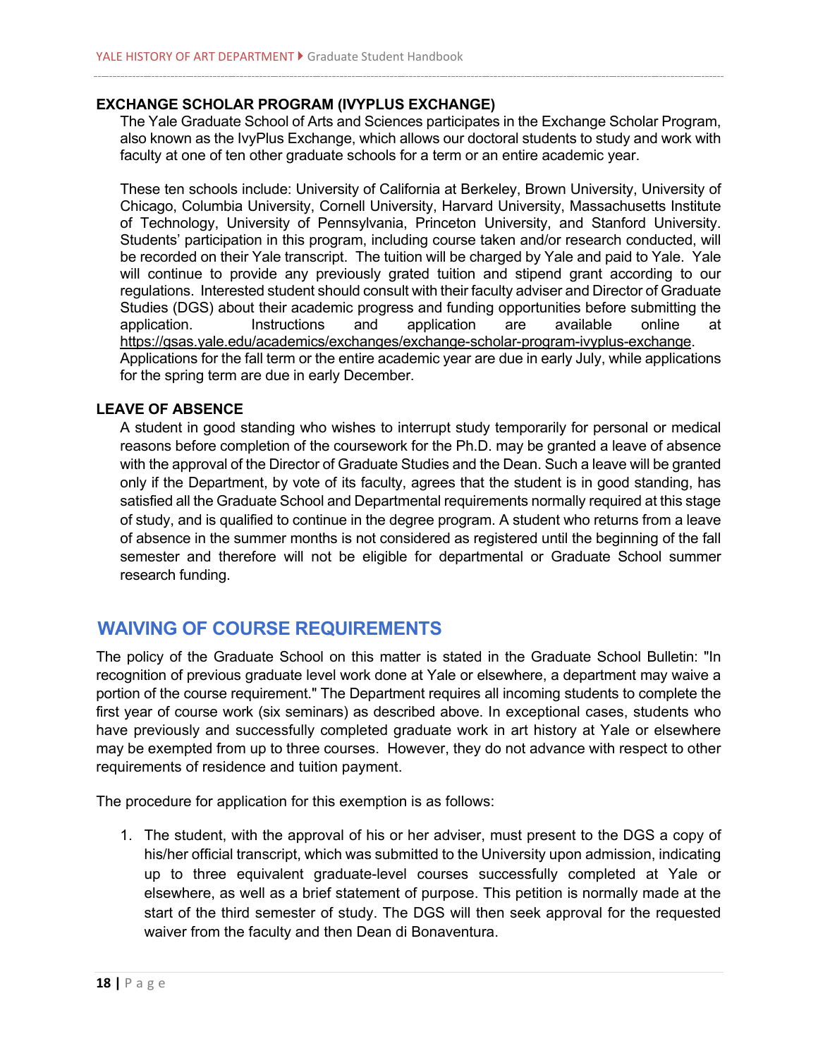### EXCHANGE SCHOLAR PROGRAM (IVYPLUS EXCHANGE)

The Yale Graduate School of Arts and Sciences participates in the Exchange Scholar Program, also known as the IvyPlus Exchange, which allows our doctoral students to study and work with faculty at one of ten other graduate schools for a term or an entire academic year.

These ten schools include: University of California at Berkeley, Brown University, University of Chicago, Columbia University, Cornell University, Harvard University, Massachusetts Institute of Technology, University of Pennsylvania, Princeton University, and Stanford University. Students' participation in this program, including course taken and/or research conducted, will be recorded on their Yale transcript. The tuition will be charged by Yale and paid to Yale. Yale will continue to provide any previously grated tuition and stipend grant according to our regulations. Interested student should consult with their faculty adviser and Director of Graduate Studies (DGS) about their academic progress and funding opportunities before submitting the application. Instructions and application are available online at https://gsas.yale.edu/academics/exchanges/exchange-scholar-program-ivyplus-exchange. Applications for the fall term or the entire academic year are due in early July, while applications for the spring term are due in early December.

### LEAVE OF ABSENCE

A student in good standing who wishes to interrupt study temporarily for personal or medical reasons before completion of the coursework for the Ph.D. may be granted a leave of absence with the approval of the Director of Graduate Studies and the Dean. Such a leave will be granted only if the Department, by vote of its faculty, agrees that the student is in good standing, has satisfied all the Graduate School and Departmental requirements normally required at this stage of study, and is qualified to continue in the degree program. A student who returns from a leave of absence in the summer months is not considered as registered until the beginning of the fall semester and therefore will not be eligible for departmental or Graduate School summer research funding.

## WAIVING OF COURSE REQUIREMENTS

The policy of the Graduate School on this matter is stated in the Graduate School Bulletin: "In recognition of previous graduate level work done at Yale or elsewhere, a department may waive a portion of the course requirement." The Department requires all incoming students to complete the first year of course work (six seminars) as described above. In exceptional cases, students who have previously and successfully completed graduate work in art history at Yale or elsewhere may be exempted from up to three courses. However, they do not advance with respect to other requirements of residence and tuition payment.

The procedure for application for this exemption is as follows:

1. The student, with the approval of his or her adviser, must present to the DGS a copy of his/her official transcript, which was submitted to the University upon admission, indicating up to three equivalent graduate-level courses successfully completed at Yale or elsewhere, as well as a brief statement of purpose. This petition is normally made at the start of the third semester of study. The DGS will then seek approval for the requested waiver from the faculty and then Dean di Bonaventura.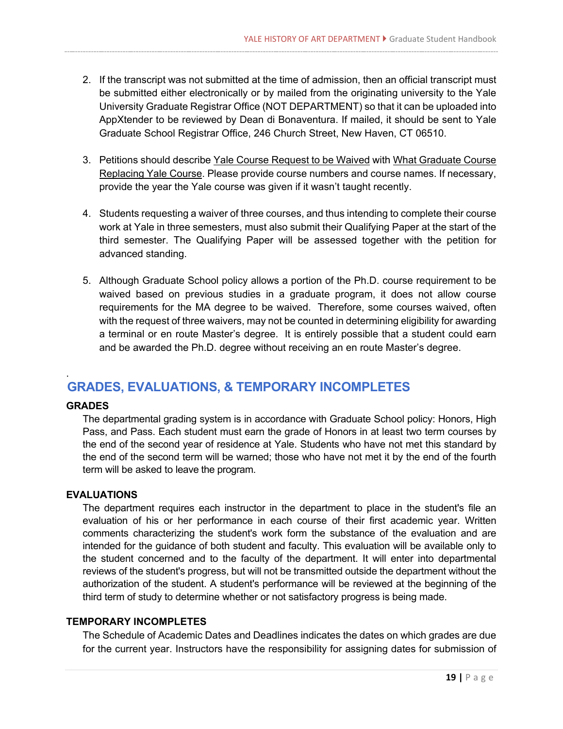2. If the transcript was not submitted at the time of admission, then an official transcript must be submitted either electronically or by mailed from the originating university to the Yale University Graduate Registrar Office (NOT DEPARTMENT) so that it can be uploaded into AppXtender to be reviewed by Dean di Bonaventura. If mailed, it should be sent to Yale Graduate School Registrar Office, 246 Church Street, New Haven, CT 06510.

3. Petitions should describe <u>Yale Course Request to be Waived</u> with <u>What Graduate Course Replacing Yale Course</u>. Please provide course numbers and course names. If necessary, provide the year the Yale course was given if it wasn't taught recently.

4. Students requesting a waiver of three courses, and thus intending to complete their course work at Yale in three semesters, must also submit their Qualifying Paper at the start of the third semester. The Qualifying Paper will be assessed together with the petition for advanced standing.

5. Although Graduate School policy allows a portion of the Ph.D. course requirement to be waived based on previous studies in a graduate program, it does not allow course requirements for the MA degree to be waived. Therefore, some courses waived, often with the request of three waivers, may not be counted in determining eligibility for awarding a terminal or en route Master's degree. It is entirely possible that a student could earn and be awarded the Ph.D. degree without receiving an en route Master's degree.

## GRADES, EVALUATIONS, & TEMPORARY INCOMPLETES

### GRADES

The departmental grading system is in accordance with Graduate School policy: Honors, High Pass, and Pass. Each student must earn the grade of Honors in at least two term courses by the end of the second year of residence at Yale. Students who have not met this standard by the end of the second term will be warned; those who have not met it by the end of the fourth term will be asked to leave the program.

### EVALUATIONS

The department requires each instructor in the department to place in the student's file an evaluation of his or her performance in each course of their first academic year. Written comments characterizing the student's work form the substance of the evaluation and are intended for the guidance of both student and faculty. This evaluation will be available only to the student concerned and to the faculty of the department. It will enter into departmental reviews of the student's progress, but will not be transmitted outside the department without the authorization of the student. A student's performance will be reviewed at the beginning of the third term of study to determine whether or not satisfactory progress is being made.

### TEMPORARY INCOMPLETES

The Schedule of Academic Dates and Deadlines indicates the dates on which grades are due for the current year. Instructors have the responsibility for assigning dates for submission of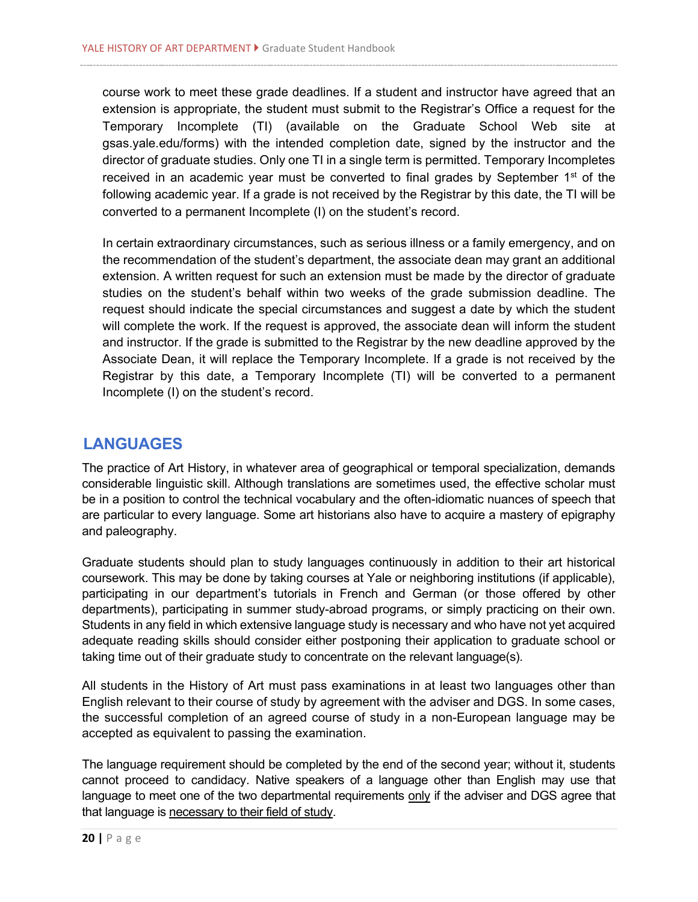course work to meet these grade deadlines. If a student and instructor have agreed that an extension is appropriate, the student must submit to the Registrar's Office a request for the Temporary Incomplete (TI) (available on the Graduate School Web site at gsas.yale.edu/forms) with the intended completion date, signed by the instructor and the director of graduate studies. Only one TI in a single term is permitted. Temporary Incompletes received in an academic year must be converted to final grades by September 1st of the following academic year. If a grade is not received by the Registrar by this date, the TI will be converted to a permanent Incomplete (I) on the student's record.

In certain extraordinary circumstances, such as serious illness or a family emergency, and on the recommendation of the student's department, the associate dean may grant an additional extension. A written request for such an extension must be made by the director of graduate studies on the student's behalf within two weeks of the grade submission deadline. The request should indicate the special circumstances and suggest a date by which the student will complete the work. If the request is approved, the associate dean will inform the student and instructor. If the grade is submitted to the Registrar by the new deadline approved by the Associate Dean, it will replace the Temporary Incomplete. If a grade is not received by the Registrar by this date, a Temporary Incomplete (TI) will be converted to a permanent Incomplete (I) on the student's record.

## LANGUAGES

The practice of Art History, in whatever area of geographical or temporal specialization, demands considerable linguistic skill. Although translations are sometimes used, the effective scholar must be in a position to control the technical vocabulary and the often-idiomatic nuances of speech that are particular to every language. Some art historians also have to acquire a mastery of epigraphy and paleography.

Graduate students should plan to study languages continuously in addition to their art historical coursework. This may be done by taking courses at Yale or neighboring institutions (if applicable), participating in our department's tutorials in French and German (or those offered by other departments), participating in summer study-abroad programs, or simply practicing on their own. Students in any field in which extensive language study is necessary and who have not yet acquired adequate reading skills should consider either postponing their application to graduate school or taking time out of their graduate study to concentrate on the relevant language(s).

All students in the History of Art must pass examinations in at least two languages other than English relevant to their course of study by agreement with the adviser and DGS. In some cases, the successful completion of an agreed course of study in a non-European language may be accepted as equivalent to passing the examination.

The language requirement should be completed by the end of the second year; without it, students cannot proceed to candidacy. Native speakers of a language other than English may use that language to meet one of the two departmental requirements <u>only</u> if the adviser and DGS agree that that language is <u>necessary to their field of study</u>.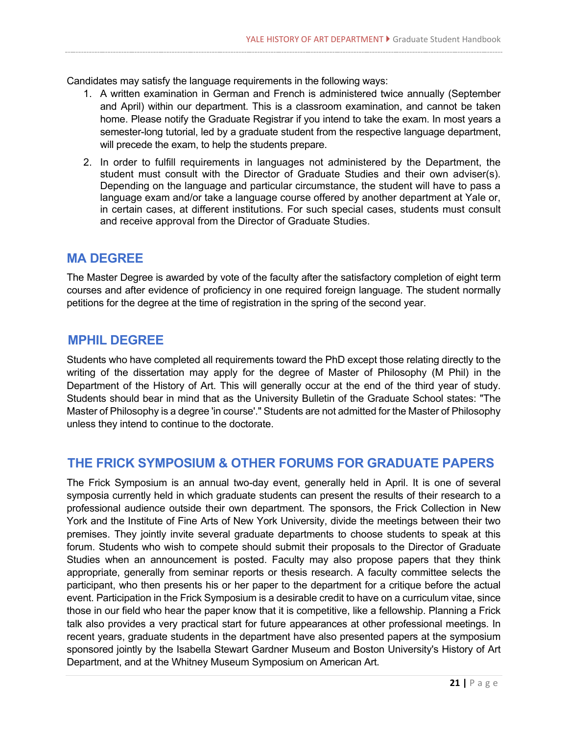Candidates may satisfy the language requirements in the following ways:

1. A written examination in German and French is administered twice annually (September and April) within our department. This is a classroom examination, and cannot be taken home. Please notify the Graduate Registrar if you intend to take the exam. In most years a semester-long tutorial, led by a graduate student from the respective language department, will precede the exam, to help the students prepare.
2. In order to fulfill requirements in languages not administered by the Department, the student must consult with the Director of Graduate Studies and their own adviser(s). Depending on the language and particular circumstance, the student will have to pass a language exam and/or take a language course offered by another department at Yale or, in certain cases, at different institutions. For such special cases, students must consult and receive approval from the Director of Graduate Studies.

## MA DEGREE

The Master Degree is awarded by vote of the faculty after the satisfactory completion of eight term courses and after evidence of proficiency in one required foreign language. The student normally petitions for the degree at the time of registration in the spring of the second year.

## MPHIL DEGREE

Students who have completed all requirements toward the PhD except those relating directly to the writing of the dissertation may apply for the degree of Master of Philosophy (M Phil) in the Department of the History of Art. This will generally occur at the end of the third year of study. Students should bear in mind that as the University Bulletin of the Graduate School states: "The Master of Philosophy is a degree 'in course'." Students are not admitted for the Master of Philosophy unless they intend to continue to the doctorate.

## THE FRICK SYMPOSIUM & OTHER FORUMS FOR GRADUATE PAPERS

The Frick Symposium is an annual two-day event, generally held in April. It is one of several symposia currently held in which graduate students can present the results of their research to a professional audience outside their own department. The sponsors, the Frick Collection in New York and the Institute of Fine Arts of New York University, divide the meetings between their two premises. They jointly invite several graduate departments to choose students to speak at this forum. Students who wish to compete should submit their proposals to the Director of Graduate Studies when an announcement is posted. Faculty may also propose papers that they think appropriate, generally from seminar reports or thesis research. A faculty committee selects the participant, who then presents his or her paper to the department for a critique before the actual event. Participation in the Frick Symposium is a desirable credit to have on a curriculum vitae, since those in our field who hear the paper know that it is competitive, like a fellowship. Planning a Frick talk also provides a very practical start for future appearances at other professional meetings. In recent years, graduate students in the department have also presented papers at the symposium sponsored jointly by the Isabella Stewart Gardner Museum and Boston University's History of Art Department, and at the Whitney Museum Symposium on American Art.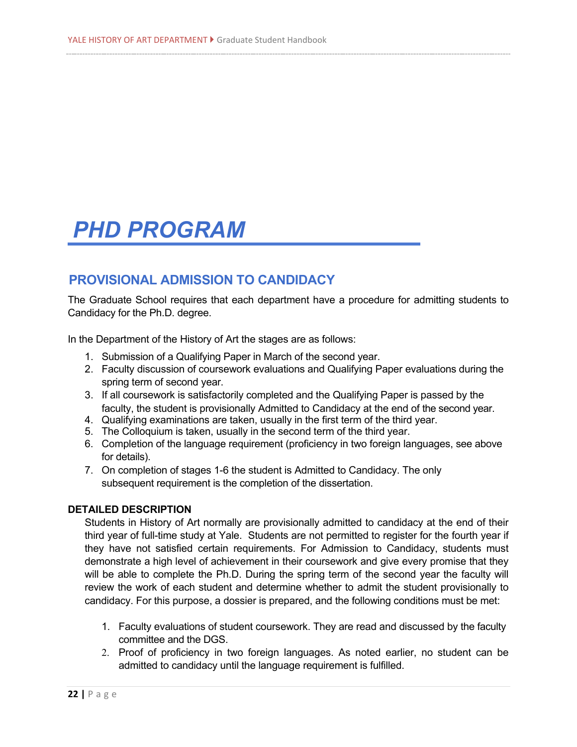# *PHD PROGRAM*

## PROVISIONAL ADMISSION TO CANDIDACY

The Graduate School requires that each department have a procedure for admitting students to Candidacy for the Ph.D. degree.

In the Department of the History of Art the stages are as follows:

1. Submission of a Qualifying Paper in March of the second year.
2. Faculty discussion of coursework evaluations and Qualifying Paper evaluations during the spring term of second year.
3. If all coursework is satisfactorily completed and the Qualifying Paper is passed by the faculty, the student is provisionally Admitted to Candidacy at the end of the second year.
4. Qualifying examinations are taken, usually in the first term of the third year.
5. The Colloquium is taken, usually in the second term of the third year.
6. Completion of the language requirement (proficiency in two foreign languages, see above for details).
7. On completion of stages 1-6 the student is Admitted to Candidacy. The only subsequent requirement is the completion of the dissertation.

**DETAILED DESCRIPTION**

Students in History of Art normally are provisionally admitted to candidacy at the end of their third year of full-time study at Yale. Students are not permitted to register for the fourth year if they have not satisfied certain requirements. For Admission to Candidacy, students must demonstrate a high level of achievement in their coursework and give every promise that they will be able to complete the Ph.D. During the spring term of the second year the faculty will review the work of each student and determine whether to admit the student provisionally to candidacy. For this purpose, a dossier is prepared, and the following conditions must be met:

1. Faculty evaluations of student coursework. They are read and discussed by the faculty committee and the DGS.
2. Proof of proficiency in two foreign languages. As noted earlier, no student can be admitted to candidacy until the language requirement is fulfilled.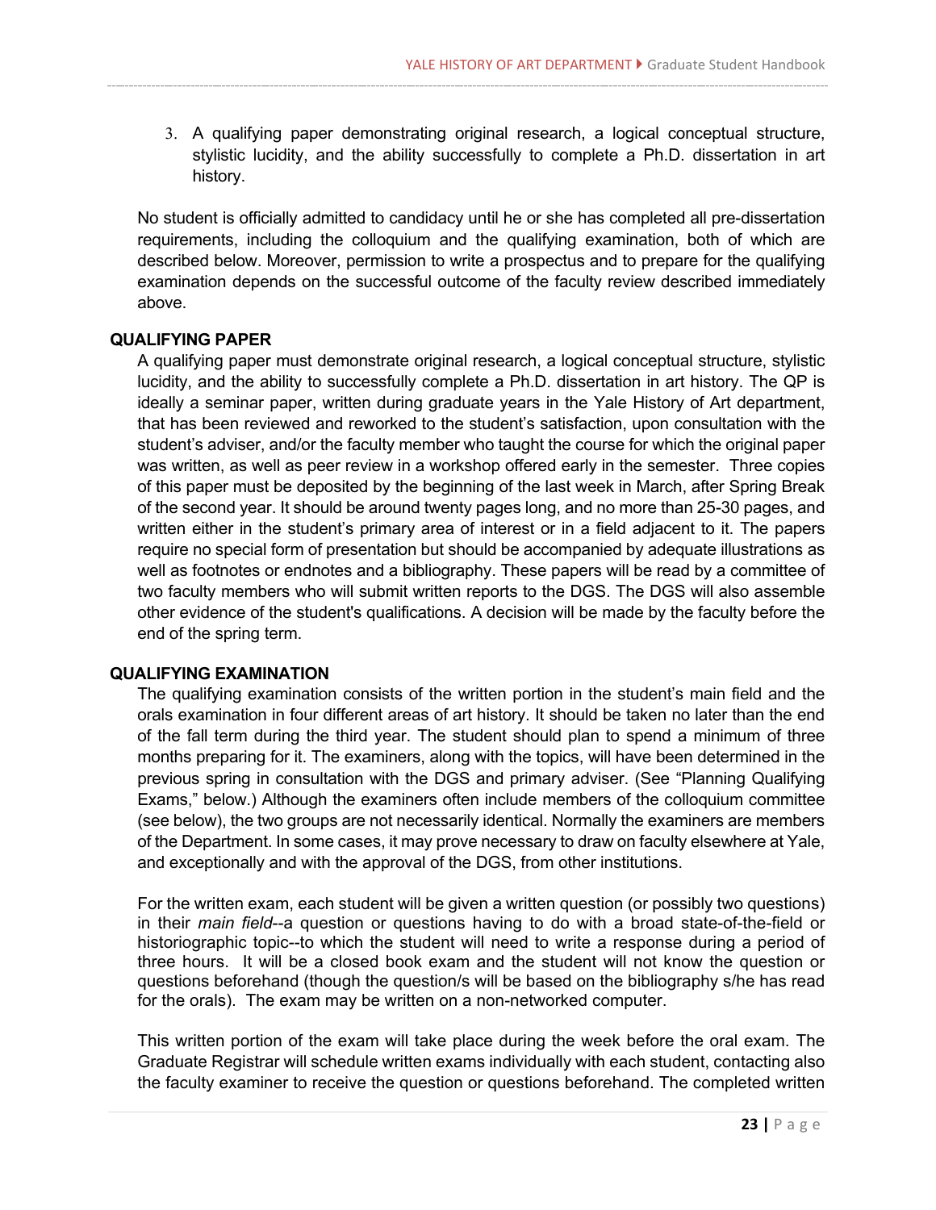3. A qualifying paper demonstrating original research, a logical conceptual structure, stylistic lucidity, and the ability successfully to complete a Ph.D. dissertation in art history.

No student is officially admitted to candidacy until he or she has completed all pre-dissertation requirements, including the colloquium and the qualifying examination, both of which are described below. Moreover, permission to write a prospectus and to prepare for the qualifying examination depends on the successful outcome of the faculty review described immediately above.

## QUALIFYING PAPER

A qualifying paper must demonstrate original research, a logical conceptual structure, stylistic lucidity, and the ability to successfully complete a Ph.D. dissertation in art history. The QP is ideally a seminar paper, written during graduate years in the Yale History of Art department, that has been reviewed and reworked to the student's satisfaction, upon consultation with the student's adviser, and/or the faculty member who taught the course for which the original paper was written, as well as peer review in a workshop offered early in the semester. Three copies of this paper must be deposited by the beginning of the last week in March, after Spring Break of the second year. It should be around twenty pages long, and no more than 25-30 pages, and written either in the student's primary area of interest or in a field adjacent to it. The papers require no special form of presentation but should be accompanied by adequate illustrations as well as footnotes or endnotes and a bibliography. These papers will be read by a committee of two faculty members who will submit written reports to the DGS. The DGS will also assemble other evidence of the student's qualifications. A decision will be made by the faculty before the end of the spring term.

## QUALIFYING EXAMINATION

The qualifying examination consists of the written portion in the student's main field and the orals examination in four different areas of art history. It should be taken no later than the end of the fall term during the third year. The student should plan to spend a minimum of three months preparing for it. The examiners, along with the topics, will have been determined in the previous spring in consultation with the DGS and primary adviser. (See "Planning Qualifying Exams," below.) Although the examiners often include members of the colloquium committee (see below), the two groups are not necessarily identical. Normally the examiners are members of the Department. In some cases, it may prove necessary to draw on faculty elsewhere at Yale, and exceptionally and with the approval of the DGS, from other institutions.

For the written exam, each student will be given a written question (or possibly two questions) in their *main field*--a question or questions having to do with a broad state-of-the-field or historiographic topic--to which the student will need to write a response during a period of three hours. It will be a closed book exam and the student will not know the question or questions beforehand (though the question/s will be based on the bibliography s/he has read for the orals). The exam may be written on a non-networked computer.

This written portion of the exam will take place during the week before the oral exam. The Graduate Registrar will schedule written exams individually with each student, contacting also the faculty examiner to receive the question or questions beforehand. The completed written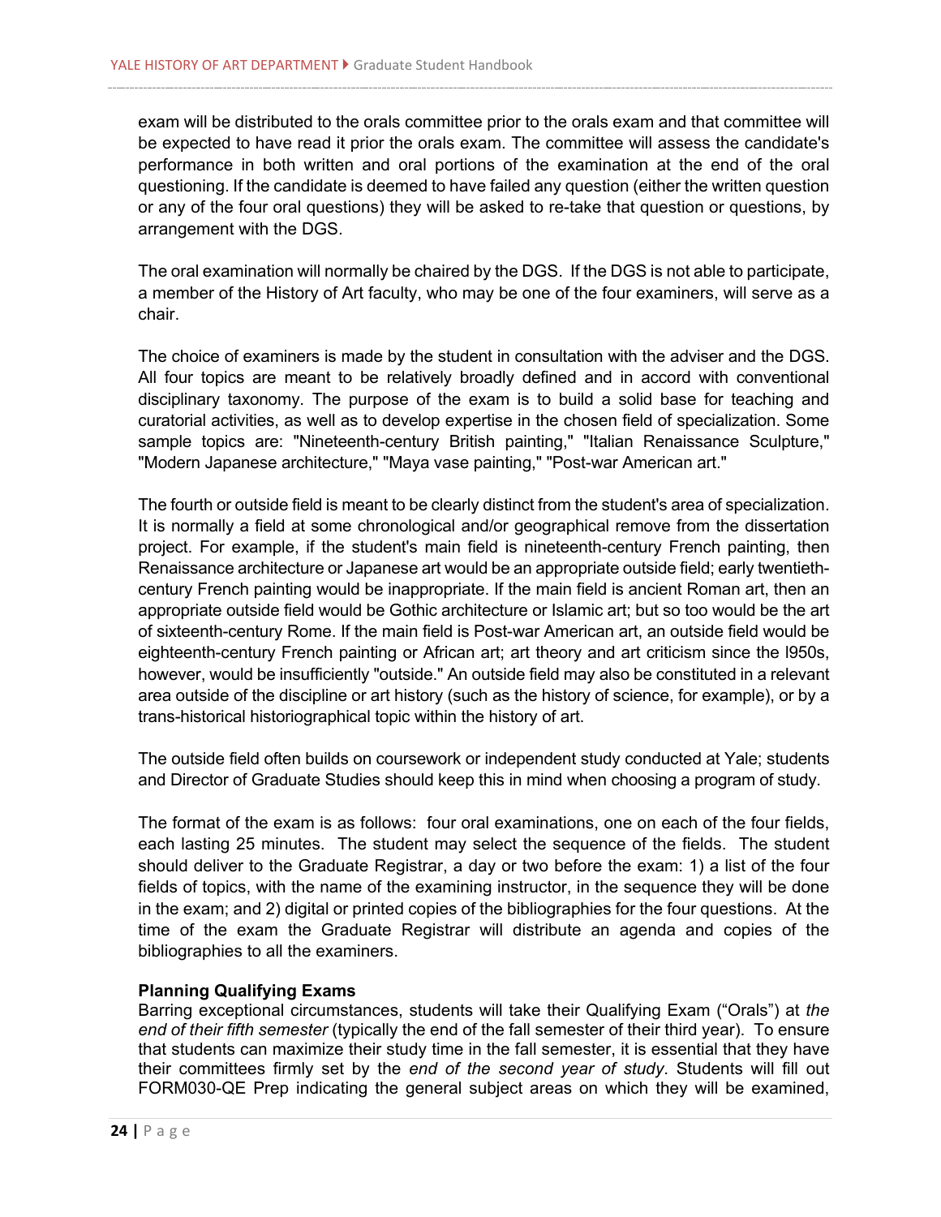exam will be distributed to the orals committee prior to the orals exam and that committee will be expected to have read it prior the orals exam. The committee will assess the candidate's performance in both written and oral portions of the examination at the end of the oral questioning. If the candidate is deemed to have failed any question (either the written question or any of the four oral questions) they will be asked to re-take that question or questions, by arrangement with the DGS.

The oral examination will normally be chaired by the DGS. If the DGS is not able to participate, a member of the History of Art faculty, who may be one of the four examiners, will serve as a chair.

The choice of examiners is made by the student in consultation with the adviser and the DGS. All four topics are meant to be relatively broadly defined and in accord with conventional disciplinary taxonomy. The purpose of the exam is to build a solid base for teaching and curatorial activities, as well as to develop expertise in the chosen field of specialization. Some sample topics are: "Nineteenth-century British painting," "Italian Renaissance Sculpture," "Modern Japanese architecture," "Maya vase painting," "Post-war American art."

The fourth or outside field is meant to be clearly distinct from the student's area of specialization. It is normally a field at some chronological and/or geographical remove from the dissertation project. For example, if the student's main field is nineteenth-century French painting, then Renaissance architecture or Japanese art would be an appropriate outside field; early twentieth-century French painting would be inappropriate. If the main field is ancient Roman art, then an appropriate outside field would be Gothic architecture or Islamic art; but so too would be the art of sixteenth-century Rome. If the main field is Post-war American art, an outside field would be eighteenth-century French painting or African art; art theory and art criticism since the l950s, however, would be insufficiently "outside." An outside field may also be constituted in a relevant area outside of the discipline or art history (such as the history of science, for example), or by a trans-historical historiographical topic within the history of art.

The outside field often builds on coursework or independent study conducted at Yale; students and Director of Graduate Studies should keep this in mind when choosing a program of study.

The format of the exam is as follows: four oral examinations, one on each of the four fields, each lasting 25 minutes. The student may select the sequence of the fields. The student should deliver to the Graduate Registrar, a day or two before the exam: 1) a list of the four fields of topics, with the name of the examining instructor, in the sequence they will be done in the exam; and 2) digital or printed copies of the bibliographies for the four questions. At the time of the exam the Graduate Registrar will distribute an agenda and copies of the bibliographies to all the examiners.

**Planning Qualifying Exams**

Barring exceptional circumstances, students will take their Qualifying Exam ("Orals") at *the end of their fifth semester* (typically the end of the fall semester of their third year). To ensure that students can maximize their study time in the fall semester, it is essential that they have their committees firmly set by the *end of the second year of study*. Students will fill out FORM030-QE Prep indicating the general subject areas on which they will be examined,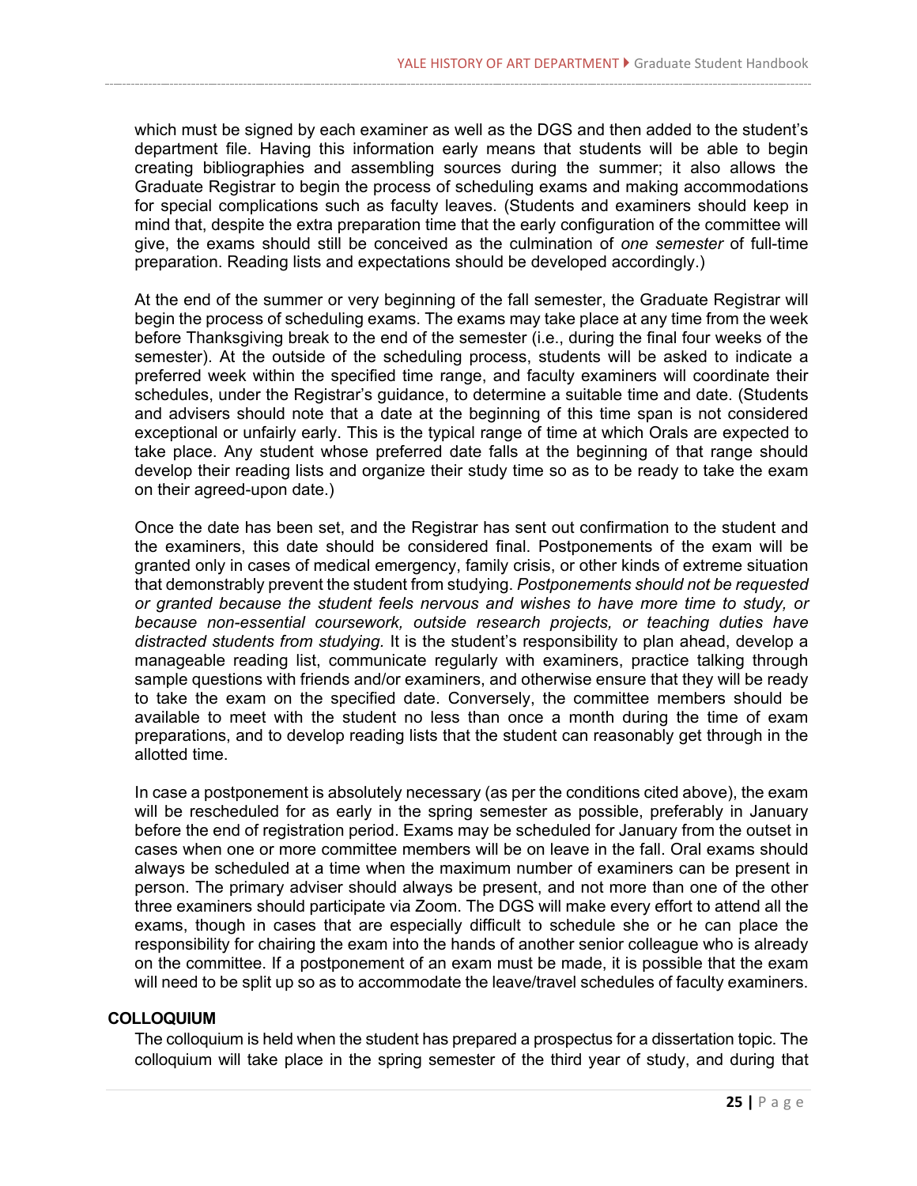which must be signed by each examiner as well as the DGS and then added to the student's department file. Having this information early means that students will be able to begin creating bibliographies and assembling sources during the summer; it also allows the Graduate Registrar to begin the process of scheduling exams and making accommodations for special complications such as faculty leaves. (Students and examiners should keep in mind that, despite the extra preparation time that the early configuration of the committee will give, the exams should still be conceived as the culmination of *one semester* of full-time preparation. Reading lists and expectations should be developed accordingly.)

At the end of the summer or very beginning of the fall semester, the Graduate Registrar will begin the process of scheduling exams. The exams may take place at any time from the week before Thanksgiving break to the end of the semester (i.e., during the final four weeks of the semester). At the outside of the scheduling process, students will be asked to indicate a preferred week within the specified time range, and faculty examiners will coordinate their schedules, under the Registrar's guidance, to determine a suitable time and date. (Students and advisers should note that a date at the beginning of this time span is not considered exceptional or unfairly early. This is the typical range of time at which Orals are expected to take place. Any student whose preferred date falls at the beginning of that range should develop their reading lists and organize their study time so as to be ready to take the exam on their agreed-upon date.)

Once the date has been set, and the Registrar has sent out confirmation to the student and the examiners, this date should be considered final. Postponements of the exam will be granted only in cases of medical emergency, family crisis, or other kinds of extreme situation that demonstrably prevent the student from studying. *Postponements should not be requested or granted because the student feels nervous and wishes to have more time to study, or because non-essential coursework, outside research projects, or teaching duties have distracted students from studying.* It is the student's responsibility to plan ahead, develop a manageable reading list, communicate regularly with examiners, practice talking through sample questions with friends and/or examiners, and otherwise ensure that they will be ready to take the exam on the specified date. Conversely, the committee members should be available to meet with the student no less than once a month during the time of exam preparations, and to develop reading lists that the student can reasonably get through in the allotted time.

In case a postponement is absolutely necessary (as per the conditions cited above), the exam will be rescheduled for as early in the spring semester as possible, preferably in January before the end of registration period. Exams may be scheduled for January from the outset in cases when one or more committee members will be on leave in the fall. Oral exams should always be scheduled at a time when the maximum number of examiners can be present in person. The primary adviser should always be present, and not more than one of the other three examiners should participate via Zoom. The DGS will make every effort to attend all the exams, though in cases that are especially difficult to schedule she or he can place the responsibility for chairing the exam into the hands of another senior colleague who is already on the committee. If a postponement of an exam must be made, it is possible that the exam will need to be split up so as to accommodate the leave/travel schedules of faculty examiners.

## COLLOQUIUM

The colloquium is held when the student has prepared a prospectus for a dissertation topic. The colloquium will take place in the spring semester of the third year of study, and during that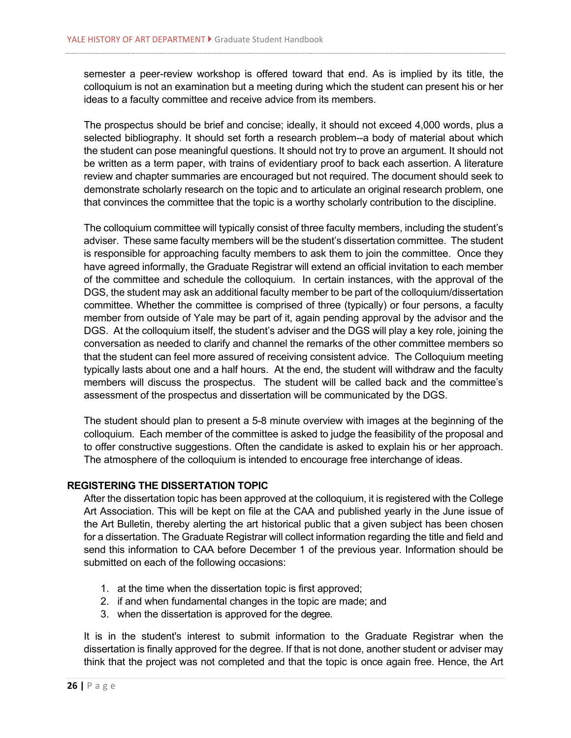semester a peer-review workshop is offered toward that end. As is implied by its title, the colloquium is not an examination but a meeting during which the student can present his or her ideas to a faculty committee and receive advice from its members.

The prospectus should be brief and concise; ideally, it should not exceed 4,000 words, plus a selected bibliography. It should set forth a research problem--a body of material about which the student can pose meaningful questions. It should not try to prove an argument. It should not be written as a term paper, with trains of evidentiary proof to back each assertion. A literature review and chapter summaries are encouraged but not required. The document should seek to demonstrate scholarly research on the topic and to articulate an original research problem, one that convinces the committee that the topic is a worthy scholarly contribution to the discipline.

The colloquium committee will typically consist of three faculty members, including the student's adviser. These same faculty members will be the student's dissertation committee. The student is responsible for approaching faculty members to ask them to join the committee. Once they have agreed informally, the Graduate Registrar will extend an official invitation to each member of the committee and schedule the colloquium. In certain instances, with the approval of the DGS, the student may ask an additional faculty member to be part of the colloquium/dissertation committee. Whether the committee is comprised of three (typically) or four persons, a faculty member from outside of Yale may be part of it, again pending approval by the advisor and the DGS. At the colloquium itself, the student's adviser and the DGS will play a key role, joining the conversation as needed to clarify and channel the remarks of the other committee members so that the student can feel more assured of receiving consistent advice. The Colloquium meeting typically lasts about one and a half hours. At the end, the student will withdraw and the faculty members will discuss the prospectus. The student will be called back and the committee's assessment of the prospectus and dissertation will be communicated by the DGS.

The student should plan to present a 5-8 minute overview with images at the beginning of the colloquium. Each member of the committee is asked to judge the feasibility of the proposal and to offer constructive suggestions. Often the candidate is asked to explain his or her approach. The atmosphere of the colloquium is intended to encourage free interchange of ideas.

## REGISTERING THE DISSERTATION TOPIC

After the dissertation topic has been approved at the colloquium, it is registered with the College Art Association. This will be kept on file at the CAA and published yearly in the June issue of the Art Bulletin, thereby alerting the art historical public that a given subject has been chosen for a dissertation. The Graduate Registrar will collect information regarding the title and field and send this information to CAA before December 1 of the previous year. Information should be submitted on each of the following occasions:

1. at the time when the dissertation topic is first approved;
2. if and when fundamental changes in the topic are made; and
3. when the dissertation is approved for the degree.

It is in the student's interest to submit information to the Graduate Registrar when the dissertation is finally approved for the degree. If that is not done, another student or adviser may think that the project was not completed and that the topic is once again free. Hence, the Art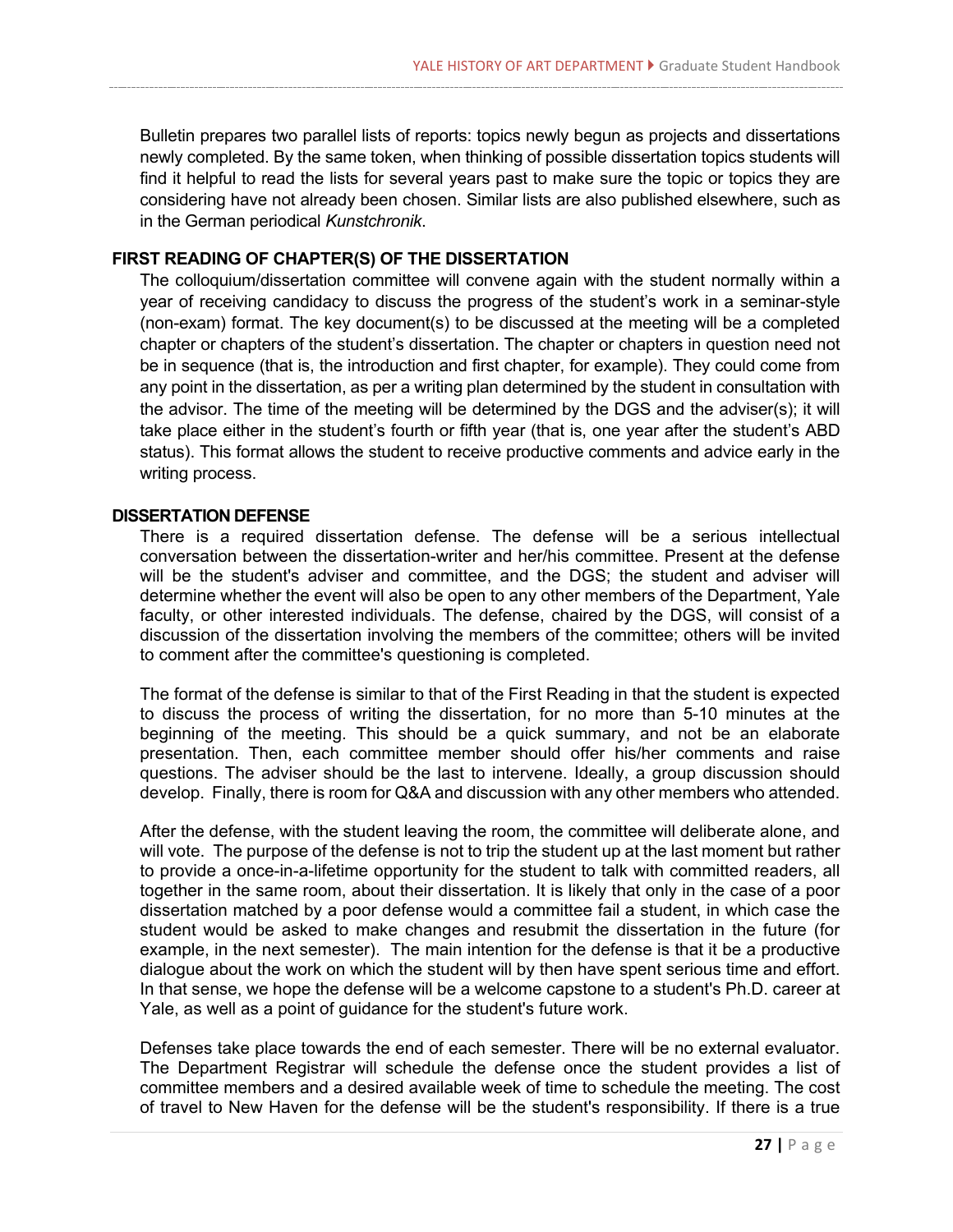Bulletin prepares two parallel lists of reports: topics newly begun as projects and dissertations newly completed. By the same token, when thinking of possible dissertation topics students will find it helpful to read the lists for several years past to make sure the topic or topics they are considering have not already been chosen. Similar lists are also published elsewhere, such as in the German periodical *Kunstchronik*.

## FIRST READING OF CHAPTER(S) OF THE DISSERTATION

The colloquium/dissertation committee will convene again with the student normally within a year of receiving candidacy to discuss the progress of the student's work in a seminar-style (non-exam) format. The key document(s) to be discussed at the meeting will be a completed chapter or chapters of the student's dissertation. The chapter or chapters in question need not be in sequence (that is, the introduction and first chapter, for example). They could come from any point in the dissertation, as per a writing plan determined by the student in consultation with the advisor. The time of the meeting will be determined by the DGS and the adviser(s); it will take place either in the student's fourth or fifth year (that is, one year after the student's ABD status). This format allows the student to receive productive comments and advice early in the writing process.

## DISSERTATION DEFENSE

There is a required dissertation defense. The defense will be a serious intellectual conversation between the dissertation-writer and her/his committee. Present at the defense will be the student's adviser and committee, and the DGS; the student and adviser will determine whether the event will also be open to any other members of the Department, Yale faculty, or other interested individuals. The defense, chaired by the DGS, will consist of a discussion of the dissertation involving the members of the committee; others will be invited to comment after the committee's questioning is completed.

The format of the defense is similar to that of the First Reading in that the student is expected to discuss the process of writing the dissertation, for no more than 5-10 minutes at the beginning of the meeting. This should be a quick summary, and not be an elaborate presentation. Then, each committee member should offer his/her comments and raise questions. The adviser should be the last to intervene. Ideally, a group discussion should develop. Finally, there is room for Q&A and discussion with any other members who attended.

After the defense, with the student leaving the room, the committee will deliberate alone, and will vote. The purpose of the defense is not to trip the student up at the last moment but rather to provide a once-in-a-lifetime opportunity for the student to talk with committed readers, all together in the same room, about their dissertation. It is likely that only in the case of a poor dissertation matched by a poor defense would a committee fail a student, in which case the student would be asked to make changes and resubmit the dissertation in the future (for example, in the next semester). The main intention for the defense is that it be a productive dialogue about the work on which the student will by then have spent serious time and effort. In that sense, we hope the defense will be a welcome capstone to a student's Ph.D. career at Yale, as well as a point of guidance for the student's future work.

Defenses take place towards the end of each semester. There will be no external evaluator. The Department Registrar will schedule the defense once the student provides a list of committee members and a desired available week of time to schedule the meeting. The cost of travel to New Haven for the defense will be the student's responsibility. If there is a true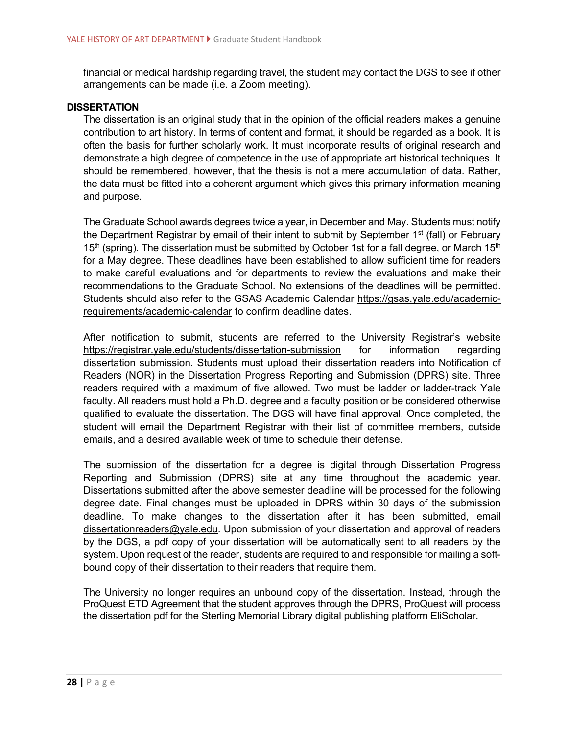financial or medical hardship regarding travel, the student may contact the DGS to see if other arrangements can be made (i.e. a Zoom meeting).

## DISSERTATION

The dissertation is an original study that in the opinion of the official readers makes a genuine contribution to art history. In terms of content and format, it should be regarded as a book. It is often the basis for further scholarly work. It must incorporate results of original research and demonstrate a high degree of competence in the use of appropriate art historical techniques. It should be remembered, however, that the thesis is not a mere accumulation of data. Rather, the data must be fitted into a coherent argument which gives this primary information meaning and purpose.

The Graduate School awards degrees twice a year, in December and May. Students must notify the Department Registrar by email of their intent to submit by September 1st (fall) or February 15th (spring). The dissertation must be submitted by October 1st for a fall degree, or March 15th for a May degree. These deadlines have been established to allow sufficient time for readers to make careful evaluations and for departments to review the evaluations and make their recommendations to the Graduate School. No extensions of the deadlines will be permitted. Students should also refer to the GSAS Academic Calendar https://gsas.yale.edu/academic-requirements/academic-calendar to confirm deadline dates.

After notification to submit, students are referred to the University Registrar's website https://registrar.yale.edu/students/dissertation-submission for information regarding dissertation submission. Students must upload their dissertation readers into Notification of Readers (NOR) in the Dissertation Progress Reporting and Submission (DPRS) site. Three readers required with a maximum of five allowed. Two must be ladder or ladder-track Yale faculty. All readers must hold a Ph.D. degree and a faculty position or be considered otherwise qualified to evaluate the dissertation. The DGS will have final approval. Once completed, the student will email the Department Registrar with their list of committee members, outside emails, and a desired available week of time to schedule their defense.

The submission of the dissertation for a degree is digital through Dissertation Progress Reporting and Submission (DPRS) site at any time throughout the academic year. Dissertations submitted after the above semester deadline will be processed for the following degree date. Final changes must be uploaded in DPRS within 30 days of the submission deadline. To make changes to the dissertation after it has been submitted, email dissertationreaders@yale.edu. Upon submission of your dissertation and approval of readers by the DGS, a pdf copy of your dissertation will be automatically sent to all readers by the system. Upon request of the reader, students are required to and responsible for mailing a soft-bound copy of their dissertation to their readers that require them.

The University no longer requires an unbound copy of the dissertation. Instead, through the ProQuest ETD Agreement that the student approves through the DPRS, ProQuest will process the dissertation pdf for the Sterling Memorial Library digital publishing platform EliScholar.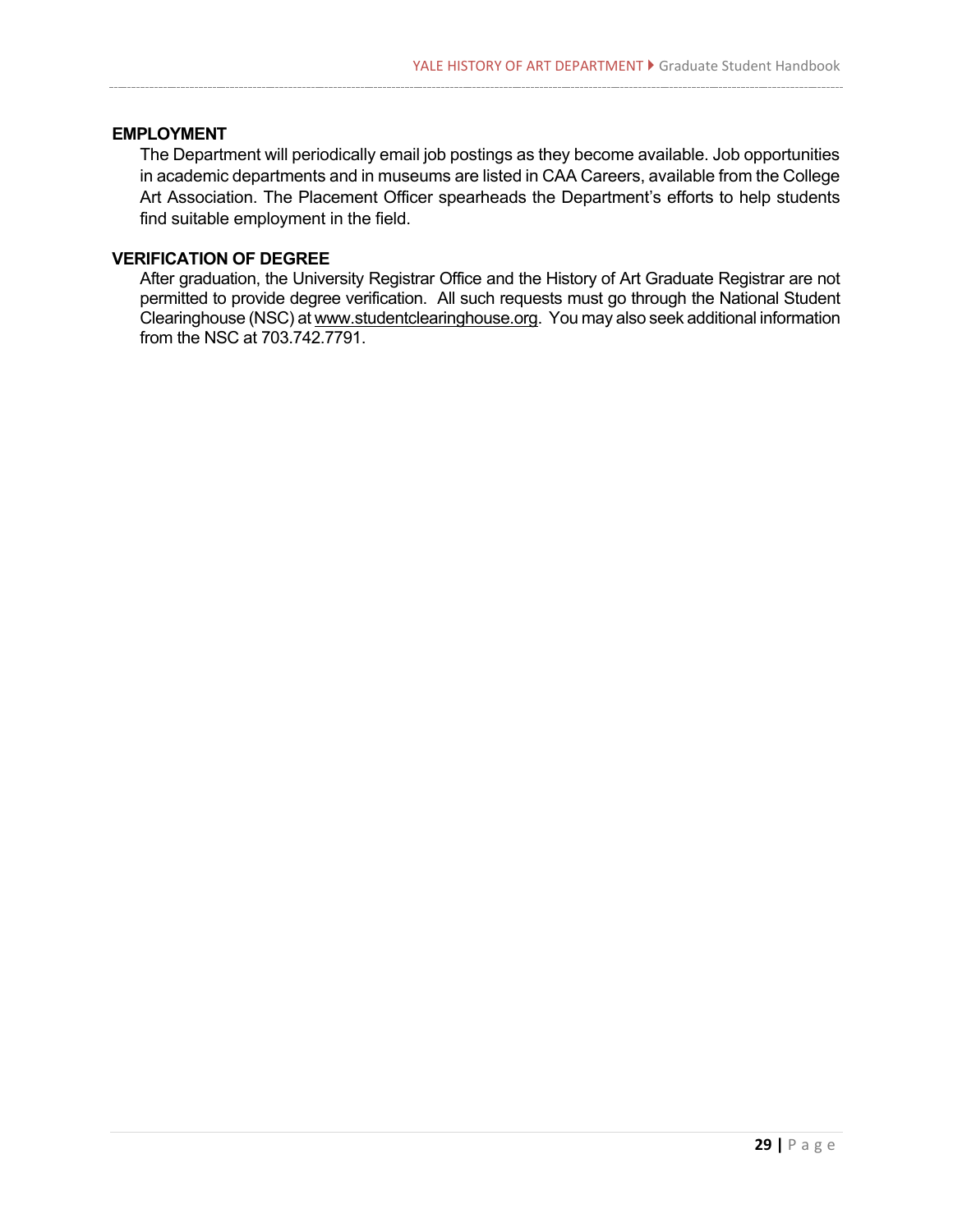## EMPLOYMENT

The Department will periodically email job postings as they become available. Job opportunities in academic departments and in museums are listed in CAA Careers, available from the College Art Association. The Placement Officer spearheads the Department's efforts to help students find suitable employment in the field.

## VERIFICATION OF DEGREE

After graduation, the University Registrar Office and the History of Art Graduate Registrar are not permitted to provide degree verification. All such requests must go through the National Student Clearinghouse (NSC) at www.studentclearinghouse.org. You may also seek additional information from the NSC at 703.742.7791.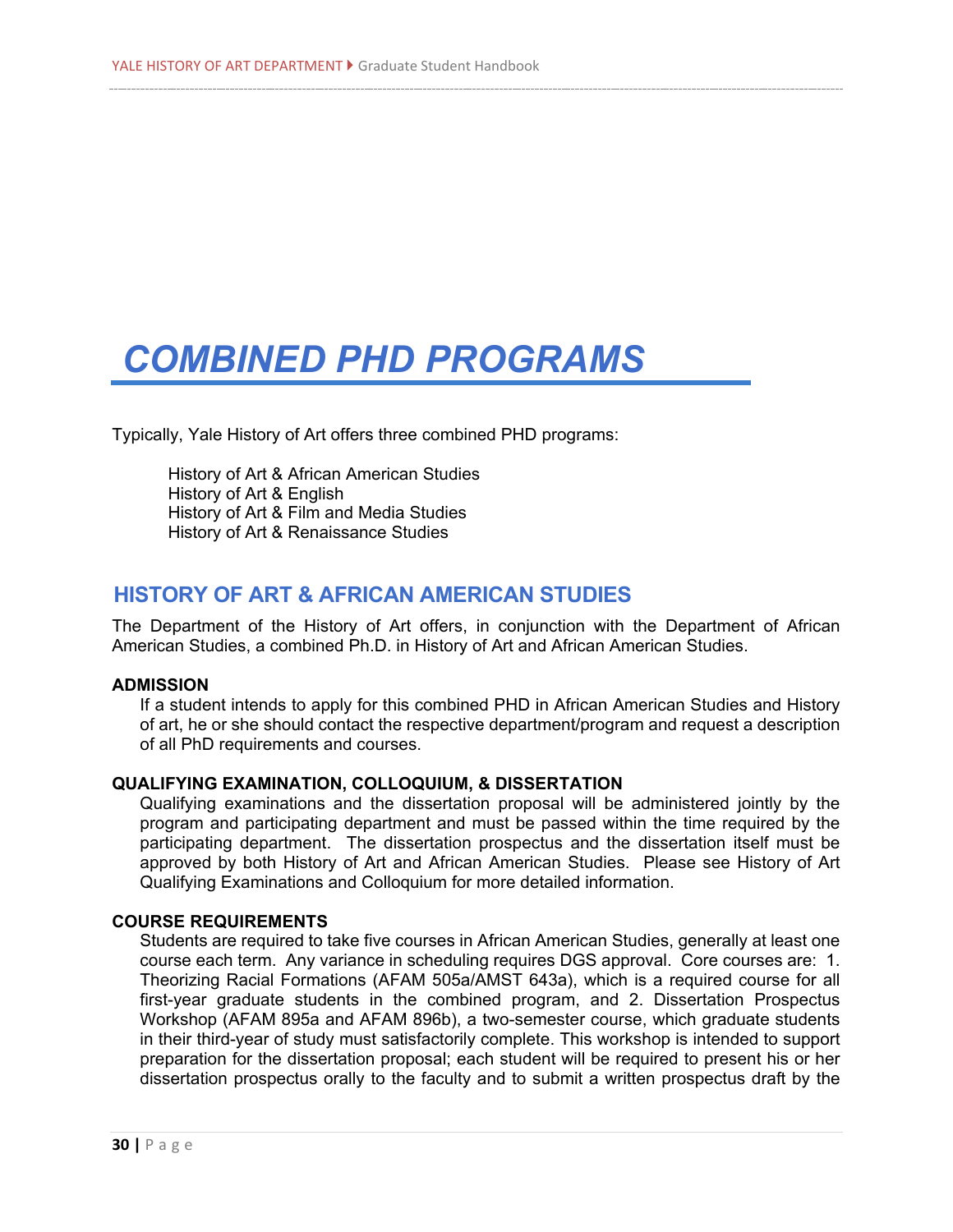# COMBINED PHD PROGRAMS

Typically, Yale History of Art offers three combined PHD programs:

History of Art & African American Studies
History of Art & English
History of Art & Film and Media Studies
History of Art & Renaissance Studies

## HISTORY OF ART & AFRICAN AMERICAN STUDIES

The Department of the History of Art offers, in conjunction with the Department of African American Studies, a combined Ph.D. in History of Art and African American Studies.

**ADMISSION**

If a student intends to apply for this combined PHD in African American Studies and History of art, he or she should contact the respective department/program and request a description of all PhD requirements and courses.

**QUALIFYING EXAMINATION, COLLOQUIUM, & DISSERTATION**

Qualifying examinations and the dissertation proposal will be administered jointly by the program and participating department and must be passed within the time required by the participating department. The dissertation prospectus and the dissertation itself must be approved by both History of Art and African American Studies. Please see History of Art Qualifying Examinations and Colloquium for more detailed information.

**COURSE REQUIREMENTS**

Students are required to take five courses in African American Studies, generally at least one course each term. Any variance in scheduling requires DGS approval. Core courses are: 1. Theorizing Racial Formations (AFAM 505a/AMST 643a), which is a required course for all first-year graduate students in the combined program, and 2. Dissertation Prospectus Workshop (AFAM 895a and AFAM 896b), a two-semester course, which graduate students in their third-year of study must satisfactorily complete. This workshop is intended to support preparation for the dissertation proposal; each student will be required to present his or her dissertation prospectus orally to the faculty and to submit a written prospectus draft by the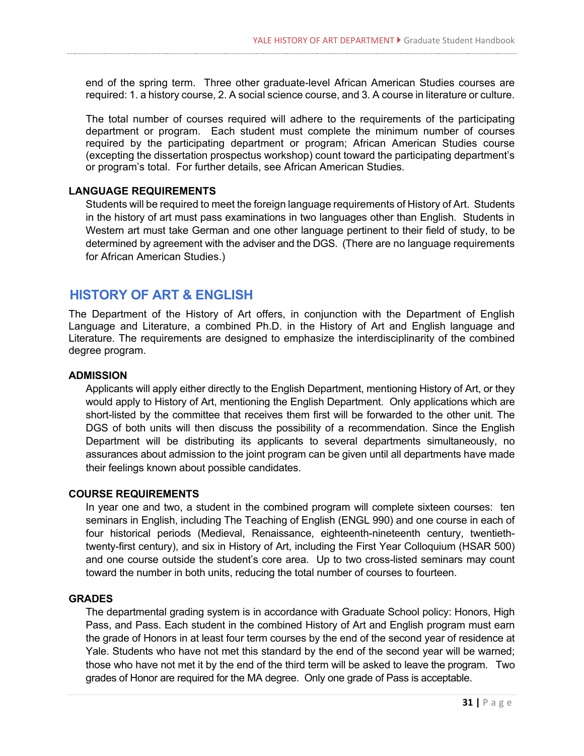end of the spring term. Three other graduate-level African American Studies courses are required: 1. a history course, 2. A social science course, and 3. A course in literature or culture.

The total number of courses required will adhere to the requirements of the participating department or program. Each student must complete the minimum number of courses required by the participating department or program; African American Studies course (excepting the dissertation prospectus workshop) count toward the participating department's or program's total. For further details, see African American Studies.

### LANGUAGE REQUIREMENTS

Students will be required to meet the foreign language requirements of History of Art. Students in the history of art must pass examinations in two languages other than English. Students in Western art must take German and one other language pertinent to their field of study, to be determined by agreement with the adviser and the DGS. (There are no language requirements for African American Studies.)

## HISTORY OF ART & ENGLISH

The Department of the History of Art offers, in conjunction with the Department of English Language and Literature, a combined Ph.D. in the History of Art and English language and Literature. The requirements are designed to emphasize the interdisciplinarity of the combined degree program.

### ADMISSION

Applicants will apply either directly to the English Department, mentioning History of Art, or they would apply to History of Art, mentioning the English Department. Only applications which are short-listed by the committee that receives them first will be forwarded to the other unit. The DGS of both units will then discuss the possibility of a recommendation. Since the English Department will be distributing its applicants to several departments simultaneously, no assurances about admission to the joint program can be given until all departments have made their feelings known about possible candidates.

### COURSE REQUIREMENTS

In year one and two, a student in the combined program will complete sixteen courses: ten seminars in English, including The Teaching of English (ENGL 990) and one course in each of four historical periods (Medieval, Renaissance, eighteenth-nineteenth century, twentieth-twenty-first century), and six in History of Art, including the First Year Colloquium (HSAR 500) and one course outside the student's core area. Up to two cross-listed seminars may count toward the number in both units, reducing the total number of courses to fourteen.

### GRADES

The departmental grading system is in accordance with Graduate School policy: Honors, High Pass, and Pass. Each student in the combined History of Art and English program must earn the grade of Honors in at least four term courses by the end of the second year of residence at Yale. Students who have not met this standard by the end of the second year will be warned; those who have not met it by the end of the third term will be asked to leave the program. Two grades of Honor are required for the MA degree. Only one grade of Pass is acceptable.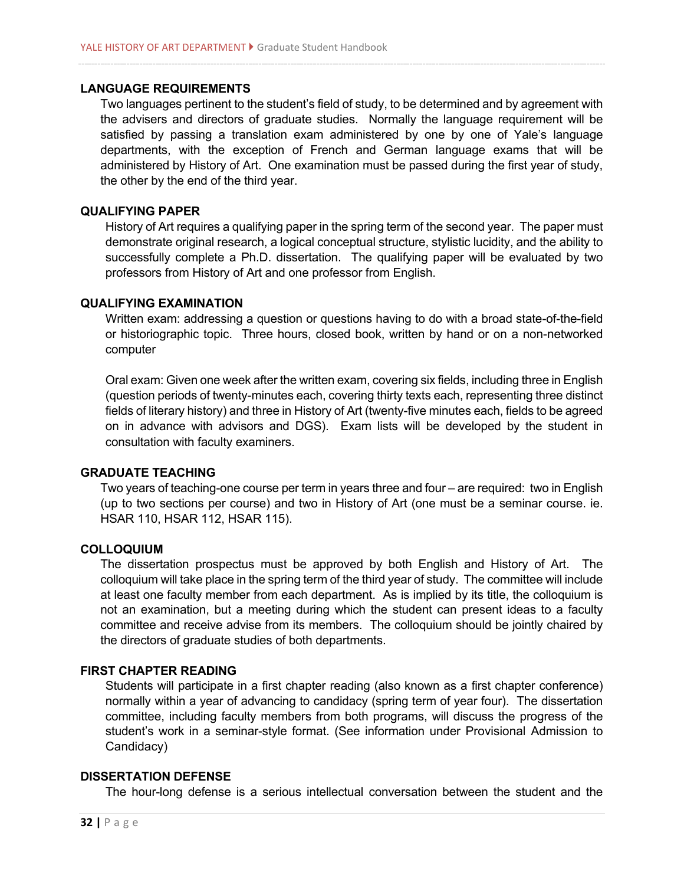## LANGUAGE REQUIREMENTS

Two languages pertinent to the student's field of study, to be determined and by agreement with the advisers and directors of graduate studies. Normally the language requirement will be satisfied by passing a translation exam administered by one by one of Yale's language departments, with the exception of French and German language exams that will be administered by History of Art. One examination must be passed during the first year of study, the other by the end of the third year.

## QUALIFYING PAPER

History of Art requires a qualifying paper in the spring term of the second year. The paper must demonstrate original research, a logical conceptual structure, stylistic lucidity, and the ability to successfully complete a Ph.D. dissertation. The qualifying paper will be evaluated by two professors from History of Art and one professor from English.

## QUALIFYING EXAMINATION

Written exam: addressing a question or questions having to do with a broad state-of-the-field or historiographic topic. Three hours, closed book, written by hand or on a non-networked computer

Oral exam: Given one week after the written exam, covering six fields, including three in English (question periods of twenty-minutes each, covering thirty texts each, representing three distinct fields of literary history) and three in History of Art (twenty-five minutes each, fields to be agreed on in advance with advisors and DGS). Exam lists will be developed by the student in consultation with faculty examiners.

## GRADUATE TEACHING

Two years of teaching-one course per term in years three and four – are required: two in English (up to two sections per course) and two in History of Art (one must be a seminar course. ie. HSAR 110, HSAR 112, HSAR 115).

## COLLOQUIUM

The dissertation prospectus must be approved by both English and History of Art. The colloquium will take place in the spring term of the third year of study. The committee will include at least one faculty member from each department. As is implied by its title, the colloquium is not an examination, but a meeting during which the student can present ideas to a faculty committee and receive advise from its members. The colloquium should be jointly chaired by the directors of graduate studies of both departments.

## FIRST CHAPTER READING

Students will participate in a first chapter reading (also known as a first chapter conference) normally within a year of advancing to candidacy (spring term of year four). The dissertation committee, including faculty members from both programs, will discuss the progress of the student's work in a seminar-style format. (See information under Provisional Admission to Candidacy)

## DISSERTATION DEFENSE

The hour-long defense is a serious intellectual conversation between the student and the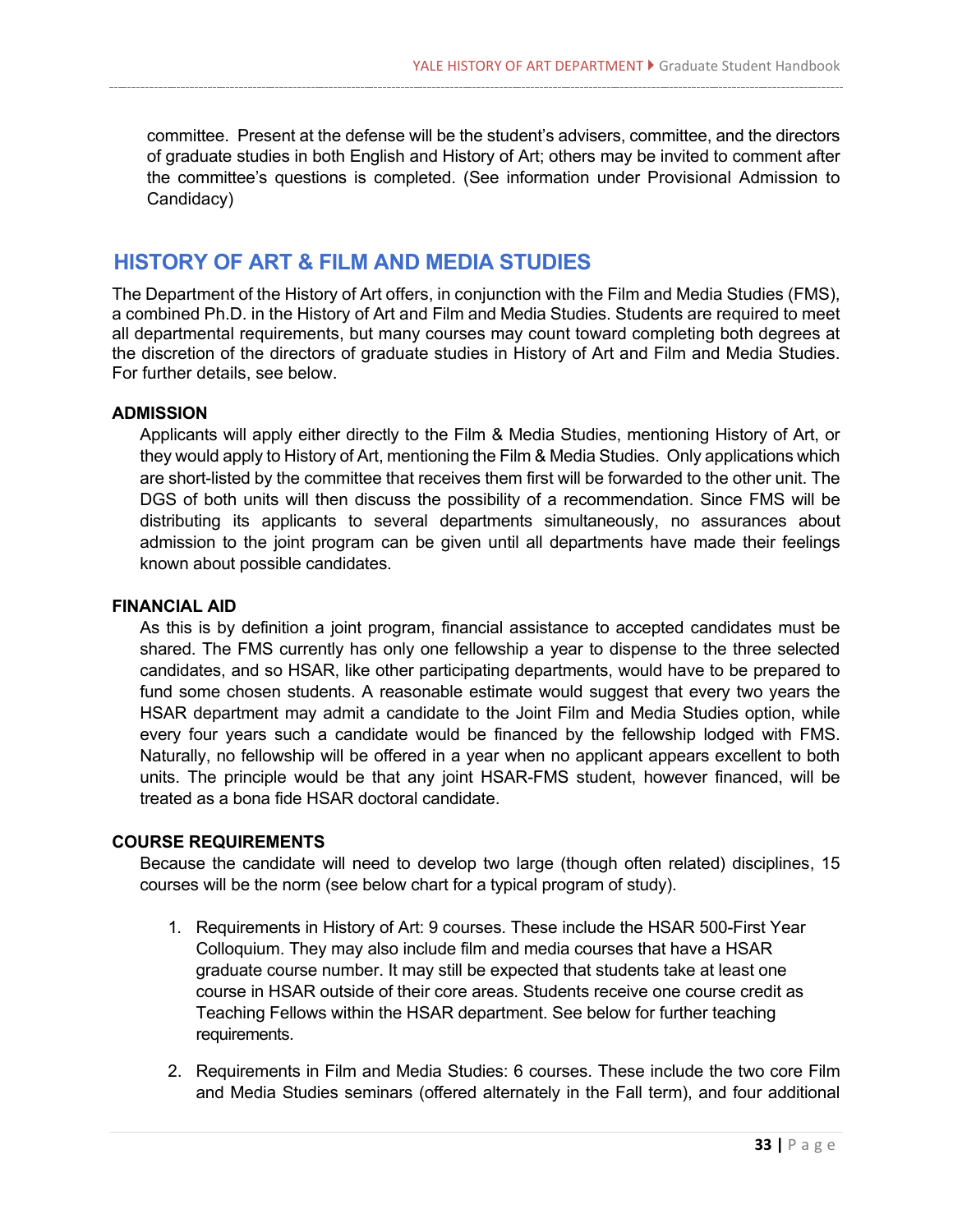committee. Present at the defense will be the student's advisers, committee, and the directors of graduate studies in both English and History of Art; others may be invited to comment after the committee's questions is completed. (See information under Provisional Admission to Candidacy)

## HISTORY OF ART & FILM AND MEDIA STUDIES

The Department of the History of Art offers, in conjunction with the Film and Media Studies (FMS), a combined Ph.D. in the History of Art and Film and Media Studies. Students are required to meet all departmental requirements, but many courses may count toward completing both degrees at the discretion of the directors of graduate studies in History of Art and Film and Media Studies. For further details, see below.

### ADMISSION

Applicants will apply either directly to the Film & Media Studies, mentioning History of Art, or they would apply to History of Art, mentioning the Film & Media Studies. Only applications which are short-listed by the committee that receives them first will be forwarded to the other unit. The DGS of both units will then discuss the possibility of a recommendation. Since FMS will be distributing its applicants to several departments simultaneously, no assurances about admission to the joint program can be given until all departments have made their feelings known about possible candidates.

### FINANCIAL AID

As this is by definition a joint program, financial assistance to accepted candidates must be shared. The FMS currently has only one fellowship a year to dispense to the three selected candidates, and so HSAR, like other participating departments, would have to be prepared to fund some chosen students. A reasonable estimate would suggest that every two years the HSAR department may admit a candidate to the Joint Film and Media Studies option, while every four years such a candidate would be financed by the fellowship lodged with FMS. Naturally, no fellowship will be offered in a year when no applicant appears excellent to both units. The principle would be that any joint HSAR-FMS student, however financed, will be treated as a bona fide HSAR doctoral candidate.

### COURSE REQUIREMENTS

Because the candidate will need to develop two large (though often related) disciplines, 15 courses will be the norm (see below chart for a typical program of study).

1. Requirements in History of Art: 9 courses. These include the HSAR 500-First Year Colloquium. They may also include film and media courses that have a HSAR graduate course number. It may still be expected that students take at least one course in HSAR outside of their core areas. Students receive one course credit as Teaching Fellows within the HSAR department. See below for further teaching requirements.

2. Requirements in Film and Media Studies: 6 courses. These include the two core Film and Media Studies seminars (offered alternately in the Fall term), and four additional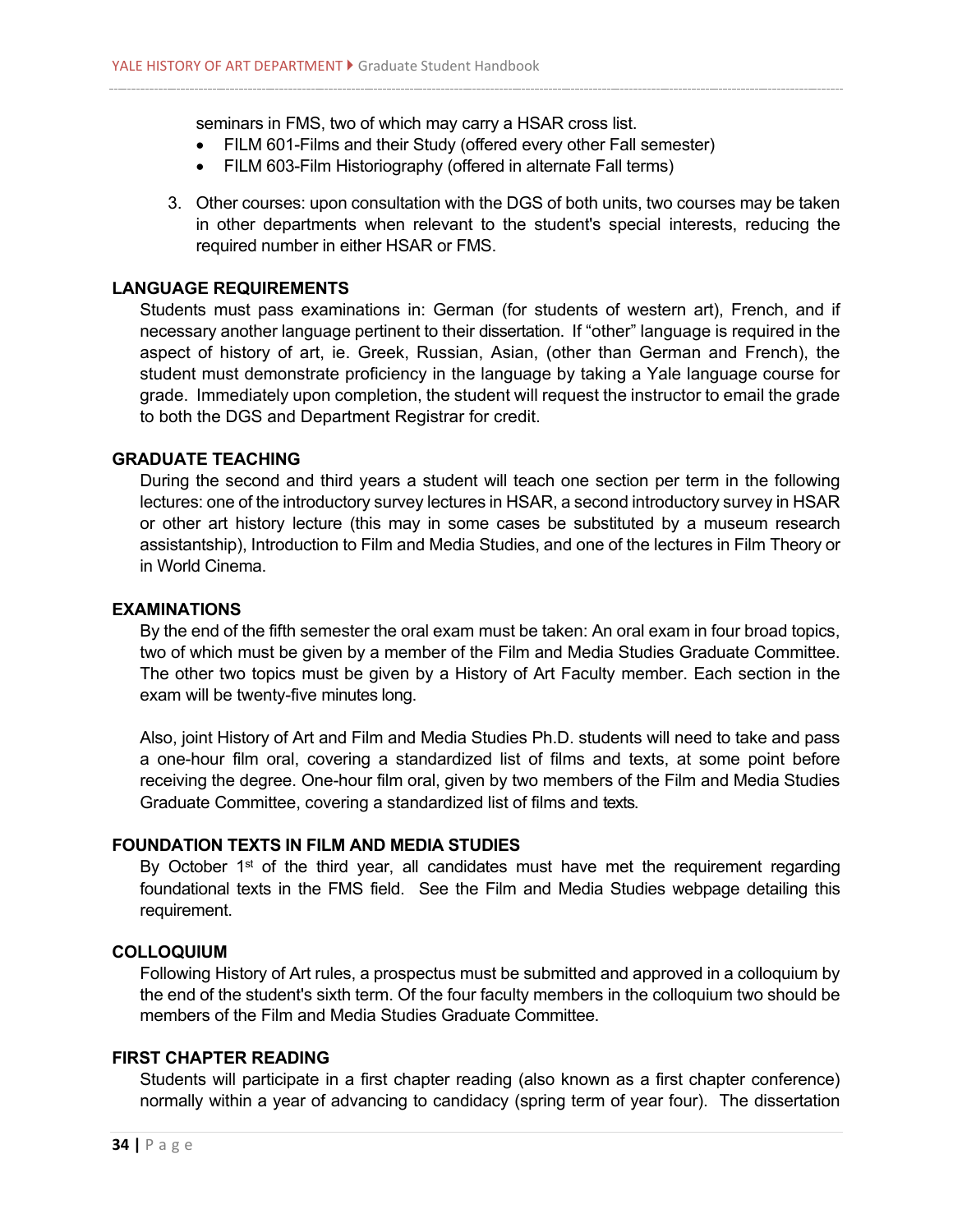seminars in FMS, two of which may carry a HSAR cross list.

- FILM 601-Films and their Study (offered every other Fall semester)
- FILM 603-Film Historiography (offered in alternate Fall terms)

3. Other courses: upon consultation with the DGS of both units, two courses may be taken in other departments when relevant to the student's special interests, reducing the required number in either HSAR or FMS.

### LANGUAGE REQUIREMENTS

Students must pass examinations in: German (for students of western art), French, and if necessary another language pertinent to their dissertation. If "other" language is required in the aspect of history of art, ie. Greek, Russian, Asian, (other than German and French), the student must demonstrate proficiency in the language by taking a Yale language course for grade. Immediately upon completion, the student will request the instructor to email the grade to both the DGS and Department Registrar for credit.

### GRADUATE TEACHING

During the second and third years a student will teach one section per term in the following lectures: one of the introductory survey lectures in HSAR, a second introductory survey in HSAR or other art history lecture (this may in some cases be substituted by a museum research assistantship), Introduction to Film and Media Studies, and one of the lectures in Film Theory or in World Cinema.

### EXAMINATIONS

By the end of the fifth semester the oral exam must be taken: An oral exam in four broad topics, two of which must be given by a member of the Film and Media Studies Graduate Committee. The other two topics must be given by a History of Art Faculty member. Each section in the exam will be twenty-five minutes long.

Also, joint History of Art and Film and Media Studies Ph.D. students will need to take and pass a one-hour film oral, covering a standardized list of films and texts, at some point before receiving the degree. One-hour film oral, given by two members of the Film and Media Studies Graduate Committee, covering a standardized list of films and texts.

### FOUNDATION TEXTS IN FILM AND MEDIA STUDIES

By October 1st of the third year, all candidates must have met the requirement regarding foundational texts in the FMS field. See the Film and Media Studies webpage detailing this requirement.

### COLLOQUIUM

Following History of Art rules, a prospectus must be submitted and approved in a colloquium by the end of the student's sixth term. Of the four faculty members in the colloquium two should be members of the Film and Media Studies Graduate Committee.

### FIRST CHAPTER READING

Students will participate in a first chapter reading (also known as a first chapter conference) normally within a year of advancing to candidacy (spring term of year four). The dissertation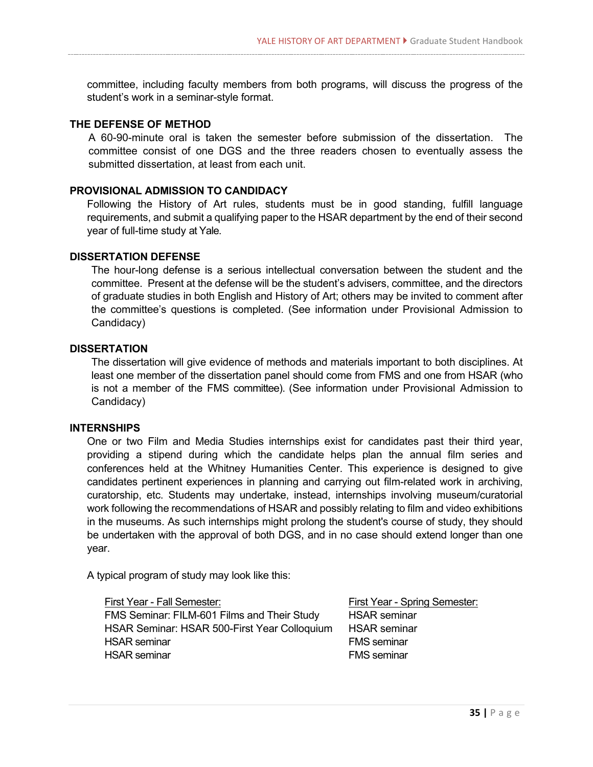committee, including faculty members from both programs, will discuss the progress of the student's work in a seminar-style format.

### THE DEFENSE OF METHOD

A 60-90-minute oral is taken the semester before submission of the dissertation. The committee consist of one DGS and the three readers chosen to eventually assess the submitted dissertation, at least from each unit.

### PROVISIONAL ADMISSION TO CANDIDACY

Following the History of Art rules, students must be in good standing, fulfill language requirements, and submit a qualifying paper to the HSAR department by the end of their second year of full-time study at Yale.

### DISSERTATION DEFENSE

The hour-long defense is a serious intellectual conversation between the student and the committee. Present at the defense will be the student's advisers, committee, and the directors of graduate studies in both English and History of Art; others may be invited to comment after the committee's questions is completed. (See information under Provisional Admission to Candidacy)

### DISSERTATION

The dissertation will give evidence of methods and materials important to both disciplines. At least one member of the dissertation panel should come from FMS and one from HSAR (who is not a member of the FMS committee). (See information under Provisional Admission to Candidacy)

### INTERNSHIPS

One or two Film and Media Studies internships exist for candidates past their third year, providing a stipend during which the candidate helps plan the annual film series and conferences held at the Whitney Humanities Center. This experience is designed to give candidates pertinent experiences in planning and carrying out film-related work in archiving, curatorship, etc. Students may undertake, instead, internships involving museum/curatorial work following the recommendations of HSAR and possibly relating to film and video exhibitions in the museums. As such internships might prolong the student's course of study, they should be undertaken with the approval of both DGS, and in no case should extend longer than one year.

A typical program of study may look like this:

| First Year - Fall Semester: | First Year - Spring Semester: |
|---|---|
| FMS Seminar: FILM-601 Films and Their Study | HSAR seminar |
| HSAR Seminar: HSAR 500-First Year Colloquium | HSAR seminar |
| HSAR seminar | FMS seminar |
| HSAR seminar | FMS seminar |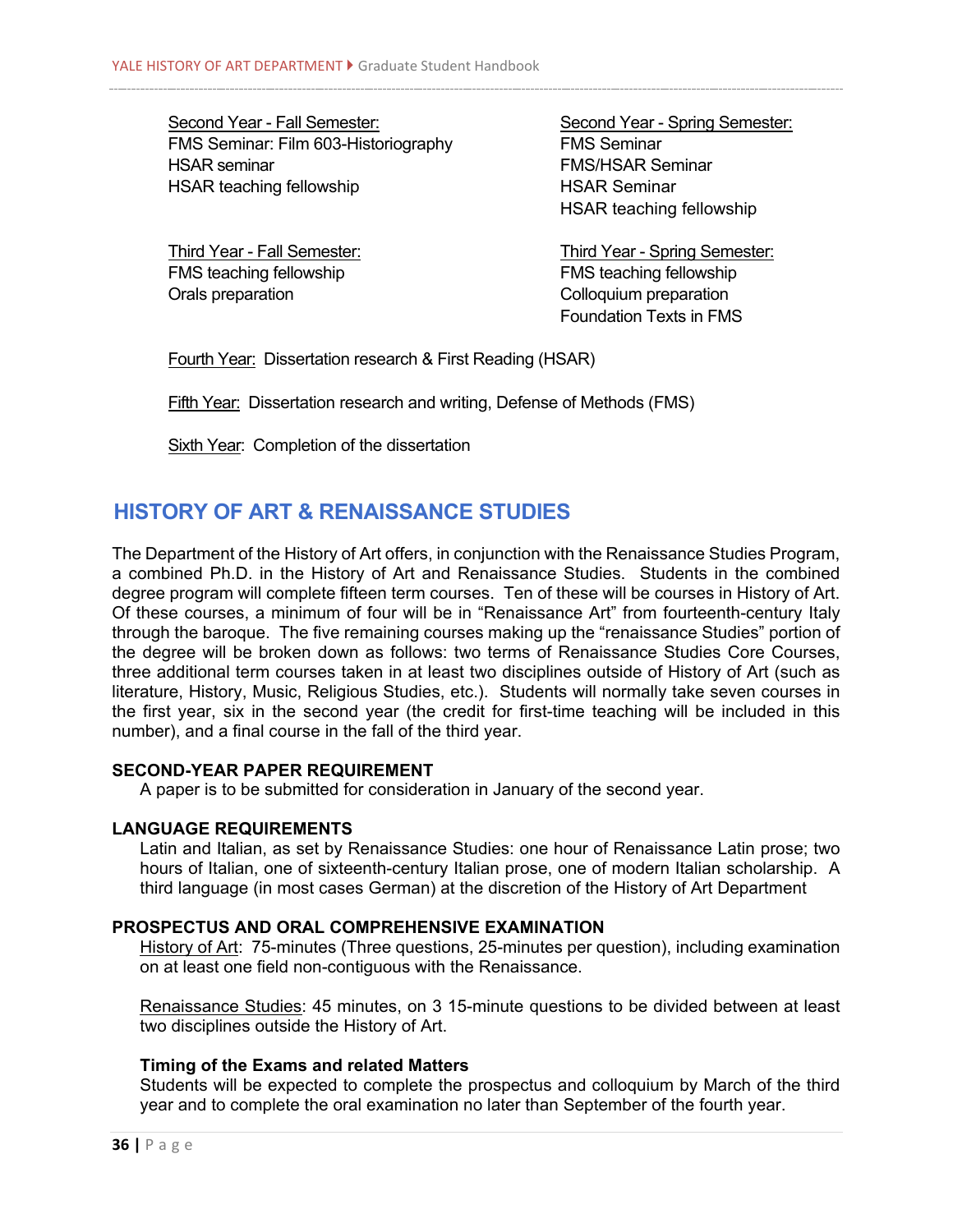Second Year - Fall Semester:
FMS Seminar: Film 603-Historiography
HSAR seminar
HSAR teaching fellowship

Second Year - Spring Semester:
FMS Seminar
FMS/HSAR Seminar
HSAR Seminar
HSAR teaching fellowship

Third Year - Fall Semester:
FMS teaching fellowship
Orals preparation

Third Year - Spring Semester:
FMS teaching fellowship
Colloquium preparation
Foundation Texts in FMS

Fourth Year: Dissertation research & First Reading (HSAR)

Fifth Year: Dissertation research and writing, Defense of Methods (FMS)

Sixth Year: Completion of the dissertation

## HISTORY OF ART & RENAISSANCE STUDIES

The Department of the History of Art offers, in conjunction with the Renaissance Studies Program, a combined Ph.D. in the History of Art and Renaissance Studies. Students in the combined degree program will complete fifteen term courses. Ten of these will be courses in History of Art. Of these courses, a minimum of four will be in "Renaissance Art" from fourteenth-century Italy through the baroque. The five remaining courses making up the "renaissance Studies" portion of the degree will be broken down as follows: two terms of Renaissance Studies Core Courses, three additional term courses taken in at least two disciplines outside of History of Art (such as literature, History, Music, Religious Studies, etc.). Students will normally take seven courses in the first year, six in the second year (the credit for first-time teaching will be included in this number), and a final course in the fall of the third year.

### SECOND-YEAR PAPER REQUIREMENT

A paper is to be submitted for consideration in January of the second year.

### LANGUAGE REQUIREMENTS

Latin and Italian, as set by Renaissance Studies: one hour of Renaissance Latin prose; two hours of Italian, one of sixteenth-century Italian prose, one of modern Italian scholarship. A third language (in most cases German) at the discretion of the History of Art Department

### PROSPECTUS AND ORAL COMPREHENSIVE EXAMINATION

History of Art: 75-minutes (Three questions, 25-minutes per question), including examination on at least one field non-contiguous with the Renaissance.

Renaissance Studies: 45 minutes, on 3 15-minute questions to be divided between at least two disciplines outside the History of Art.

**Timing of the Exams and related Matters**

Students will be expected to complete the prospectus and colloquium by March of the third year and to complete the oral examination no later than September of the fourth year.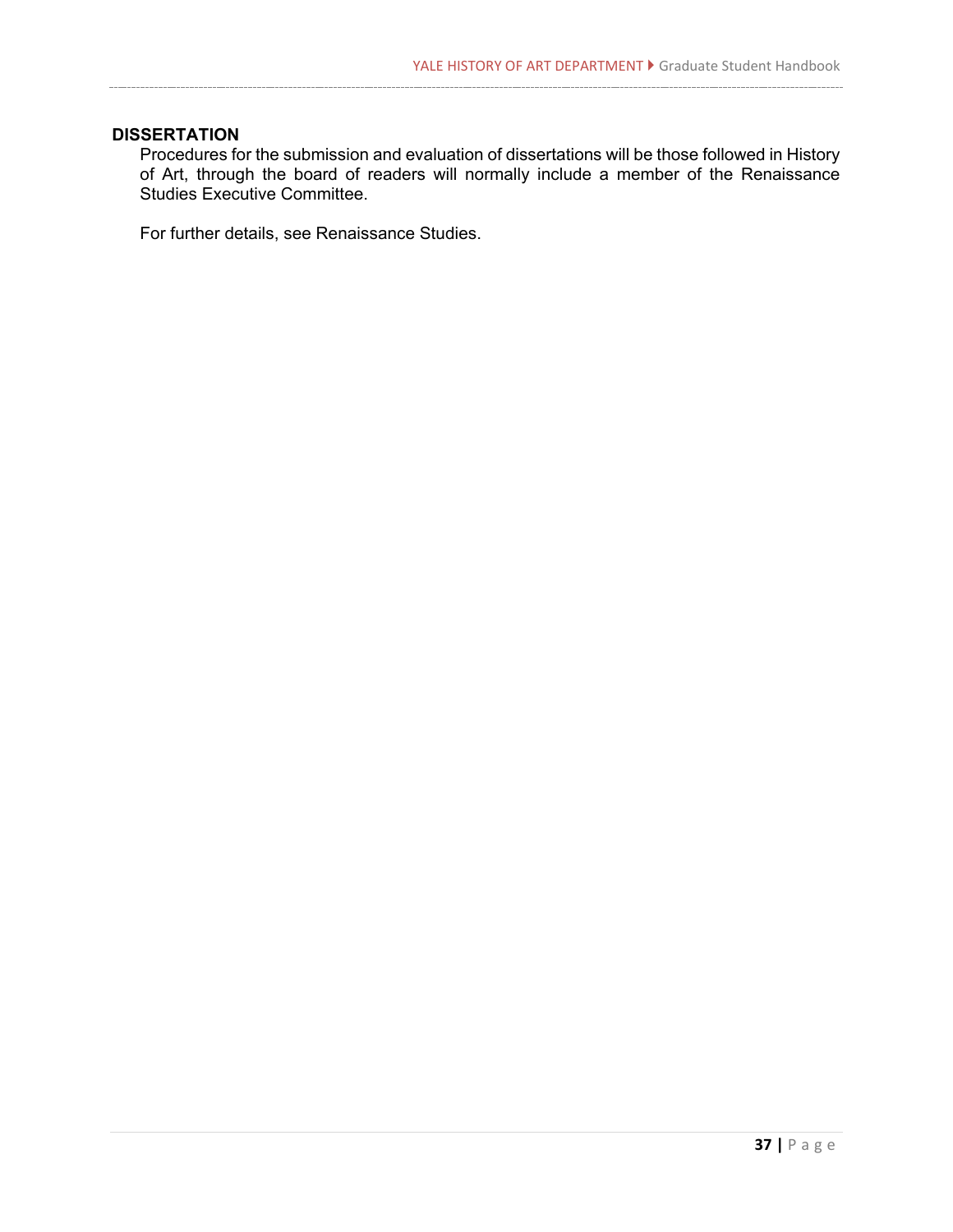## DISSERTATION

Procedures for the submission and evaluation of dissertations will be those followed in History of Art, through the board of readers will normally include a member of the Renaissance Studies Executive Committee.

For further details, see Renaissance Studies.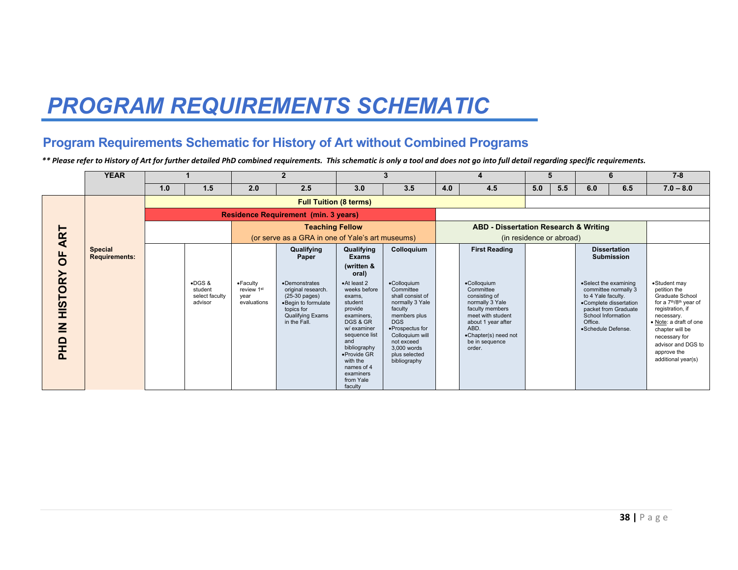# PROGRAM REQUIREMENTS SCHEMATIC

## Program Requirements Schematic for History of Art without Combined Programs

***\*\* Please refer to History of Art for further detailed PhD combined requirements. This schematic is only a tool and does not go into full detail regarding specific requirements.***

| | YEAR | 1 | | 2 | | 3 | | 4 | | 5 | | 6 | | 7-8 |
|---|---|---|---|---|---|---|---|---|---|---|---|---|---|---|
| | | 1.0 | 1.5 | 2.0 | 2.5 | 3.0 | 3.5 | 4.0 | 4.5 | 5.0 | 5.5 | 6.0 | 6.5 | 7.0 – 8.0 |
| PHD IN HISTORY OF ART | | Full Tuition (8 terms) | | | | | | | | | | | | |
| | | Residence Requirement (min. 3 years) | | | | | | | | | | | | |
| | | | | Teaching Fellow (or serve as a GRA in one of Yale's art museums) | | | | ABD - Dissertation Research & Writing (in residence or abroad) | | | | | | |
| | **Special Requirements:** | | •DGS & student select faculty advisor | •Faculty review 1st year evaluations | **Qualifying Paper** •Demonstrates original research. (25-30 pages) •Begin to formulate topics for Qualifying Exams in the Fall. | **Qualifying Exams (written & oral)** •At least 2 weeks before exams, student provide examiners, DGS & GR w/ examiner sequence list and bibliography •Provide GR with the names of 4 examiners from Yale faculty | **Colloquium** •Colloquium Committee shall consist of normally 3 Yale faculty members plus DGS •Prospectus for Colloquium will not exceed 3,000 words plus selected bibliography | | **First Reading** •Colloquium Committee consisting of normally 3 Yale faculty members meet with student about 1 year after ABD. •Chapter(s) need not be in sequence order. | | | **Dissertation Submission** •Select the examining committee normally 3 to 4 Yale faculty. •Complete dissertation packet from Graduate School Information Office. •Schedule Defense. | | •Student may petition the Graduate School for a 7th/8th year of registration, if necessary. •Note: a draft of one chapter will be necessary for advisor and DGS to approve the additional year(s) |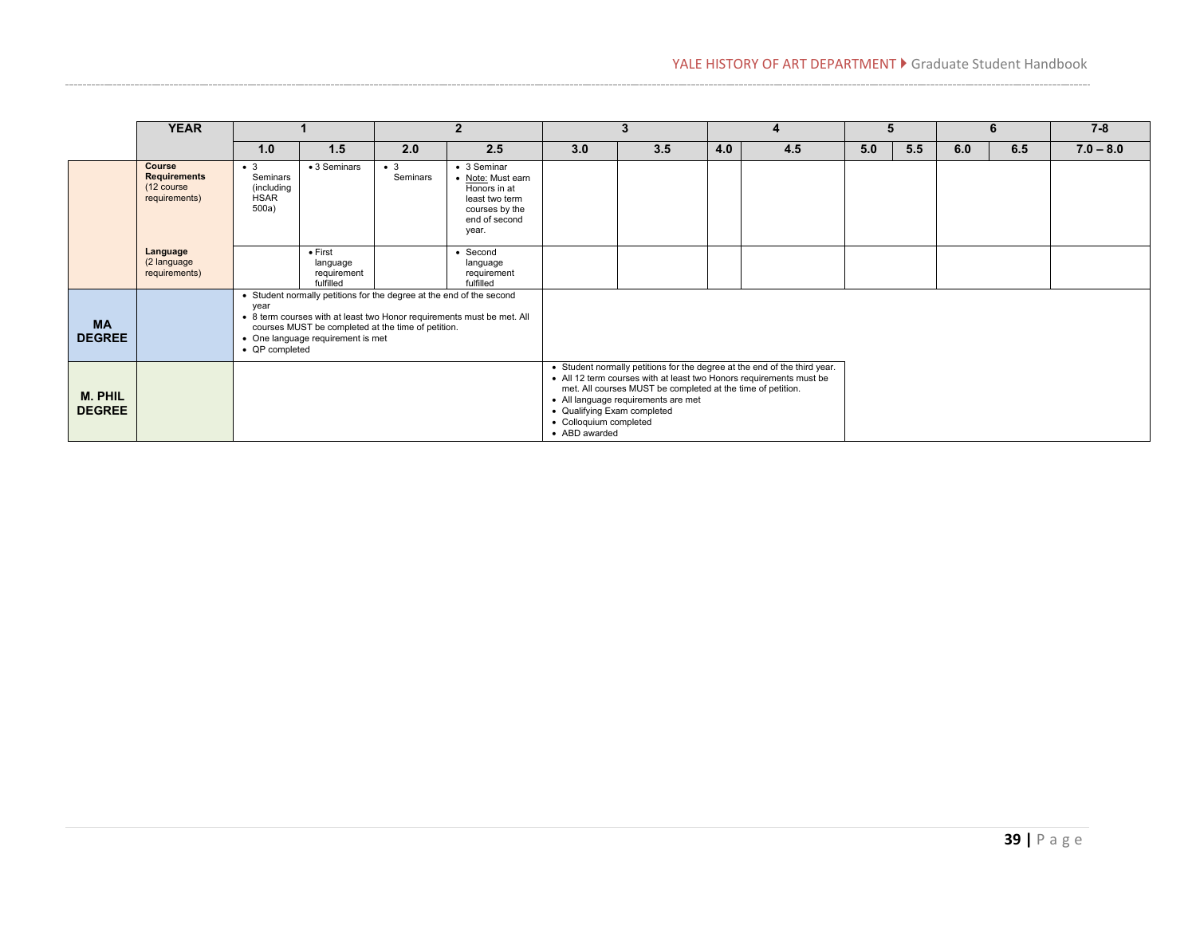| | YEAR | 1 | | 2 | | 3 | | 4 | | 5 | | 6 | | 7-8 |
|---|---|---|---|---|---|---|---|---|---|---|---|---|---|---|
| | | 1.0 | 1.5 | 2.0 | 2.5 | 3.0 | 3.5 | 4.0 | 4.5 | 5.0 | 5.5 | 6.0 | 6.5 | 7.0 – 8.0 |
| | **Course Requirements** (12 course requirements) | • 3 Seminars (including HSAR 500a) | • 3 Seminars | • 3 Seminars | • 3 Seminar • Note: Must earn Honors in at least two term courses by the end of second year. | | | | | | | | | |
| | **Language** (2 language requirements) | | • First language requirement fulfilled | | • Second language requirement fulfilled | | | | | | | | | |
| **MA DEGREE** | | • Student normally petitions for the degree at the end of the second year • 8 term courses with at least two Honor requirements must be met. All courses MUST be completed at the time of petition. • One language requirement is met • QP completed | | | | | | | | | | | | |
| **M. PHIL DEGREE** | | | | | | • Student normally petitions for the degree at the end of the third year. • All 12 term courses with at least two Honors requirements must be met. All courses MUST be completed at the time of petition. • All language requirements are met • Qualifying Exam completed • Colloquium completed • ABD awarded | | | | | | | | |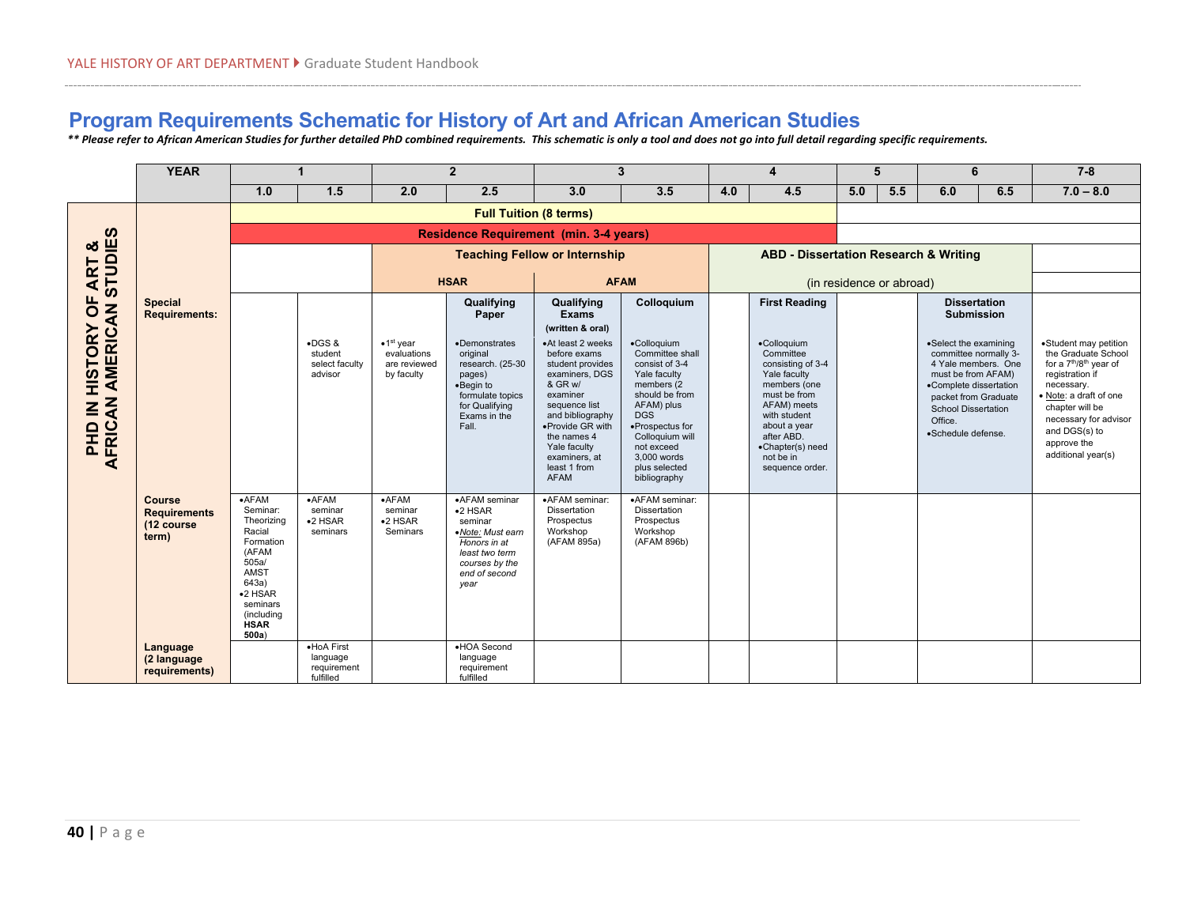# Program Requirements Schematic for History of Art and African American Studies

*** Please refer to African American Studies for further detailed PhD combined requirements. This schematic is only a tool and does not go into full detail regarding specific requirements.*

PHD IN HISTORY OF ART & AFRICAN AMERICAN STUDIES

| YEAR | 1 | | 2 | | 3 | | 4 | | 5 | | 6 | | 7-8 |
|---|---|---|---|---|---|---|---|---|---|---|---|---|---|
| | 1.0 | 1.5 | 2.0 | 2.5 | 3.0 | 3.5 | 4.0 | 4.5 | 5.0 | 5.5 | 6.0 | 6.5 | 7.0 – 8.0 |
| | Full Tuition (8 terms) | | | | | | | | | | | | |
| | Residence Requirement (min. 3-4 years) | | | | | | | | | | | | |
| | | | Teaching Fellow or Internship: HSAR | | Teaching Fellow or Internship: AFAM | | ABD - Dissertation Research & Writing (in residence or abroad) | | | | | | |
| **Special Requirements:** | | •DGS & student select faculty advisor | •1st year evaluations are reviewed by faculty | **Qualifying Paper** •Demonstrates original research. (25-30 pages) •Begin to formulate topics for Qualifying Exams in the Fall. | **Qualifying Exams (written & oral)** •At least 2 weeks before exams student provides examiners, DGS & GR w/ examiner sequence list and bibliography •Provide GR with the names 4 Yale faculty examiners, at least 1 from AFAM | **Colloquium** •Colloquium Committee shall consist of 3-4 Yale faculty members (2 should be from AFAM) plus DGS •Prospectus for Colloquium will not exceed 3,000 words plus selected bibliography | | **First Reading** •Colloquium Committee consisting of 3-4 Yale faculty members (one must be from AFAM) meets with student about a year after ABD. •Chapter(s) need not be in sequence order. | | | **Dissertation Submission** •Select the examining committee normally 3-4 Yale members. One must be from AFAM) •Complete dissertation packet from Graduate School Dissertation Office. •Schedule defense. | | •Student may petition the Graduate School for a 7th/8th year of registration if necessary. • Note: a draft of one chapter will be necessary for advisor and DGS(s) to approve the additional year(s) |
| **Course Requirements (12 course term)** | •AFAM Seminar: Theorizing Racial Formation (AFAM 505a/ AMST 643a) •2 HSAR seminars (including **HSAR 500a**) | •AFAM seminar •2 HSAR seminars | •AFAM seminar •2 HSAR Seminars | •AFAM seminar •2 HSAR seminar •*Note: Must earn Honors in at least two term courses by the end of second year* | •AFAM seminar: Dissertation Prospectus Workshop (AFAM 895a) | •AFAM seminar: Dissertation Prospectus Workshop (AFAM 896b) | | | | | | | |
| **Language (2 language requirements)** | | •HoA First language requirement fulfilled | | •HOA Second language requirement fulfilled | | | | | | | | | |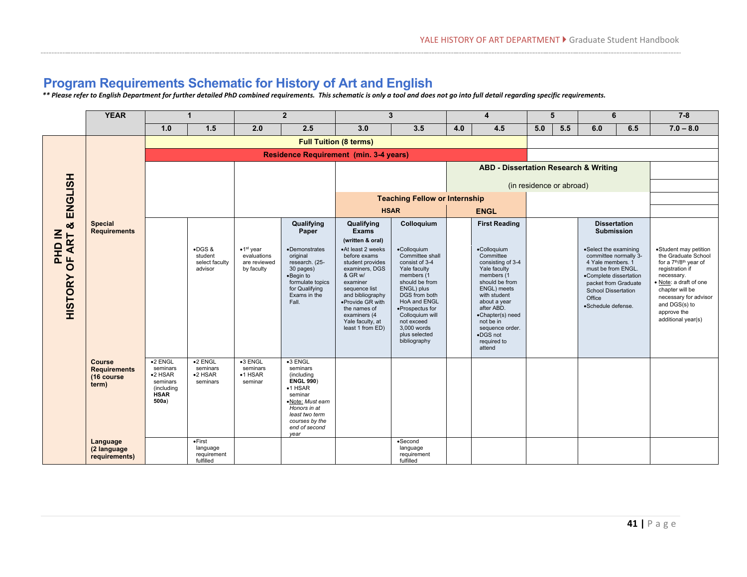# Program Requirements Schematic for History of Art and English

*** Please refer to English Department for further detailed PhD combined requirements. This schematic is only a tool and does not go into full detail regarding specific requirements.*

| PHD IN HISTORY OF ART & ENGLISH | YEAR | 1 | | 2 | | 3 | | 4 | | 5 | | 6 | | 7-8 |
|---|---|---|---|---|---|---|---|---|---|---|---|---|---|---|
| | | 1.0 | 1.5 | 2.0 | 2.5 | 3.0 | 3.5 | 4.0 | 4.5 | 5.0 | 5.5 | 6.0 | 6.5 | 7.0 – 8.0 |
| | | Full Tuition (8 terms) | | | | | | | | | | | | |
| | | Residence Requirement (min. 3-4 years) | | | | | | | | | | | | |
| | | | | | | | | ABD - Dissertation Research & Writing (in residence or abroad) | | | | | | |
| | | | | | | Teaching Fellow or Internship: HSAR | | Teaching Fellow or Internship: ENGL | | | | | | |
| | **Special Requirements** | | •DGS & student select faculty advisor | •1st year evaluations are reviewed by faculty | **Qualifying Paper** •Demonstrates original research. (25-30 pages) •Begin to formulate topics for Qualifying Exams in the Fall. | **Qualifying Exams (written & oral)** •At least 2 weeks before exams student provides examiners, DGS & GR w/ examiner sequence list and bibliography •Provide GR with the names of examiners (4 Yale faculty, at least 1 from ED) | **Colloquium** •Colloquium Committee shall consist of 3-4 Yale faculty members (1 should be from ENGL) plus DGS from both HoA and ENGL •Prospectus for Colloquium will not exceed 3,000 words plus selected bibliography | | **First Reading** •Colloquium Committee consisting of 3-4 Yale faculty members (1 should be from ENGL) meets with student about a year after ABD. •Chapter(s) need not be in sequence order. •DGS not required to attend | | | **Dissertation Submission** •Select the examining committee normally 3-4 Yale members. 1 must be from ENGL. •Complete dissertation packet from Graduate School Dissertation Office •Schedule defense. | | •Student may petition the Graduate School for a 7th/8th year of registration if necessary. •Note: a draft of one chapter will be necessary for advisor and DGS(s) to approve the additional year(s) |
| | **Course Requirements (16 course term)** | •2 ENGL seminars •2 HSAR seminars (including **HSAR 500a**) | •2 ENGL seminars •2 HSAR seminars | •3 ENGL seminars •1 HSAR seminar | •3 ENGL seminars (including **ENGL 990**) •1 HSAR seminar •Note: *Must earn Honors in at least two term courses by the end of second year* | | | | | | | | | |
| | **Language (2 language requirements)** | | •First language requirement fulfilled | | | | •Second language requirement fulfilled | | | | | | | |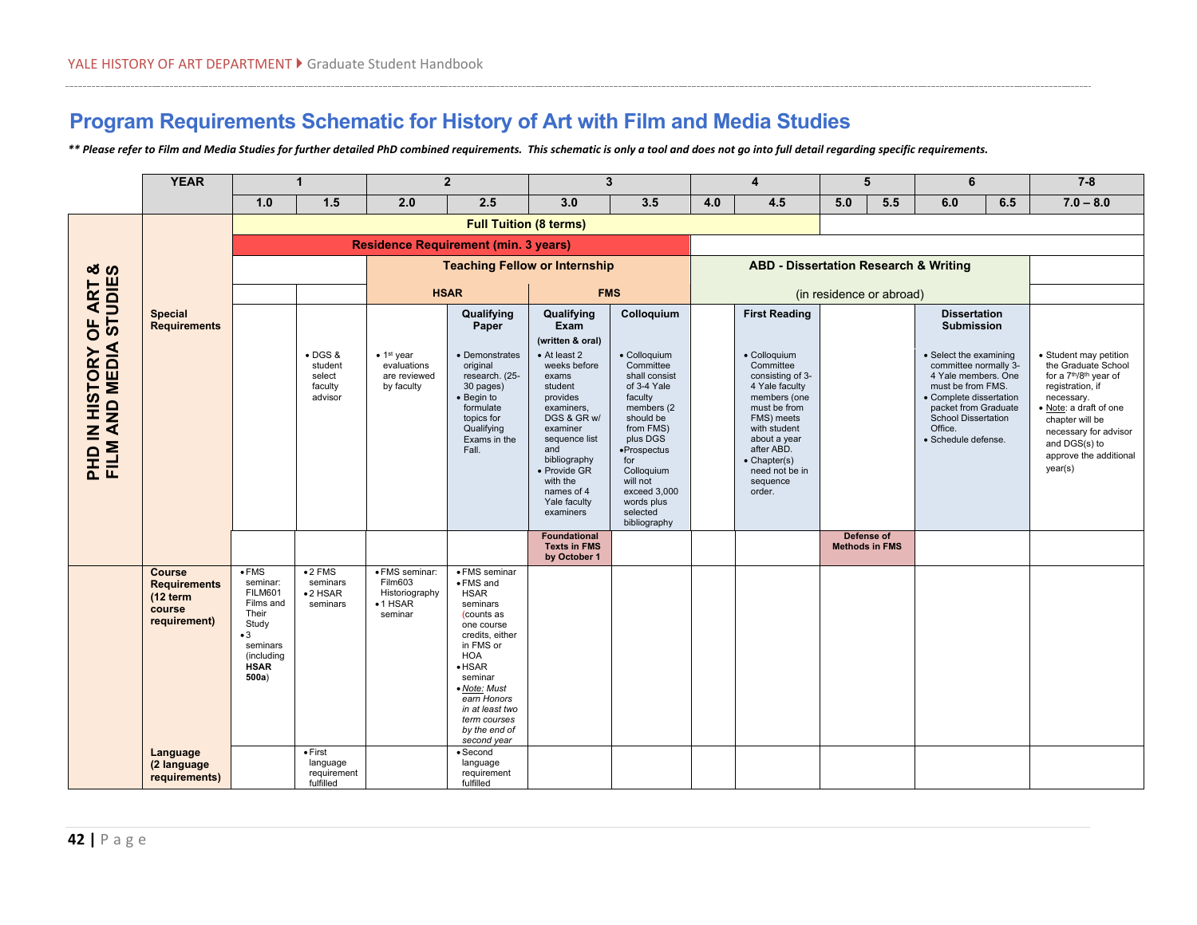# Program Requirements Schematic for History of Art with Film and Media Studies

***\*\* Please refer to Film and Media Studies for further detailed PhD combined requirements. This schematic is only a tool and does not go into full detail regarding specific requirements.***

| | YEAR | 1 | | 2 | | 3 | | 4 | | 5 | | 6 | | 7-8 |
|---|---|---|---|---|---|---|---|---|---|---|---|---|---|---|
| | | 1.0 | 1.5 | 2.0 | 2.5 | 3.0 | 3.5 | 4.0 | 4.5 | 5.0 | 5.5 | 6.0 | 6.5 | 7.0 – 8.0 |
| **PHD IN HISTORY OF ART & FILM AND MEDIA STUDIES** | **Special Requirements** | **Full Tuition (8 terms)** | | | | | | | | | | | | |
| | | **Residence Requirement (min. 3 years)** | | | | | | | | | | | | |
| | | | | **Teaching Fellow or Internship** | | | | **ABD - Dissertation Research & Writing** | | | | | | |
| | | | | **HSAR** | | **FMS** | | (in residence or abroad) | | | | | | |
| | | | • DGS & student select faculty advisor | • 1st year evaluations are reviewed by faculty | **Qualifying Paper** • Demonstrates original research. (25-30 pages) • Begin to formulate topics for Qualifying Exams in the Fall. | **Qualifying Exam (written & oral)** • At least 2 weeks before exams student provides examiners, DGS & GR w/ examiner sequence list and bibliography • Provide GR with the names of 4 Yale faculty examiners | **Colloquium** • Colloquium Committee shall consist of 3-4 Yale faculty members (2 should be from FMS) plus DGS • Prospectus for Colloquium will not exceed 3,000 words plus selected bibliography | | **First Reading** • Colloquium Committee consisting of 3-4 Yale faculty members (one must be from FMS) meets with student about a year after ABD. • Chapter(s) need not be in sequence order. | | | **Dissertation Submission** • Select the examining committee normally 3-4 Yale members. One must be from FMS. • Complete dissertation packet from Graduate School Dissertation Office. • Schedule defense. | | • Student may petition the Graduate School for a 7th/8th year of registration, if necessary. • Note: a draft of one chapter will be necessary for advisor and DGS(s) to approve the additional year(s) |
| | | | | | | **Foundational Texts in FMS by October 1** | | | | **Defense of Methods in FMS** | | | | |
| | **Course Requirements (12 term course requirement)** | • FMS seminar: FILM601 Films and Their Study • 3 seminars (including **HSAR 500a**) | • 2 FMS seminars • 2 HSAR seminars | • FMS seminar: Film603 Historiography • 1 HSAR seminar | • FMS seminar • FMS and HSAR seminars (counts as one course credits, either in FMS or HOA • HSAR seminar • *Note: Must earn Honors in at least two term courses by the end of second year* | | | | | | | | | |
| | **Language (2 language requirements)** | | • First language requirement fulfilled | | • Second language requirement fulfilled | | | | | | | | | |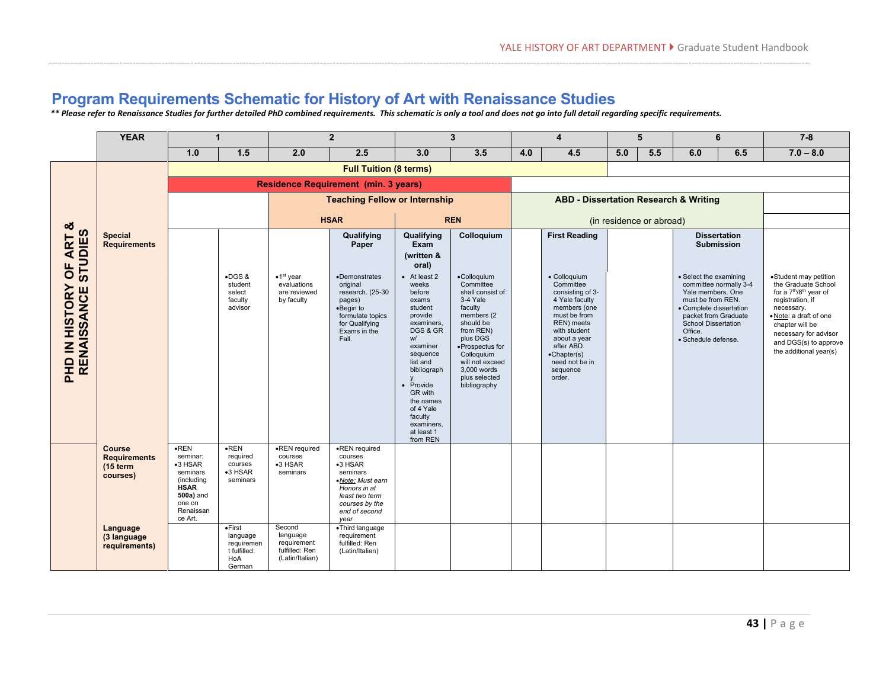# Program Requirements Schematic for History of Art with Renaissance Studies

***\*\* Please refer to Renaissance Studies for further detailed PhD combined requirements. This schematic is only a tool and does not go into full detail regarding specific requirements.***

| | YEAR | 1 | | 2 | | 3 | | 4 | | 5 | | 6 | | 7-8 |
|---|---|---|---|---|---|---|---|---|---|---|---|---|---|---|
| | | 1.0 | 1.5 | 2.0 | 2.5 | 3.0 | 3.5 | 4.0 | 4.5 | 5.0 | 5.5 | 6.0 | 6.5 | 7.0 – 8.0 |
| PHD IN HISTORY OF ART & RENAISSANCE STUDIES | | Full Tuition (8 terms) | | | | | | | | | | | | |
| | | Residence Requirement (min. 3 years) | | | | | | | | | | | | |
| | | | | Teaching Fellow or Internship | | | | ABD - Dissertation Research & Writing | | | | | | |
| | | | | HSAR | | REN | | (in residence or abroad) | | | | | | |
| | Special Requirements | | •DGS & student select faculty advisor | •1st year evaluations are reviewed by faculty | **Qualifying Paper** •Demonstrates original research. (25-30 pages) •Begin to formulate topics for Qualifying Exams in the Fall. | **Qualifying Exam (written & oral)** • At least 2 weeks before exams student provide examiners, DGS & GR w/ examiner sequence list and bibliography • Provide GR with the names of 4 Yale faculty examiners, at least 1 from REN | **Colloquium** •Colloquium Committee shall consist of 3-4 Yale faculty members (2 should be from REN) plus DGS •Prospectus for Colloquium will not exceed 3,000 words plus selected bibliography | | **First Reading** • Colloquium Committee consisting of 3-4 Yale faculty members (one must be from REN) meets with student about a year after ABD. •Chapter(s) need not be in sequence order. | | | **Dissertation Submission** • Select the examining committee normally 3-4 Yale members. One must be from REN. • Complete dissertation packet from Graduate School Dissertation Office. • Schedule defense. | | •Student may petition the Graduate School for a 7th/8th year of registration, if necessary. • Note: a draft of one chapter will be necessary for advisor and DGS(s) to approve the additional year(s) |
| | Course Requirements (15 term courses) | •REN seminar: •3 HSAR seminars (including **HSAR 500a)** and one on Renaissance Art. | •REN required courses •3 HSAR seminars | •REN required courses •3 HSAR seminars | •REN required courses •3 HSAR seminars •*Note: Must earn Honors in at least two term courses by the end of second year* | | | | | | | | | |
| | Language (3 language requirements) | | •First language requirement fulfilled: HoA German | Second language requirement fulfilled: Ren (Latin/Italian) | •Third language requirement fulfilled: Ren (Latin/Italian) | | | | | | | | | |